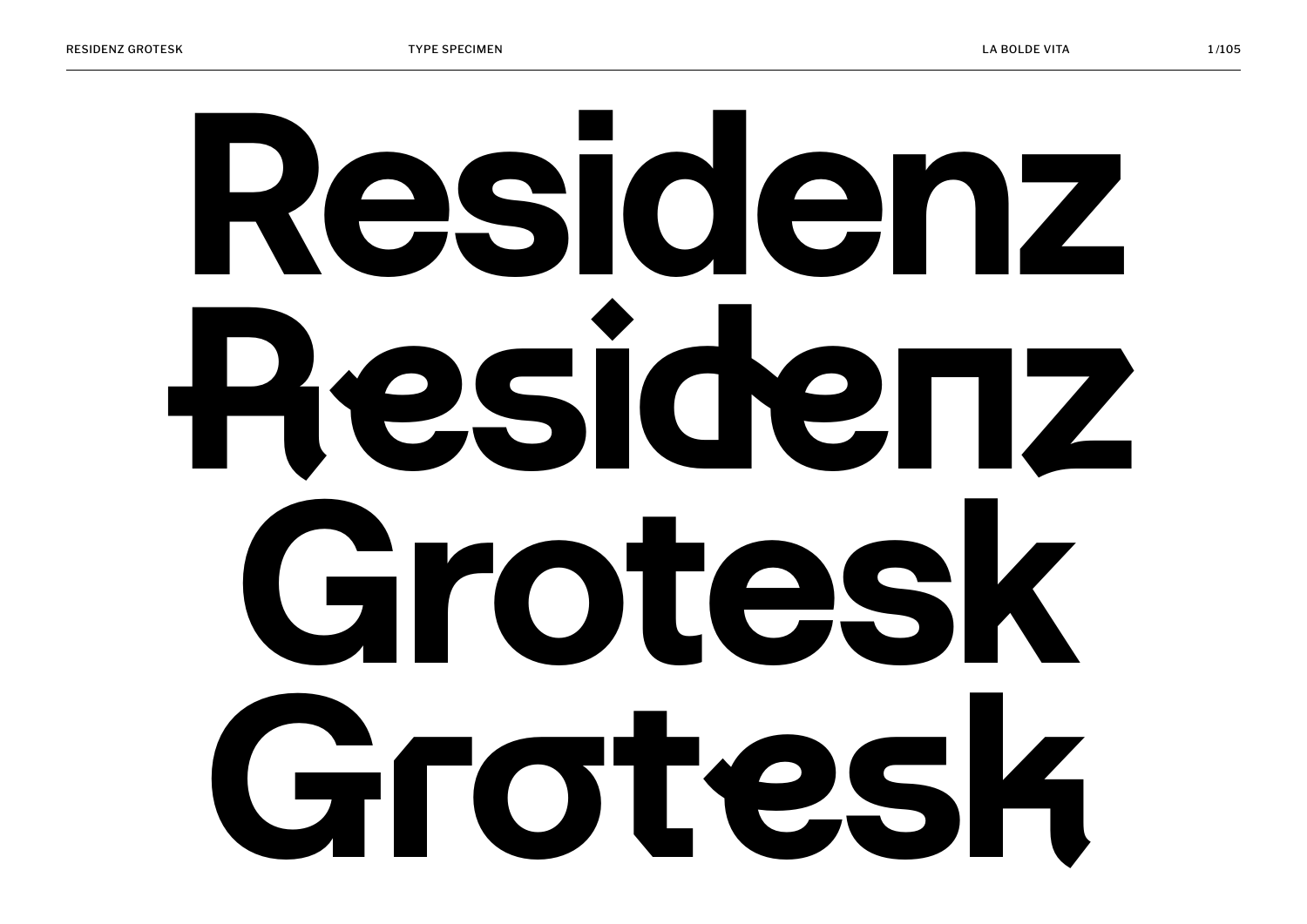# Residenz Residenz Grotesk Grotesk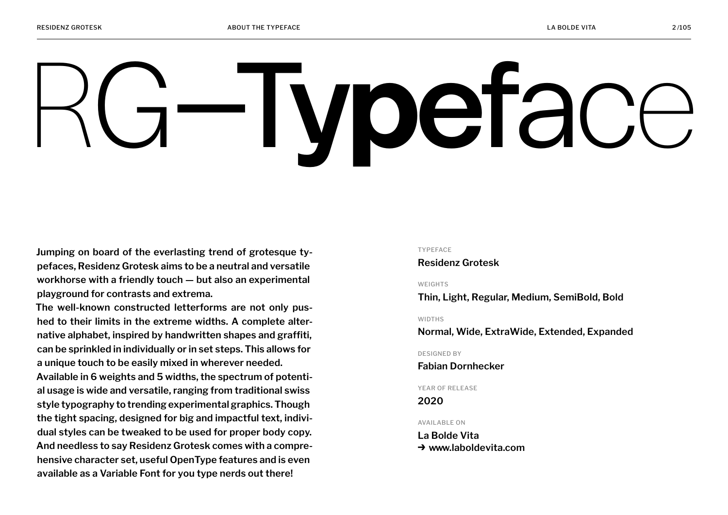# RG—**Typef**ace

Jumping on board of the everlasting trend of grotesque typefaces, Residenz Grotesk aims to be a neutral and versatile workhorse with a friendly touch — but also an experimental playground for contrasts and extrema.

The well-known constructed letterforms are not only pushed to their limits in the extreme widths. A complete alternative alphabet, inspired by handwritten shapes and graffiti, can be sprinkled in individually or in set steps. This allows for a unique touch to be easily mixed in wherever needed.

Available in 6 weights and 5 widths, the spectrum of potential usage is wide and versatile, ranging from traditional swiss style typography to trending experimental graphics. Though the tight spacing, designed for big and impactful text, individual styles can be tweaked to be used for proper body copy.

And needless to say Residenz Grotesk comes with a comprehensive character set, useful OpenType features and is even available as a Variable Font for you type nerds out there!

TYPEFACE
**Residenz Grotesk**

WEIGHTS
**Thin, Light, Regular, Medium, SemiBold, Bold**

WIDTHS
**Normal, Wide, ExtraWide, Extended, Expanded**

DESIGNED BY
**Fabian Dornhecker**

YEAR OF RELEASE
**2020**

AVAILABLE ON
**La Bolde Vita**
**➔ www.laboldevita.com**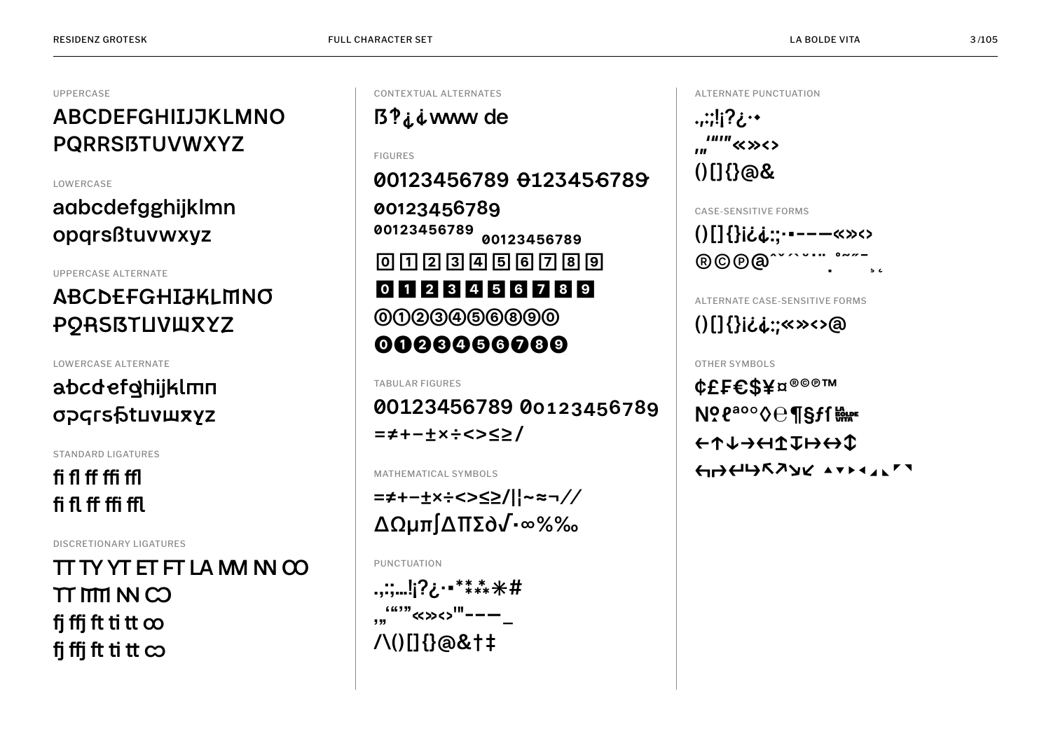## UPPERCASE

ABCDEFGHIJJKLMNO
PQRRSẞTUVWXYZ

## LOWERCASE

aɑbcdefgghijklmn
opqrsßtuvwxyz

## UPPERCASE ALTERNATE

ABCDEFGHIJKLMNO
PQRSẞTUVWXYZ

## LOWERCASE ALTERNATE

abcdefghijklmn
opqrsßtuvwxyz

## STANDARD LIGATURES

fi fl ff ffi ffl
fi fl ff ffi ffl

## DISCRETIONARY LIGATURES

TT TY YT ET FT LA MM NN OO
TT MM NN OO
fj ffj ft ti tt ∞
fj ffj ft ti tt ∞

## CONTEXTUAL ALTERNATES

ẞ? ¿¿www de

## FIGURES

00123456789 0123456789
00123456789
00123456789 00123456789
0 1 2 3 4 5 6 7 8 9
0 1 2 3 4 5 6 7 8 9
⓪①②③④⑤⑥⑧⑨⓪
⓿❶❷❸❹❺❻❼❽❾

## TABULAR FIGURES

00123456789 00123456789
=≠+−±×÷<>≤≥/

## MATHEMATICAL SYMBOLS

=≠+−±×÷<>≤≥/|¦~≈¬//
ΔΩμπ∫∆∏∑∂√·∞%‰

## PUNCTUATION

.,:;…!¡?¿·•*⁑⁂✳#
‚„‘“’”«»‹›'"‐–—_
/\()[]{}@&†‡

## ALTERNATE PUNCTUATION

.,:;!¡?¿·•
‚„‘“’”«»‹›
()[]{}@&

## CASE-SENSITIVE FORMS

()[]{}¡¿¿:;·•‐–—«»‹›
®©℗@ˆ˘ˇ`´˘˙¨ ˚˜˝¯ ¸˛

## ALTERNATE CASE-SENSITIVE FORMS

()[]{}¡¿¿:;«»‹›@

## OTHER SYMBOLS

¢£₣€$¥¤®©℗™
№ℓªº°◊℮¶§ƒ ⨍ LA BOLDE VITA
←↑↓→↤↥↧↦↔↕
⇜⇝↩↪↖↗↘↙ ▲▼▶◀◢◣◤◥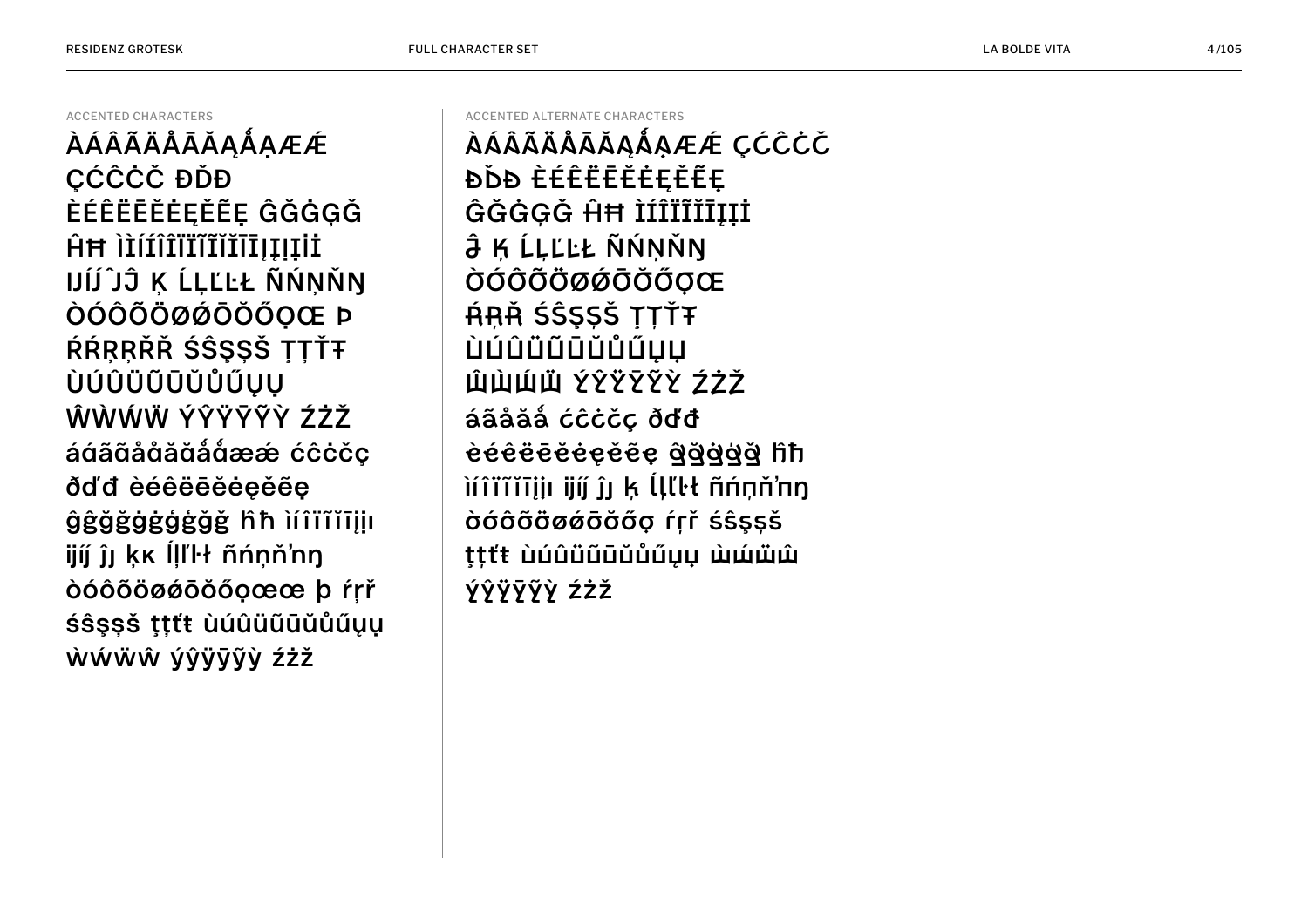ACCENTED CHARACTERS

ÀÁÂÃÄÅĀĂĄǺẠÆǼ
ÇĆĈĊČ ĐĎĐ
ÈÉÊËĒĔĖĘĚẼẸ ĜĞĠĢǦ
ĤĦ ÌÍÎÏĨĪĬĮỊİ
ĲÍĴ ĴĴ Ķ ĹĻĽĿŁ ÑŃŅŇŊ
ÒÓÔÕÖØǾŌŎŐỌŒ Þ
ŔŘŖŘ ŚŜŞȘŠ ŢȚŤŦ
ÙÚÛÜŨŪŬŮŰŲỤ
ŴẀẂẄ ÝŶŸȲỸỲ ŹŻŽ
áàâãäåāăąǻạæǽ ćĉċčç
ðďđ èéêëēĕėęěẽẹ
ĝğġģǧ ħĥ ìíîïĩīįịı
ĳíĵ ĵȷ ķĸ ĺļľŀł ñńņňŉŋ
òóôõöøǿōŏőọœ þ ŕŗř
śŝşșš ţțťŧ ùúûüũūŭůűųụ
ẁẃẅŵ ýŷÿȳỹỳ źżž

ACCENTED ALTERNATE CHARACTERS

ÀÁÂÃÄÅĀĂĄǺẠÆǼ ÇĆĈĊČ
ĐĎĐ ÈÉÊËĒĔĖĘĚẼẸ
ĜĞĠĢǦ ĤĦ ÌÍÎÏĨĪĬĮỊİ
Ĵ Ķ ĹĻĽĿŁ ÑŃŅŇŊ
ÒÓÔÕÖØǾŌŎŐỌŒ
ŔŖŘ ŚŜŞȘŠ ŢȚŤŦ
ÙÚÛÜŨŪŬŮŰŲỤ
ŴẀẂẄ ÝŶŸȲỸỲ ŹŻŽ
áãåăǻ ćĉċčç ðďđ
èéêëēĕėęěẽẹ ĝğġģǧ ĥħ
ìíîïĩīįịı ĳíĵ ĵȷ ķ ĺļľŀł ñńņňŉŋ
òóôõöøǿōŏőọ ŕŗř śŝşșš
ţțťŧ ùúûüũūŭůűųụ ẁẃẅŵ
ýŷÿȳỹỳ źżž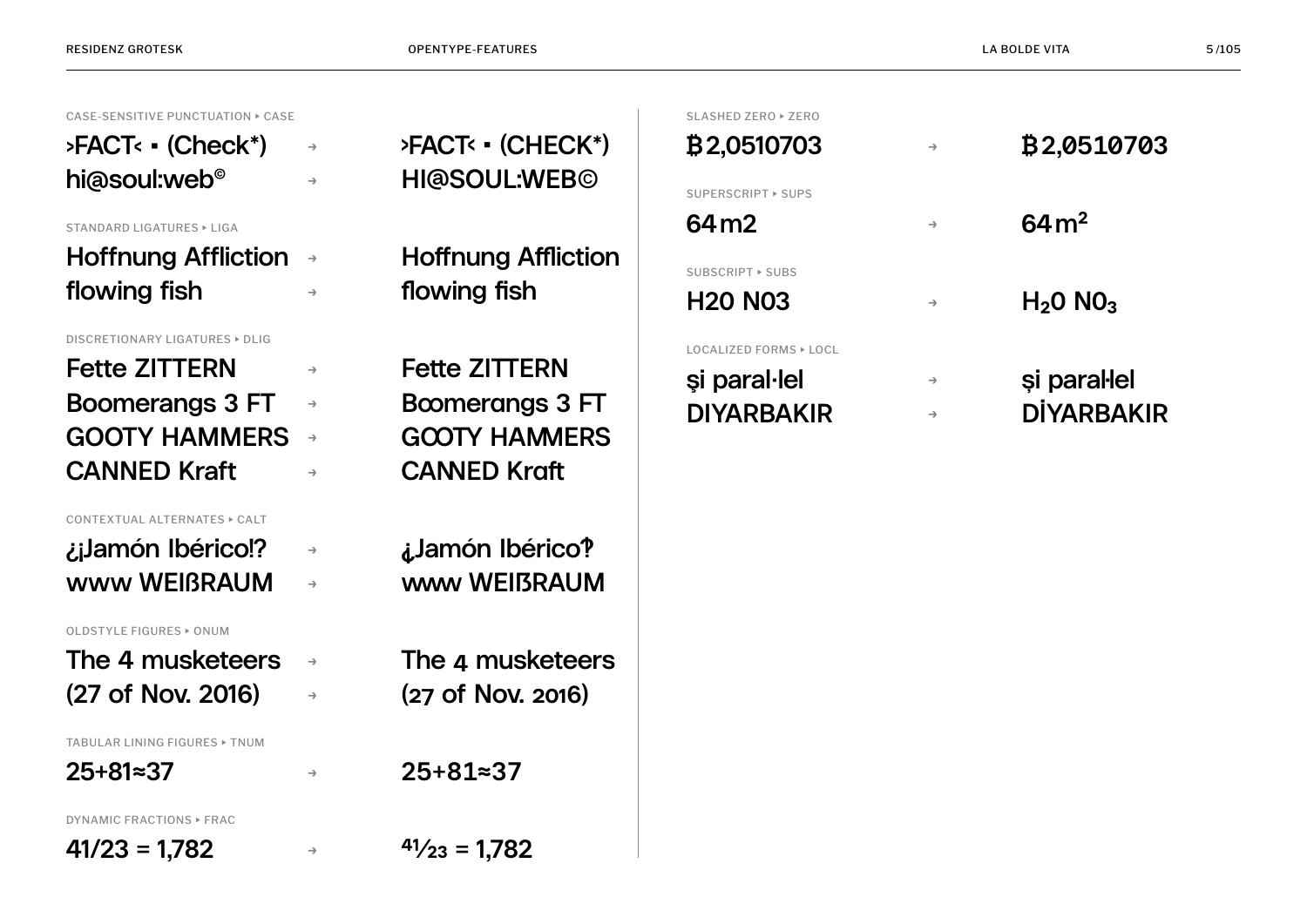CASE-SENSITIVE PUNCTUATION ‣ CASE

>FACT< ▪ (Check*) → >FACT< ▪ (CHECK*)

hi@soul:web© → HI@SOUL:WEB©

STANDARD LIGATURES ‣ LIGA

Hoffnung Affliction → Hoffnung Affliction

flowing fish → flowing fish

DISCRETIONARY LIGATURES ‣ DLIG

Fette ZITTERN → Fette ZITTERN

Boomerangs 3 FT → Boomerangs 3 FT

GOOTY HAMMERS → GOOTY HAMMERS

CANNED Kraft → CANNED Kraft

CONTEXTUAL ALTERNATES ‣ CALT

¿¡Jamón Ibérico!? → ¿Jamón Ibérico‽

www WEIßRAUM → www WEIßRAUM

OLDSTYLE FIGURES ‣ ONUM

The 4 musketeers → The 4 musketeers

(27 of Nov. 2016) → (27 of Nov. 2016)

TABULAR LINING FIGURES ‣ TNUM

25+81≈37 → 25+81≈37

DYNAMIC FRACTIONS ‣ FRAC

41/23 = 1,782 → $^{41}/_{23}$ = 1,782

SLASHED ZERO ‣ ZERO

฿2,0510703 → ฿2,0510703

SUPERSCRIPT ‣ SUPS

64 m2 → 64 $m^2$

SUBSCRIPT ‣ SUBS

H20 N03 → $H_20$ $N0_3$

LOCALIZED FORMS ‣ LOCL

şi paral·lel → și paral·lel

DIYARBAKIR → DİYARBAKIR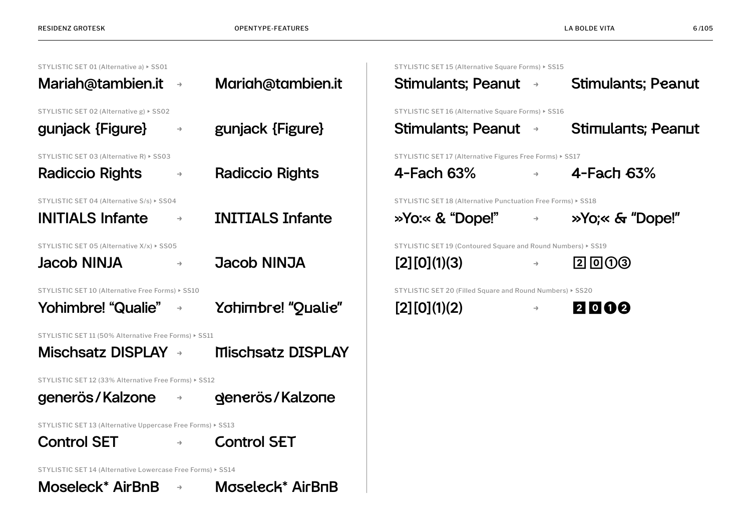STYLISTIC SET 01 (Alternative a) ‣ SS01

Mariah@tambien.it → Mariah@tambien.it

STYLISTIC SET 02 (Alternative g) ‣ SS02

gunjack {Figure} → gunjack {Figure}

STYLISTIC SET 03 (Alternative R) ‣ SS03

Radiccio Rights → Radiccio Rights

STYLISTIC SET 04 (Alternative S/s) ‣ SS04

INITIALS Infante → INITIALS Infante

STYLISTIC SET 05 (Alternative X/x) ‣ SS05

Jacob NINJA → Jacob NINJA

STYLISTIC SET 10 (Alternative Free Forms) ‣ SS10

Yohimbre! “Qualie” → Yohimbre! “Qualie”

STYLISTIC SET 11 (50% Alternative Free Forms) ‣ SS11

Mischsatz DISPLAY → Mischsatz DISPLAY

STYLISTIC SET 12 (33% Alternative Free Forms) ‣ SS12

generös / Kalzone → generös / Kalzone

STYLISTIC SET 13 (Alternative Uppercase Free Forms) ‣ SS13

Control SET → Control SET

STYLISTIC SET 14 (Alternative Lowercase Free Forms) ‣ SS14

Moseleck* AirBnB → Moseleck* AirBnB

STYLISTIC SET 15 (Alternative Square Forms) ‣ SS15

Stimulants; Peanut → Stimulants; Peanut

STYLISTIC SET 16 (Alternative Square Forms) ‣ SS16

Stimulants; Peanut → Stimulants; Peanut

STYLISTIC SET 17 (Alternative Figures Free Forms) ‣ SS17

4-Fach 63% → 4-Fach 63%

STYLISTIC SET 18 (Alternative Punctuation Free Forms) ‣ SS18

»Yo:« & “Dope!” → »Yo;« & “Dope!”

STYLISTIC SET 19 (Contoured Square and Round Numbers) ‣ SS19

[2][0](1)(3) → 2 0 ① ③

STYLISTIC SET 20 (Filled Square and Round Numbers) ‣ SS20

[2][0](1)(2) → 2 0 ❶ ❷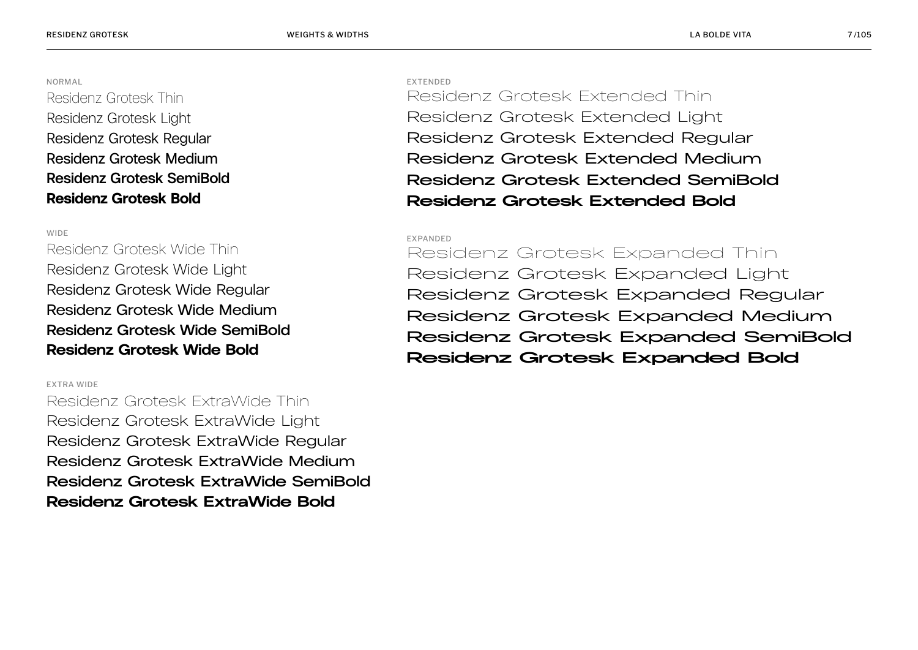NORMAL

Residenz Grotesk Thin
Residenz Grotesk Light
Residenz Grotesk Regular
Residenz Grotesk Medium
Residenz Grotesk SemiBold
**Residenz Grotesk Bold**

WIDE

Residenz Grotesk Wide Thin
Residenz Grotesk Wide Light
Residenz Grotesk Wide Regular
Residenz Grotesk Wide Medium
Residenz Grotesk Wide SemiBold
**Residenz Grotesk Wide Bold**

EXTRA WIDE

Residenz Grotesk ExtraWide Thin
Residenz Grotesk ExtraWide Light
Residenz Grotesk ExtraWide Regular
Residenz Grotesk ExtraWide Medium
Residenz Grotesk ExtraWide SemiBold
**Residenz Grotesk ExtraWide Bold**

EXTENDED

Residenz Grotesk Extended Thin
Residenz Grotesk Extended Light
Residenz Grotesk Extended Regular
Residenz Grotesk Extended Medium
Residenz Grotesk Extended SemiBold
**Residenz Grotesk Extended Bold**

EXPANDED

Residenz Grotesk Expanded Thin
Residenz Grotesk Expanded Light
Residenz Grotesk Expanded Regular
Residenz Grotesk Expanded Medium
Residenz Grotesk Expanded SemiBold
**Residenz Grotesk Expanded Bold**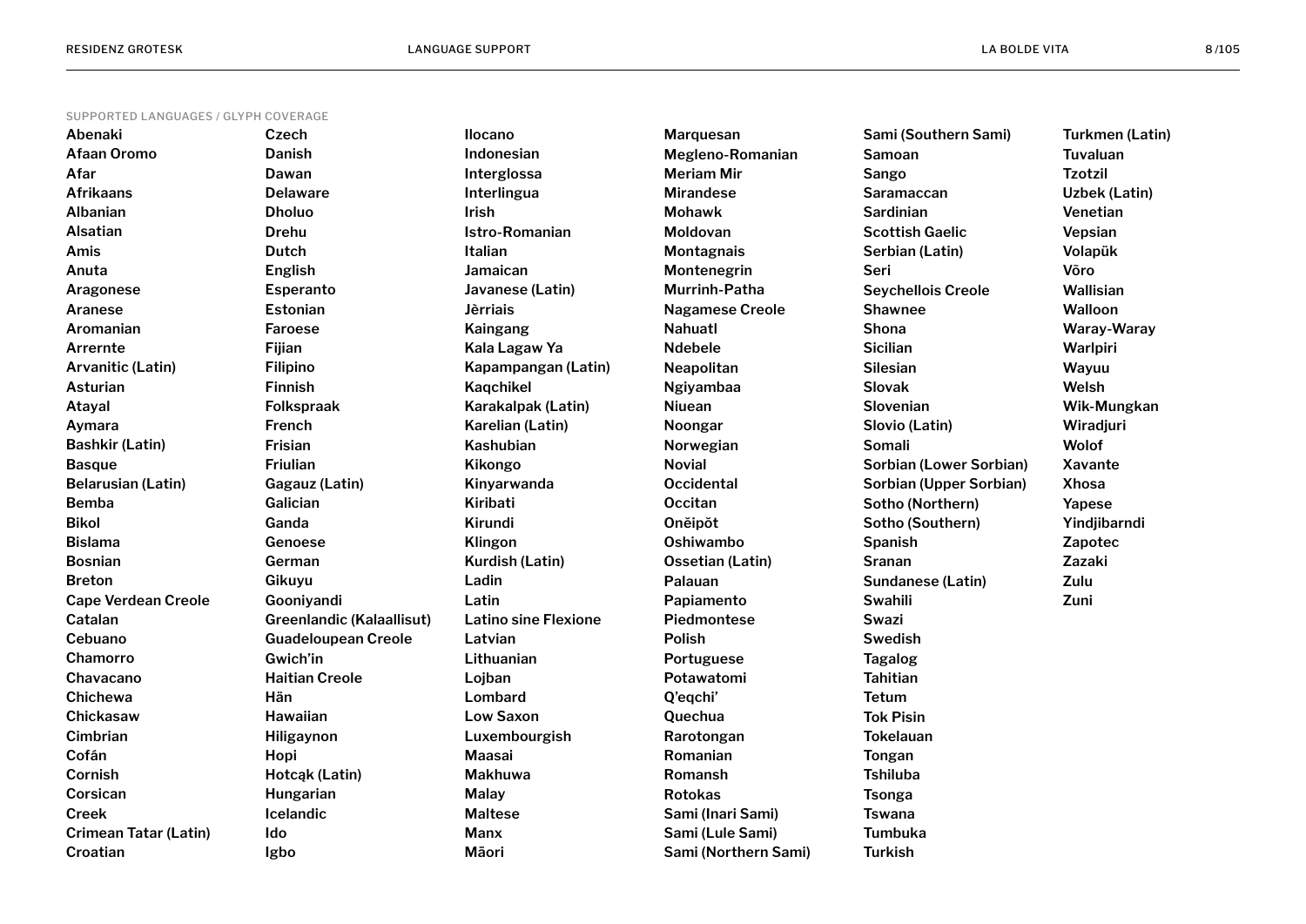SUPPORTED LANGUAGES / GLYPH COVERAGE

**Abenaki**
**Afaan Oromo**
**Afar**
**Afrikaans**
**Albanian**
**Alsatian**
**Amis**
**Anuta**
**Aragonese**
**Aranese**
**Aromanian**
**Arrernte**
**Arvanitic (Latin)**
**Asturian**
**Atayal**
**Aymara**
**Bashkir (Latin)**
**Basque**
**Belarusian (Latin)**
**Bemba**
**Bikol**
**Bislama**
**Bosnian**
**Breton**
**Cape Verdean Creole**
**Catalan**
**Cebuano**
**Chamorro**
**Chavacano**
**Chichewa**
**Chickasaw**
**Cimbrian**
**Cofán**
**Cornish**
**Corsican**
**Creek**
**Crimean Tatar (Latin)**
**Croatian**
**Czech**
**Danish**
**Dawan**
**Delaware**
**Dholuo**
**Drehu**
**Dutch**
**English**
**Esperanto**
**Estonian**
**Faroese**
**Fijian**
**Filipino**
**Finnish**
**Folkspraak**
**French**
**Frisian**
**Friulian**
**Gagauz (Latin)**
**Galician**
**Ganda**
**Genoese**
**German**
**Gikuyu**
**Gooniyandi**
**Greenlandic (Kalaallisut)**
**Guadeloupean Creole**
**Gwich'in**
**Haitian Creole**
**Hän**
**Hawaiian**
**Hiligaynon**
**Hopi**
**Hotcąk (Latin)**
**Hungarian**
**Icelandic**
**Ido**
**Igbo**
**Ilocano**
**Indonesian**
**Interglossa**
**Interlingua**
**Irish**
**Istro-Romanian**
**Italian**
**Jamaican**
**Javanese (Latin)**
**Jèrriais**
**Kaingang**
**Kala Lagaw Ya**
**Kapampangan (Latin)**
**Kaqchikel**
**Karakalpak (Latin)**
**Karelian (Latin)**
**Kashubian**
**Kikongo**
**Kinyarwanda**
**Kiribati**
**Kirundi**
**Klingon**
**Kurdish (Latin)**
**Ladin**
**Latin**
**Latino sine Flexione**
**Latvian**
**Lithuanian**
**Lojban**
**Lombard**
**Low Saxon**
**Luxembourgish**
**Maasai**
**Makhuwa**
**Malay**
**Maltese**
**Manx**
**Māori**
**Marquesan**
**Megleno-Romanian**
**Meriam Mir**
**Mirandese**
**Mohawk**
**Moldovan**
**Montagnais**
**Montenegrin**
**Murrinh-Patha**
**Nagamese Creole**
**Nahuatl**
**Ndebele**
**Neapolitan**
**Ngiyambaa**
**Niuean**
**Noongar**
**Norwegian**
**Novial**
**Occidental**
**Occitan**
**Oněipŏt**
**Oshiwambo**
**Ossetian (Latin)**
**Palauan**
**Papiamento**
**Piedmontese**
**Polish**
**Portuguese**
**Potawatomi**
**Q'eqchi'**
**Quechua**
**Rarotongan**
**Romanian**
**Romansh**
**Rotokas**
**Sami (Inari Sami)**
**Sami (Lule Sami)**
**Sami (Northern Sami)**
**Sami (Southern Sami)**
**Samoan**
**Sango**
**Saramaccan**
**Sardinian**
**Scottish Gaelic**
**Serbian (Latin)**
**Seri**
**Seychellois Creole**
**Shawnee**
**Shona**
**Sicilian**
**Silesian**
**Slovak**
**Slovenian**
**Slovio (Latin)**
**Somali**
**Sorbian (Lower Sorbian)**
**Sorbian (Upper Sorbian)**
**Sotho (Northern)**
**Sotho (Southern)**
**Spanish**
**Sranan**
**Sundanese (Latin)**
**Swahili**
**Swazi**
**Swedish**
**Tagalog**
**Tahitian**
**Tetum**
**Tok Pisin**
**Tokelauan**
**Tongan**
**Tshiluba**
**Tsonga**
**Tswana**
**Tumbuka**
**Turkish**
**Turkmen (Latin)**
**Tuvaluan**
**Tzotzil**
**Uzbek (Latin)**
**Venetian**
**Vepsian**
**Volapük**
**Võro**
**Wallisian**
**Walloon**
**Waray-Waray**
**Warlpiri**
**Wayuu**
**Welsh**
**Wik-Mungkan**
**Wiradjuri**
**Wolof**
**Xavante**
**Xhosa**
**Yapese**
**Yindjibarndi**
**Zapotec**
**Zazaki**
**Zulu**
**Zuni**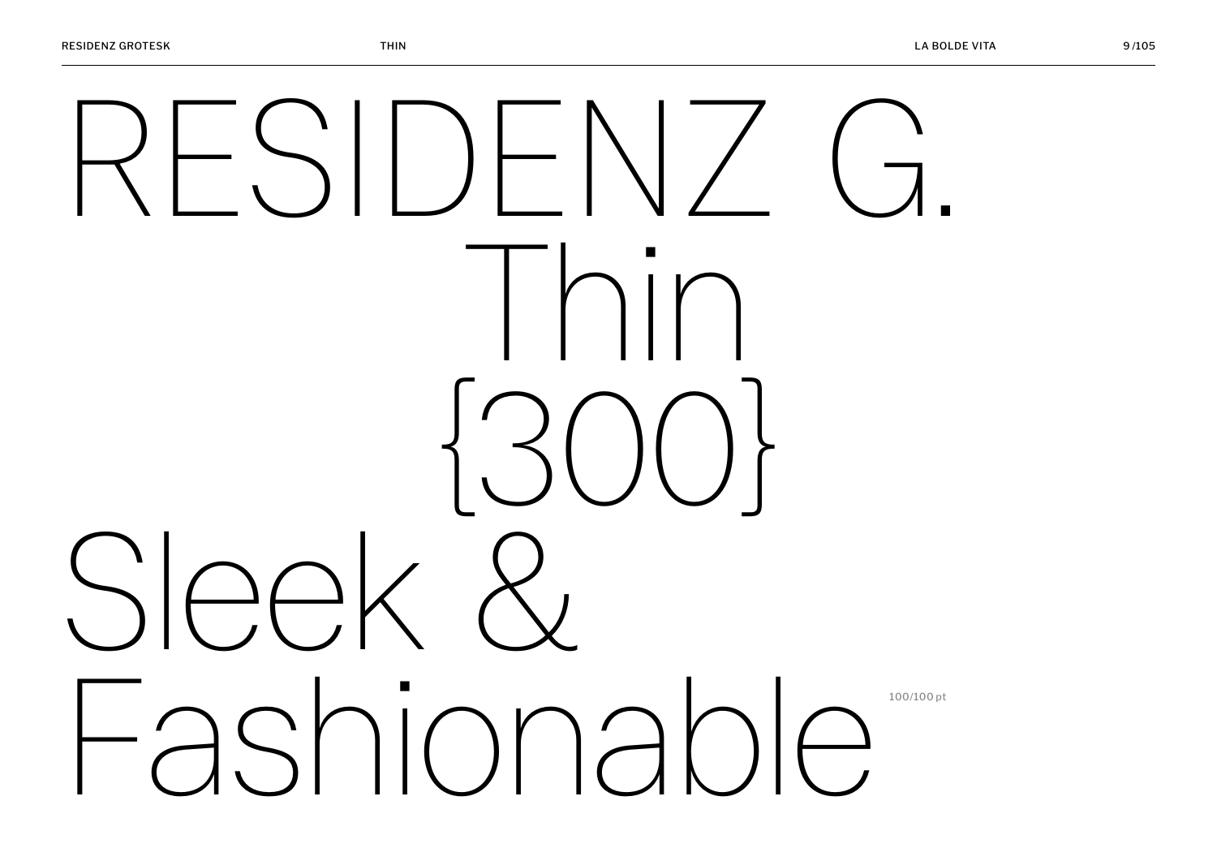# RESIDENZ G.
# Thin
# {300}
# Sleek & Fashionable

100/100 pt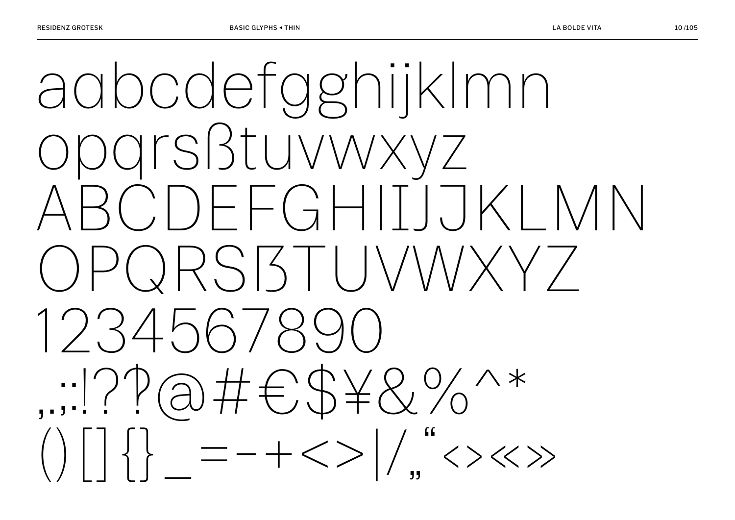aɑbcdefgghijklmn
opqrsßtuvwxyz
ABCDEFGHIIJJKLMN
OPQRSẞTUVWXYZ
1234567890
,.;:!??@#€$¥&%^*
()[]{}_=-+<>|/„“‹›«»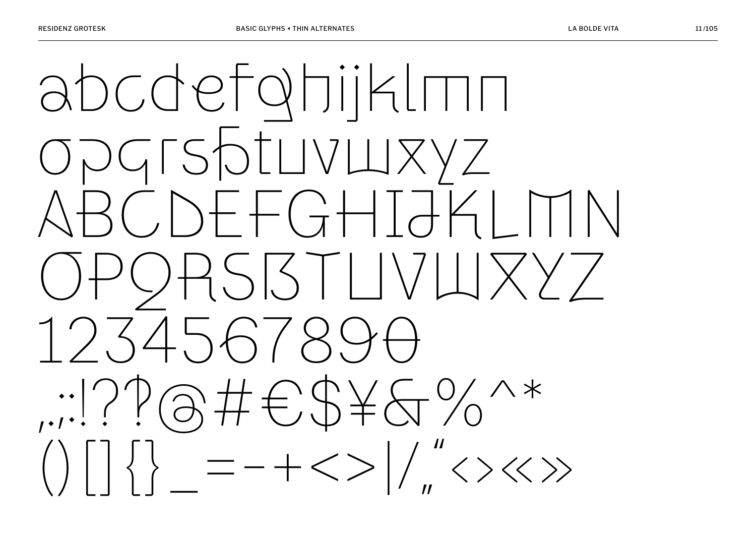abcdefghijklmn
opqrsßtuvwxyz
ABCDEFGHIJKLMN
OPQRSẞTUVWXYZ
1234567890
,.:;!?‽@#€$¥&%^*
()[]{}_=-+<>|/„"‹›«»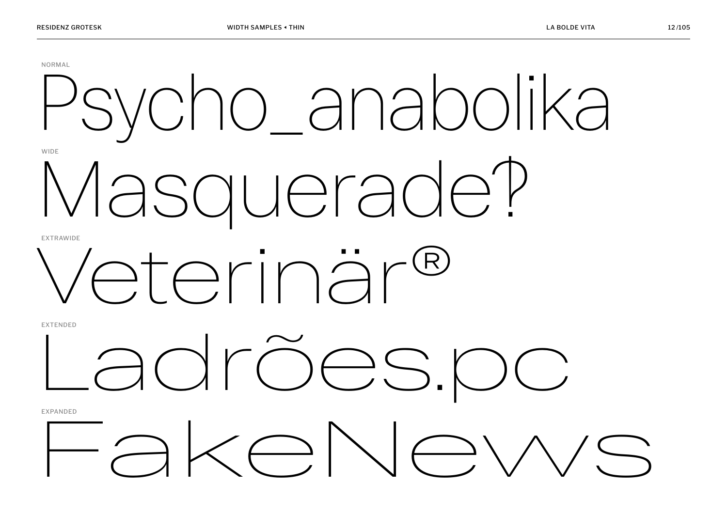NORMAL

Psycho_anabolika

WIDE

Masquerade?

EXTRAWIDE

Veterinär®

EXTENDED

Ladrões.pc

EXPANDED

FakeNews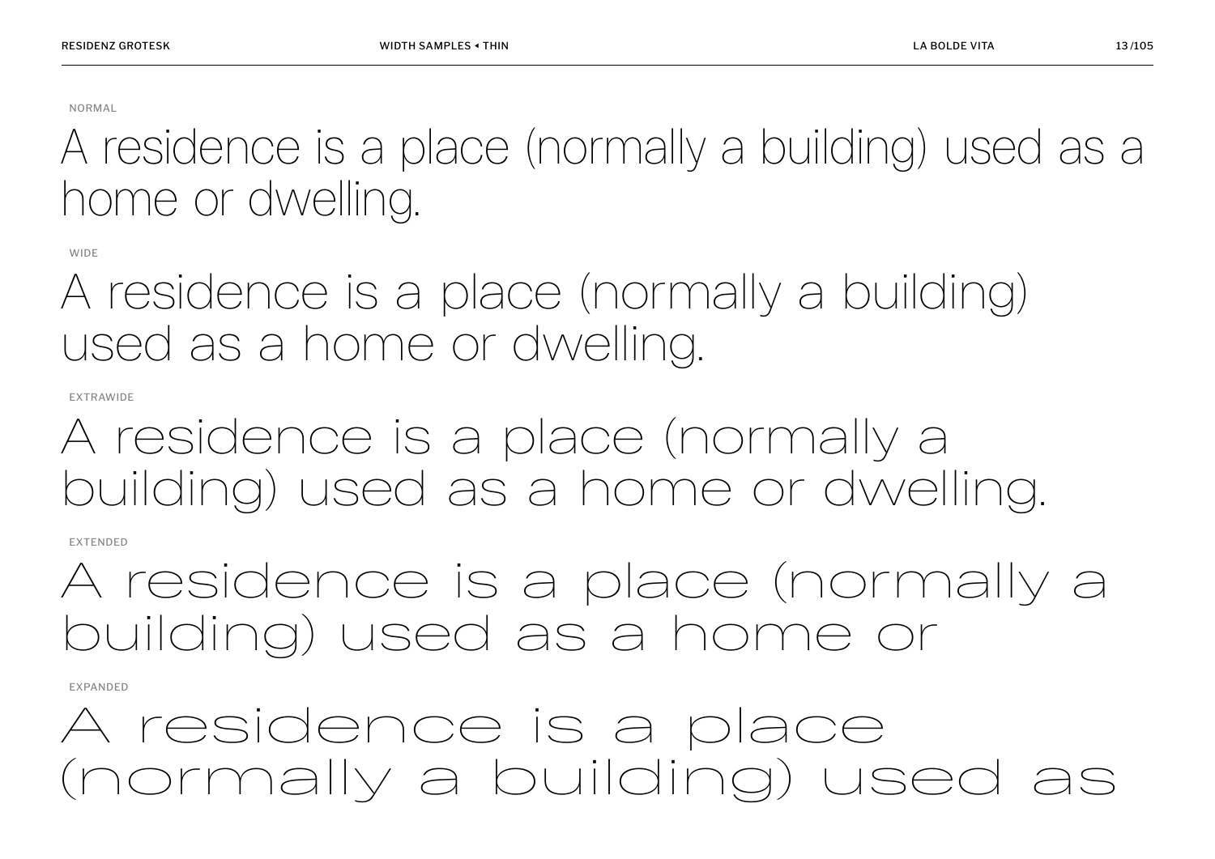NORMAL

A residence is a place (normally a building) used as a home or dwelling.

WIDE

A residence is a place (normally a building) used as a home or dwelling.

EXTRAWIDE

A residence is a place (normally a building) used as a home or dwelling.

EXTENDED

A residence is a place (normally a building) used as a home or

EXPANDED

A residence is a place (normally a building) used as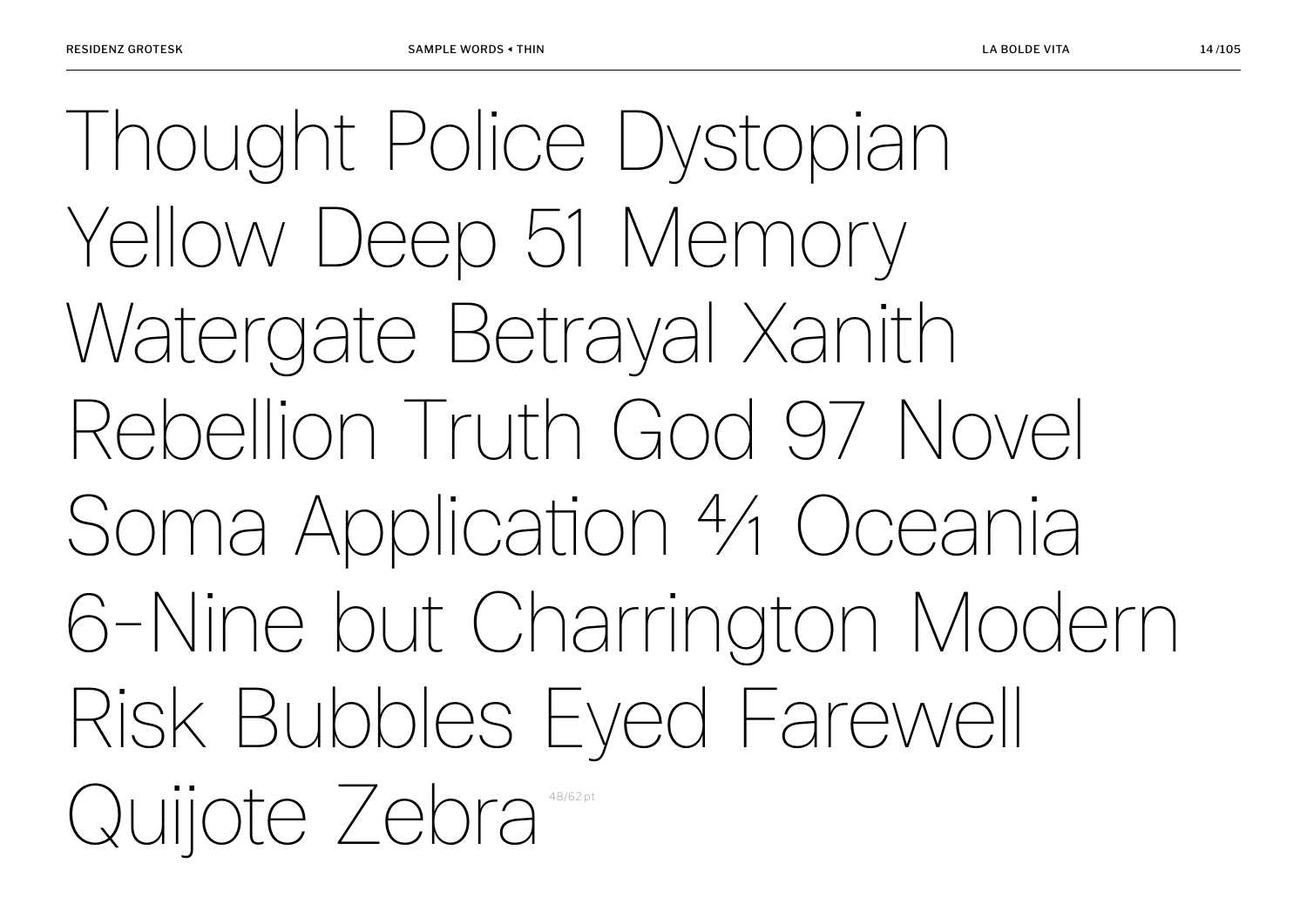Thought Police Dystopian
Yellow Deep 51 Memory
Watergate Betrayal Xanith
Rebellion Truth God 97 Novel
Soma Application 4⁄1 Oceania
6-Nine but Charrington Modern
Risk Bubbles Eyed Farewell
Quijote Zebra 48/62 pt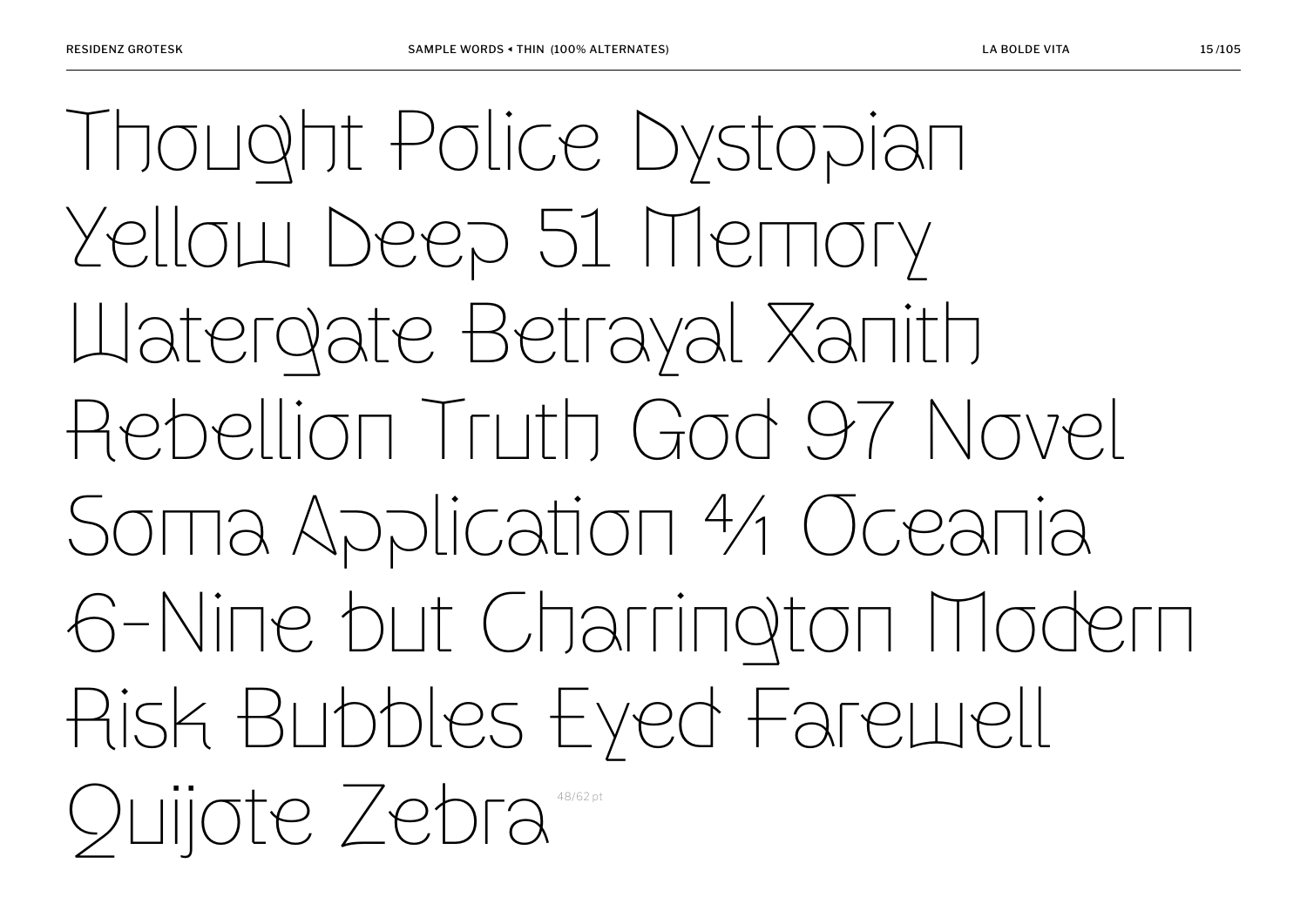Thought Police Dystopian
Yellow Deep 51 Memory
Watergate Betrayal Xanith
Rebellion Truth God 97 Novel
Soma Application 4/1 Oceania
6-Nine but Charrington Modern
Risk Bubbles Eyed Farewell
Quijote Zebra

48/62 pt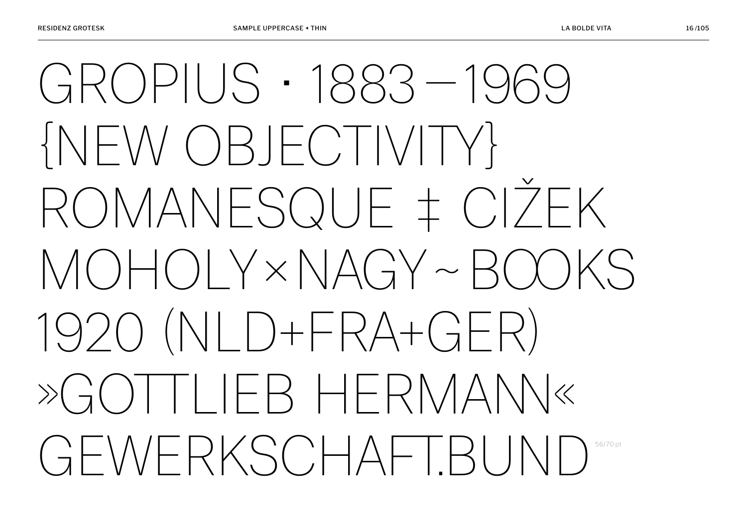GROPIUS · 1883—1969
{NEW OBJECTIVITY}
ROMANESQUE ‡ CIŽEK
MOHOLY×NAGY~BOOKS
1920 (NLD+FRA+GER)
»GOTTLIEB HERMANN«
GEWERKSCHAFT.BUND

56/70 pt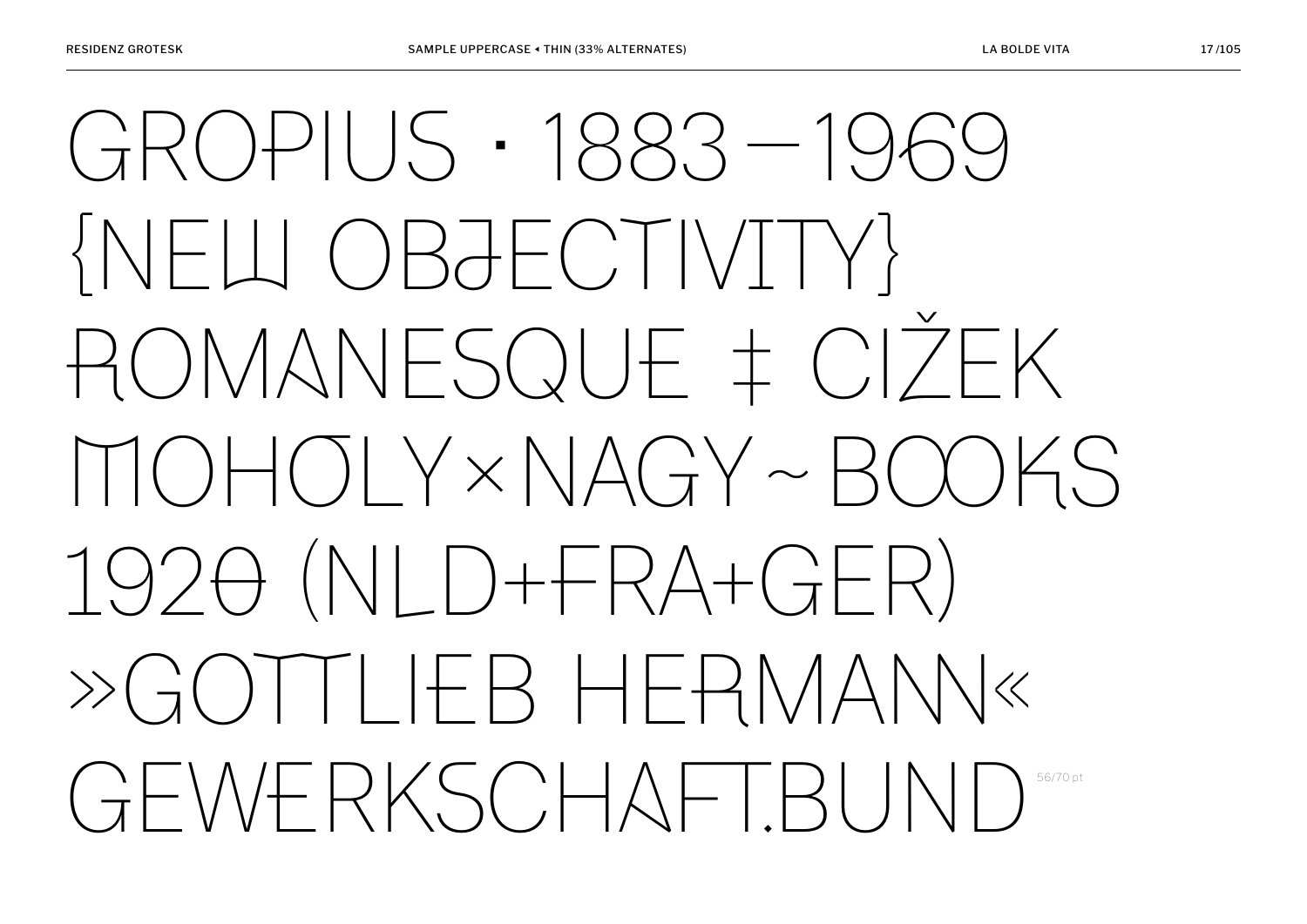GROPIUS · 1883 – 1969
{NEW OBJECTIVITY}
ROMANESQUE ‡ CIŽEK
MOHOLY×NAGY~BOOKS
1920 (NLD+FRA+GER)
»GOTTLIEB HERMANN«
GEWERKSCHAFT.BUND

56/70 pt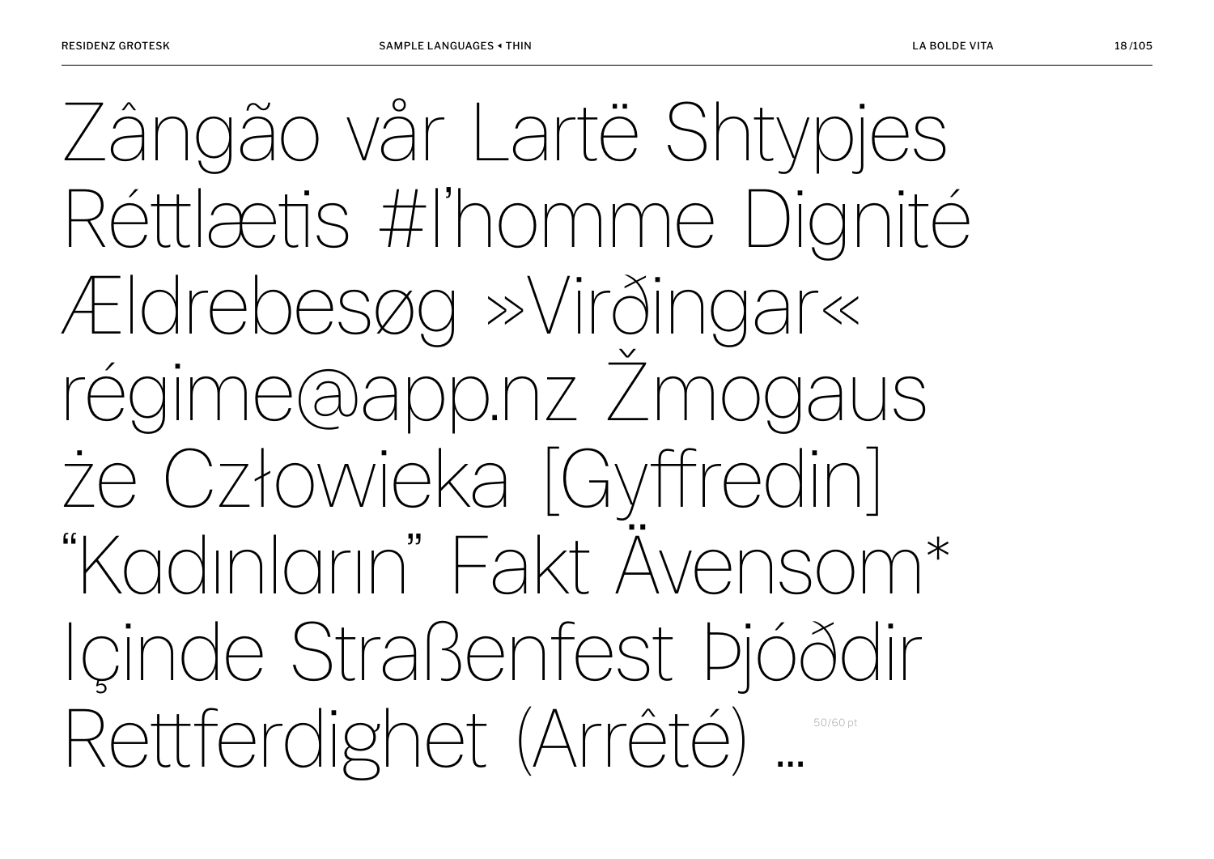Zângão vår Lartë Shtypjes
Réttlætis #l’homme Dignité
Ældrebesøg »Virðingar«
régime@app.nz Žmogaus
że Człowieka [Gyffredin]
“Kadınların” Fakt Ävensom*
Içinde Straßenfest Þjóðdir
Rettferdighet (Arrêté) …

50/60 pt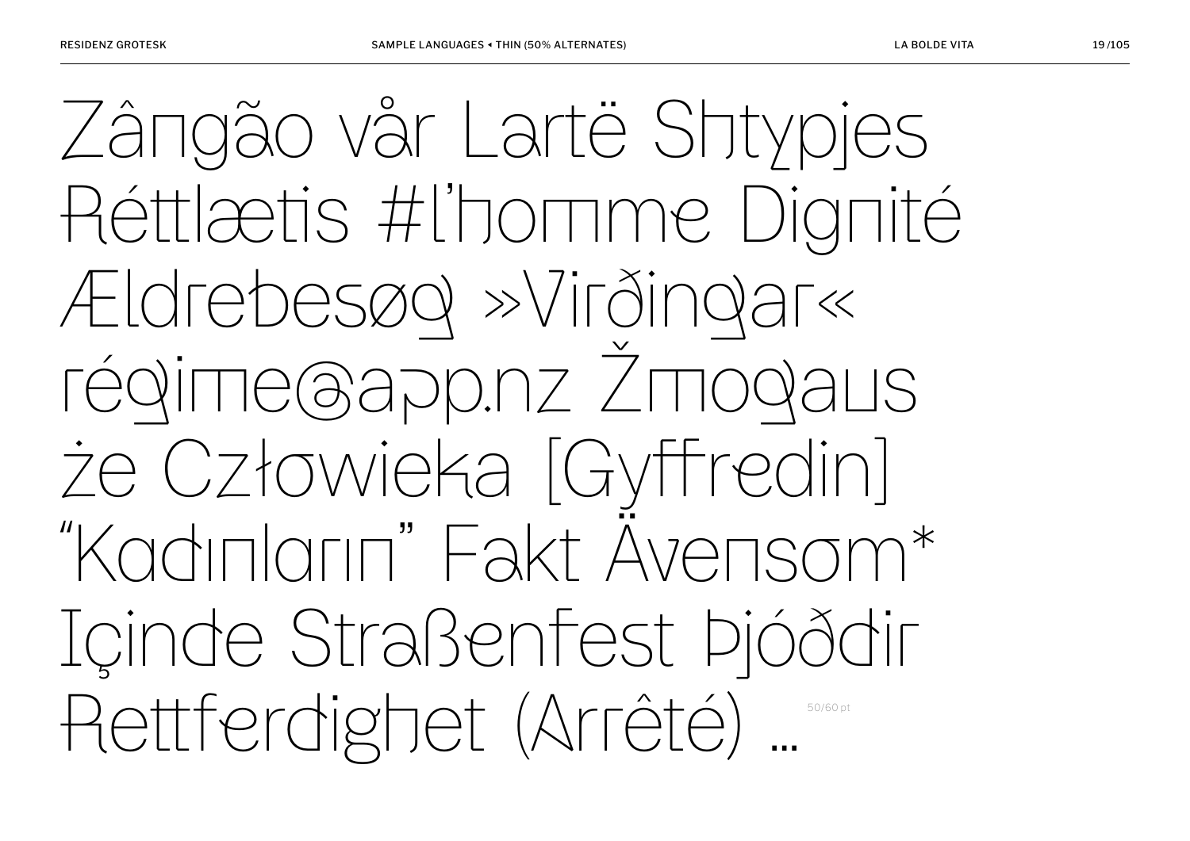Zângão vår Lartë Shtypjes
Réttlætis #l'homme Dignité
Ældrebesøg »Virðingar«
régime@app.nz Žmogaus
że Człowieka [Gyffredin]
"Kadınların" Fakt Ävensom*
Içinde Straßenfest Þjóðdir
Rettferdighet (Arrêté) …

50/60 pt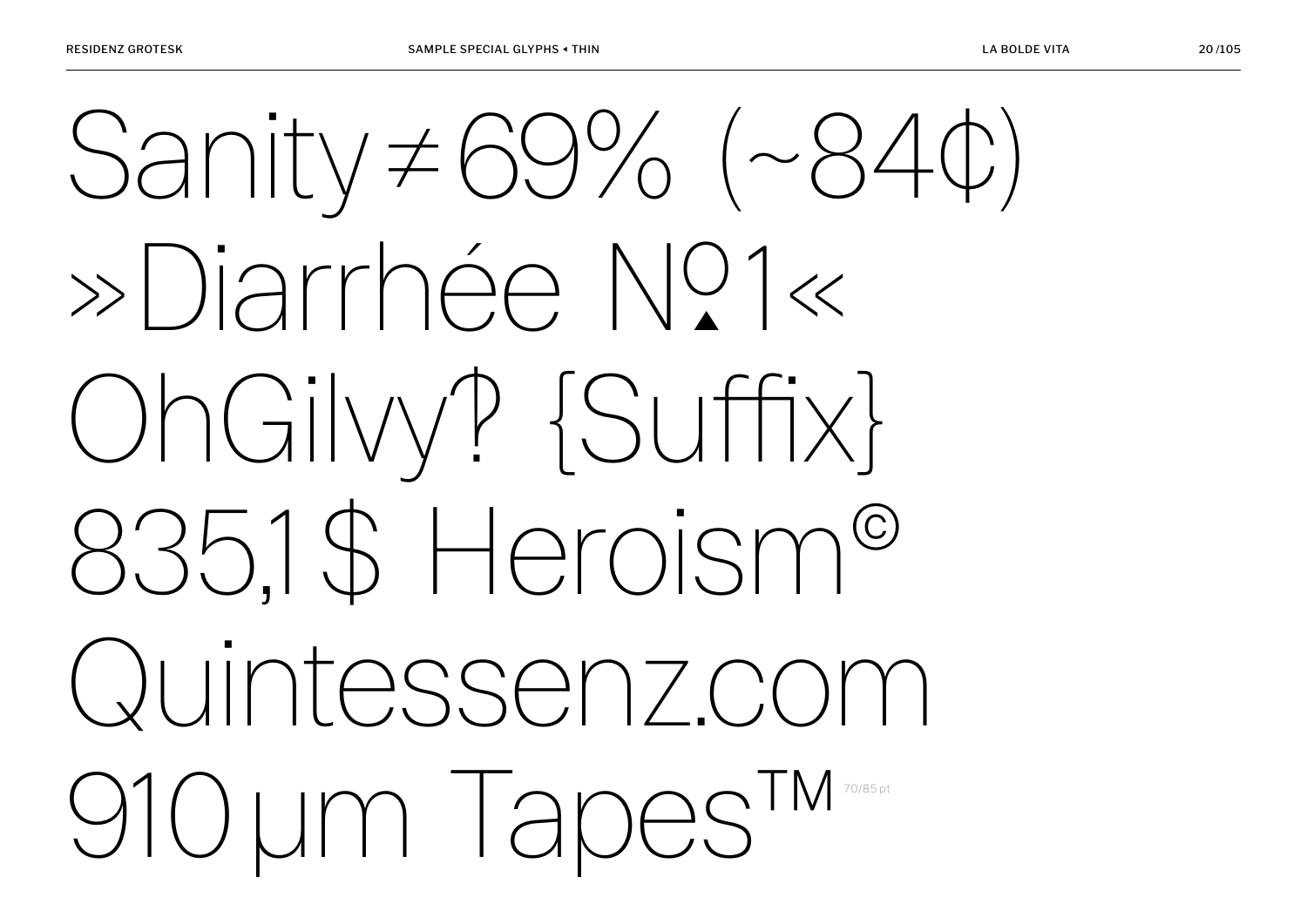Sanity ≠ 69% (~84¢)
»Diarrhée №1«
OhGilvy‽ {Suffix}
835,1 $ Heroism©
Quintessenz.com
910 µm Tapes™ 70/85 pt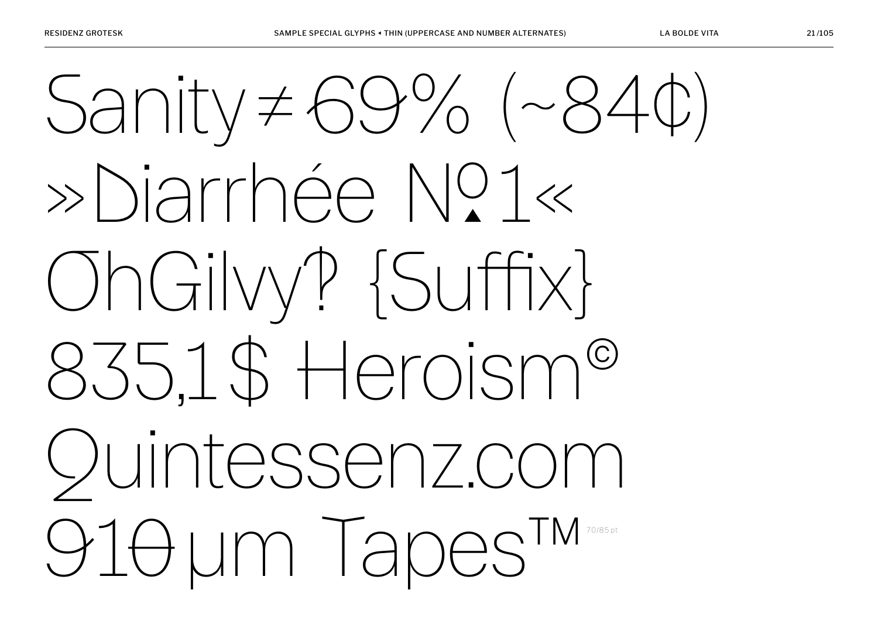Sanity ≠ 69% (~84¢)

»Diarrhée №1«

OhGilvy? {Suffix}

835,1$ Heroism©

Quintessenz.com

910 µm Tapes™ 70/85 pt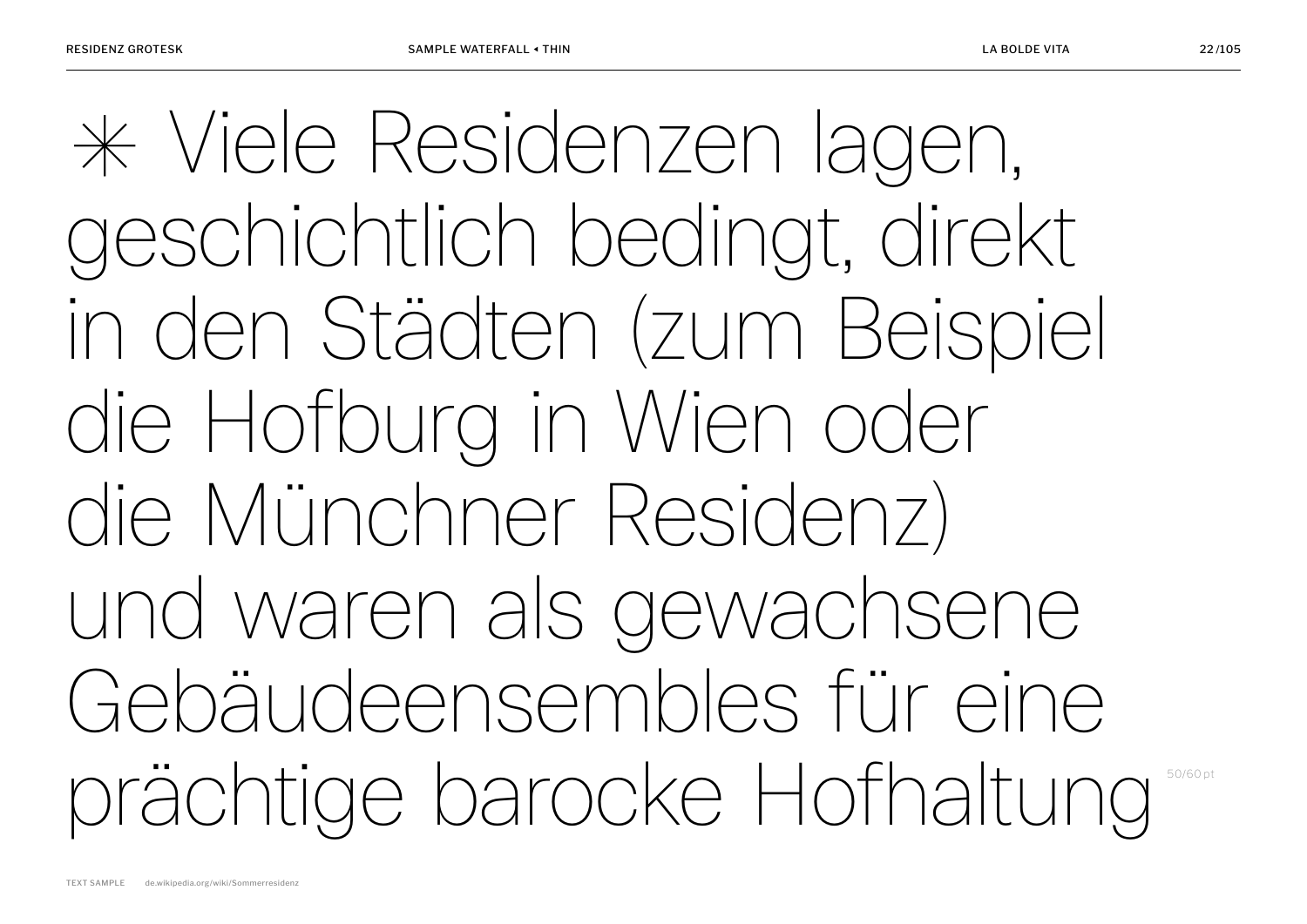✳ Viele Residenzen lagen, geschichtlich bedingt, direkt in den Städten (zum Beispiel die Hofburg in Wien oder die Münchner Residenz) und waren als gewachsene Gebäudeensembles für eine prächtige barocke Hofhaltung

50/60 pt

TEXT SAMPLE de.wikipedia.org/wiki/Sommerresidenz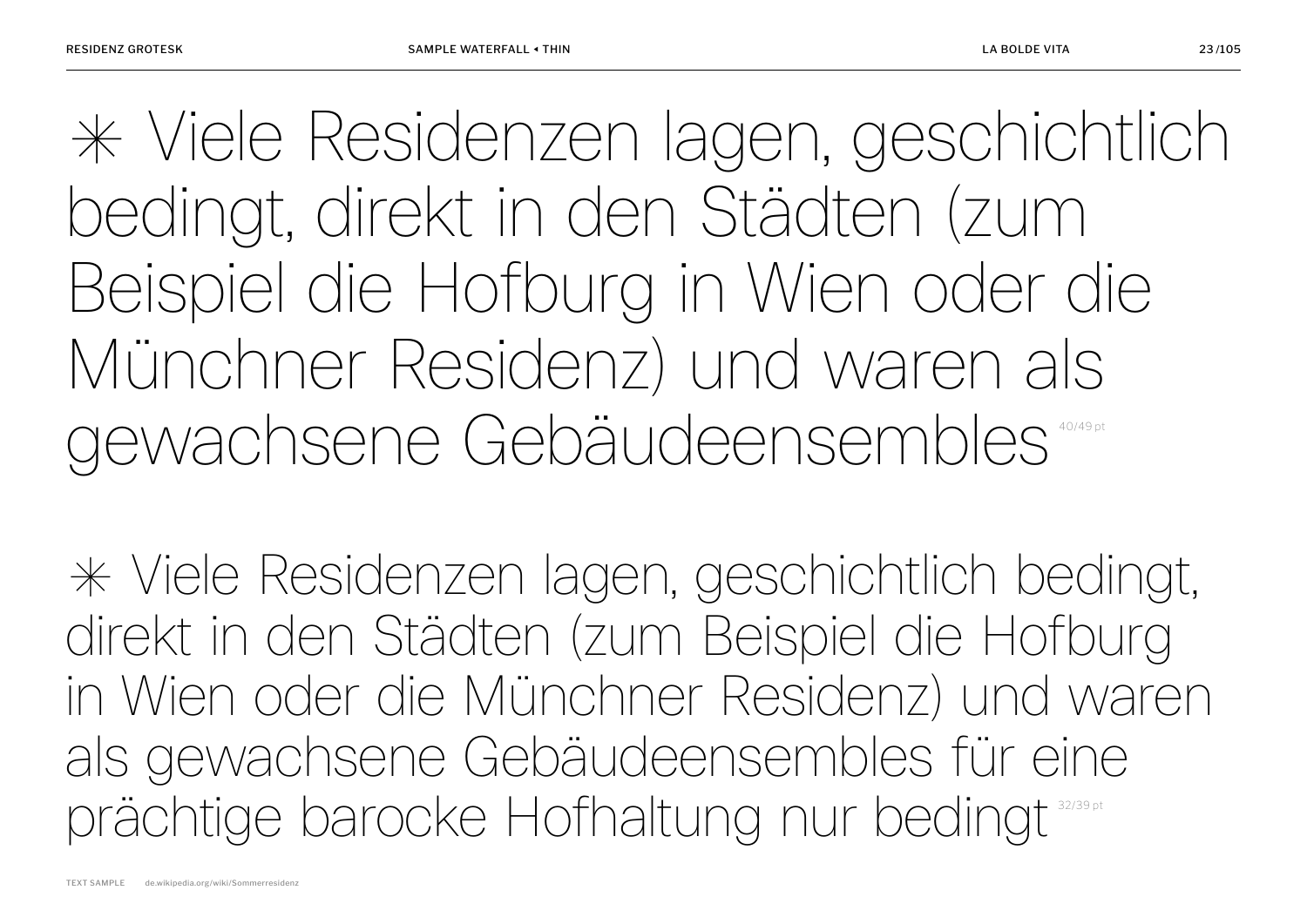✳ Viele Residenzen lagen, geschichtlich bedingt, direkt in den Städten (zum Beispiel die Hofburg in Wien oder die Münchner Residenz) und waren als gewachsene Gebäudeensembles 40/49 pt

✳ Viele Residenzen lagen, geschichtlich bedingt, direkt in den Städten (zum Beispiel die Hofburg in Wien oder die Münchner Residenz) und waren als gewachsene Gebäudeensembles für eine prächtige barocke Hofhaltung nur bedingt 32/39 pt

TEXT SAMPLE de.wikipedia.org/wiki/Sommerresidenz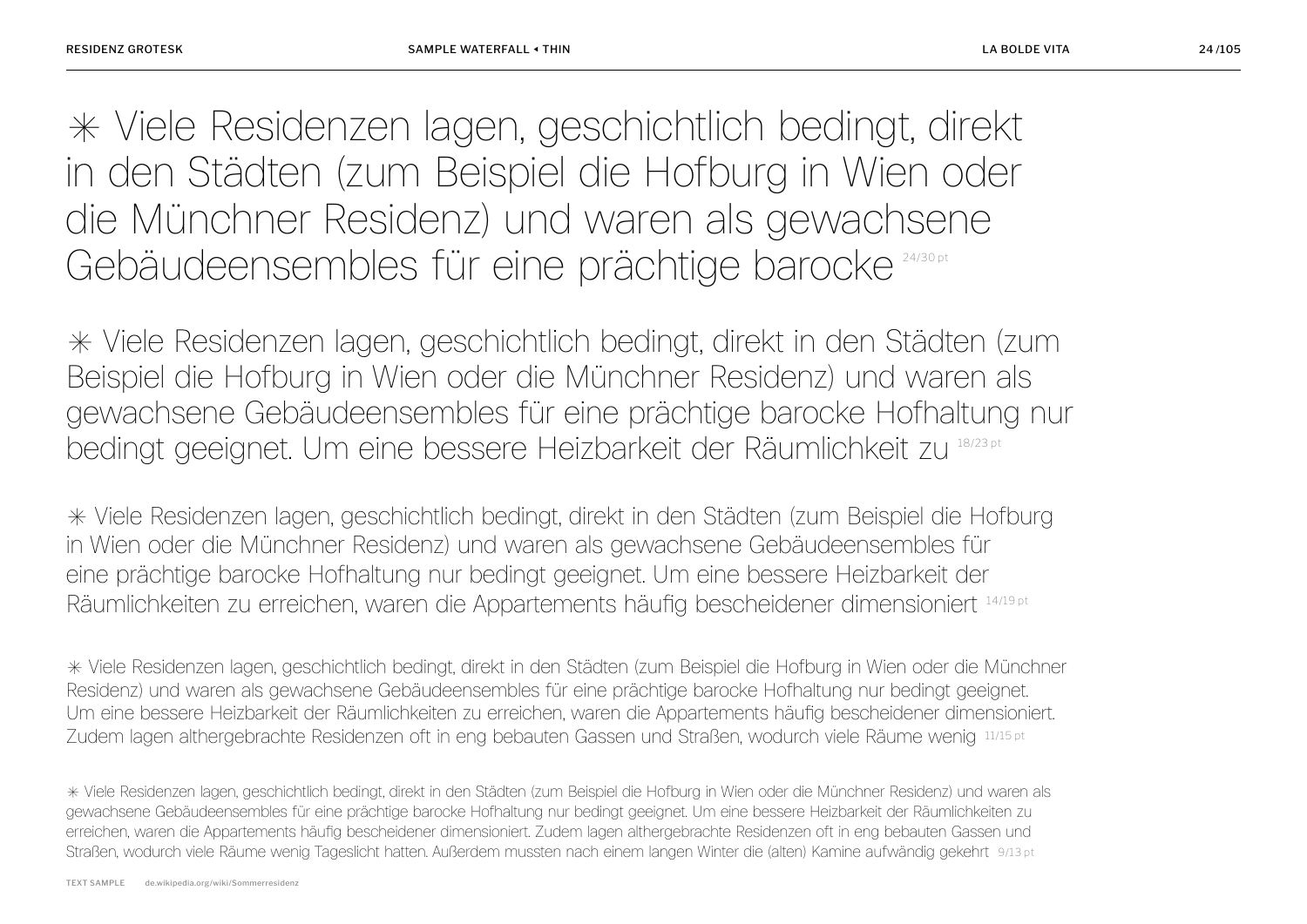✳ Viele Residenzen lagen, geschichtlich bedingt, direkt in den Städten (zum Beispiel die Hofburg in Wien oder die Münchner Residenz) und waren als gewachsene Gebäudeensembles für eine prächtige barocke 24/30 pt

✳ Viele Residenzen lagen, geschichtlich bedingt, direkt in den Städten (zum Beispiel die Hofburg in Wien oder die Münchner Residenz) und waren als gewachsene Gebäudeensembles für eine prächtige barocke Hofhaltung nur bedingt geeignet. Um eine bessere Heizbarkeit der Räumlichkeit zu 18/23 pt

✳ Viele Residenzen lagen, geschichtlich bedingt, direkt in den Städten (zum Beispiel die Hofburg in Wien oder die Münchner Residenz) und waren als gewachsene Gebäudeensembles für eine prächtige barocke Hofhaltung nur bedingt geeignet. Um eine bessere Heizbarkeit der Räumlichkeiten zu erreichen, waren die Appartements häufig bescheidener dimensioniert 14/19 pt

✳ Viele Residenzen lagen, geschichtlich bedingt, direkt in den Städten (zum Beispiel die Hofburg in Wien oder die Münchner Residenz) und waren als gewachsene Gebäudeensembles für eine prächtige barocke Hofhaltung nur bedingt geeignet. Um eine bessere Heizbarkeit der Räumlichkeiten zu erreichen, waren die Appartements häufig bescheidener dimensioniert. Zudem lagen althergebrachte Residenzen oft in eng bebauten Gassen und Straßen, wodurch viele Räume wenig 11/15 pt

✳ Viele Residenzen lagen, geschichtlich bedingt, direkt in den Städten (zum Beispiel die Hofburg in Wien oder die Münchner Residenz) und waren als gewachsene Gebäudeensembles für eine prächtige barocke Hofhaltung nur bedingt geeignet. Um eine bessere Heizbarkeit der Räumlichkeiten zu erreichen, waren die Appartements häufig bescheidener dimensioniert. Zudem lagen althergebrachte Residenzen oft in eng bebauten Gassen und Straßen, wodurch viele Räume wenig Tageslicht hatten. Außerdem mussten nach einem langen Winter die (alten) Kamine aufwändig gekehrt 9/13 pt

TEXT SAMPLE de.wikipedia.org/wiki/Sommerresidenz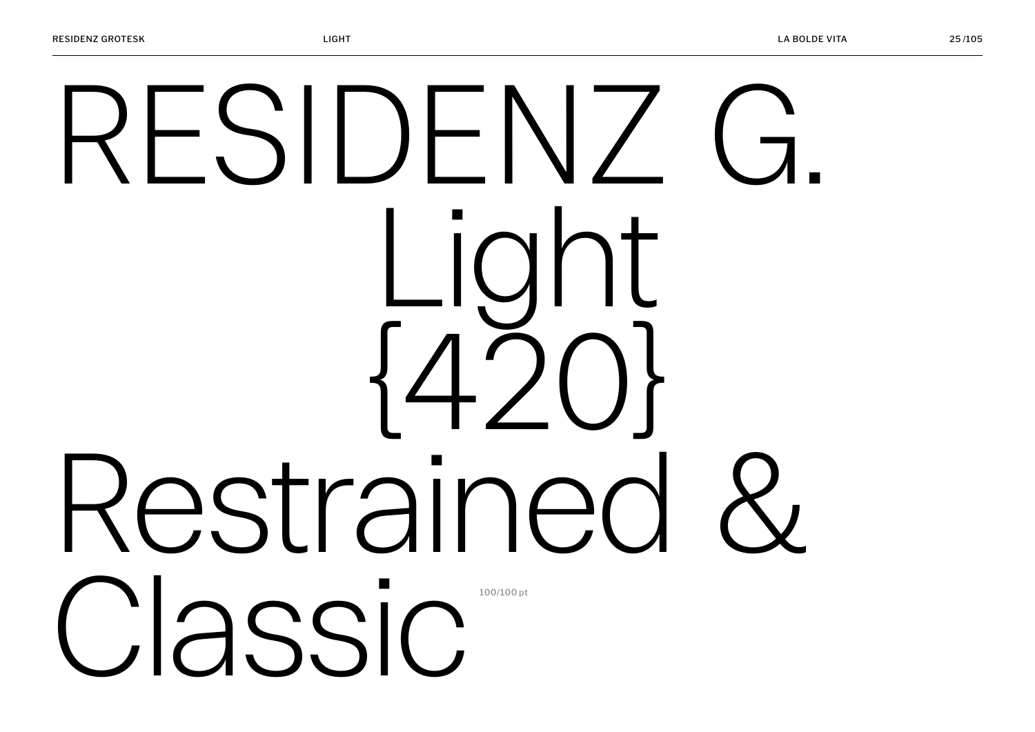RESIDENZ G.
Light
{420}
Restrained &
Classic

100/100 pt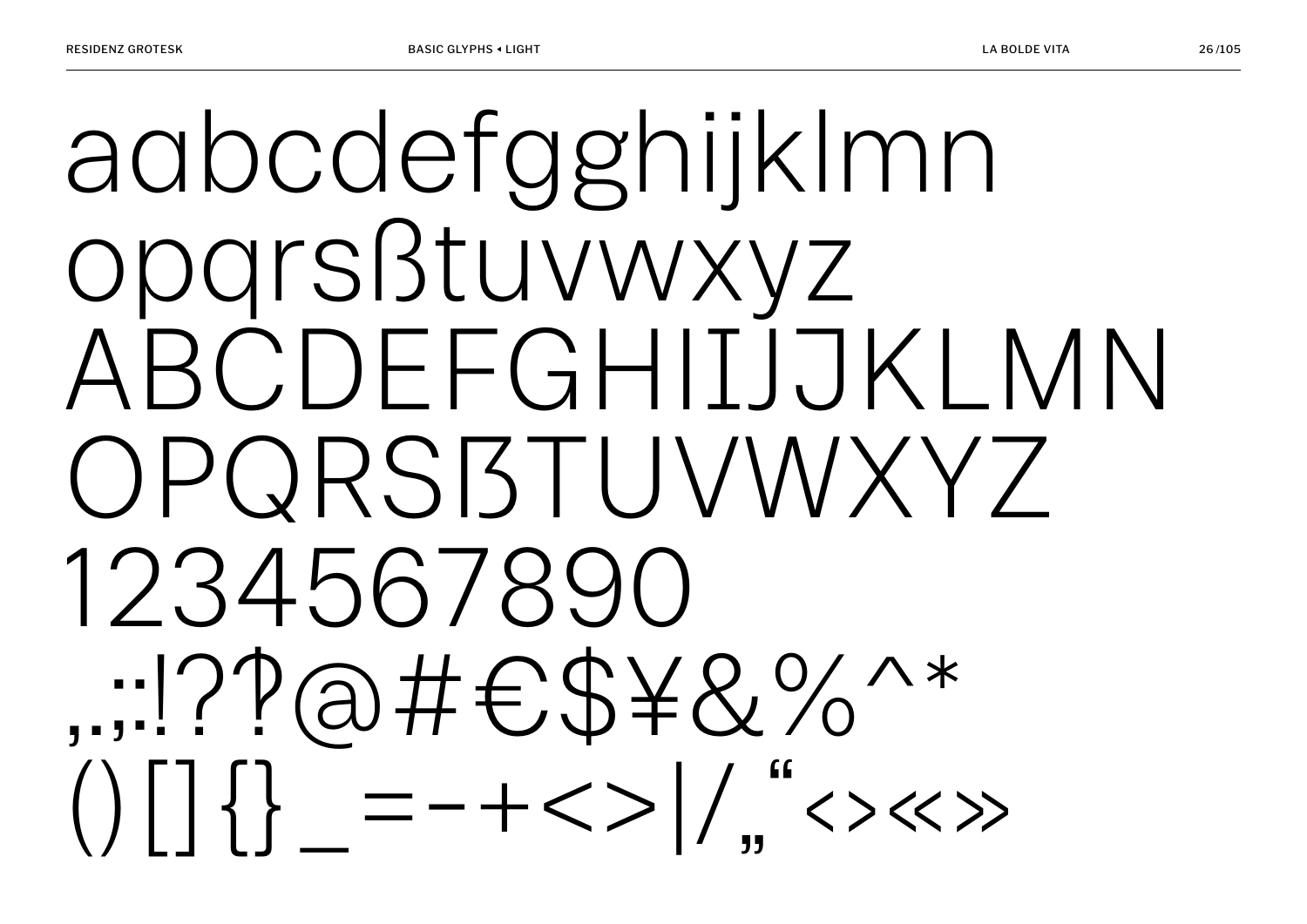aɑbcdefgghijklmn
opqrsßtuvwxyz
ABCDEFGHIIJKLMN
OPQRSẞTUVWXYZ
1234567890
,.;:!?‽@#€$¥&%^*
()[]{}_=-+<>|/„“‹›«»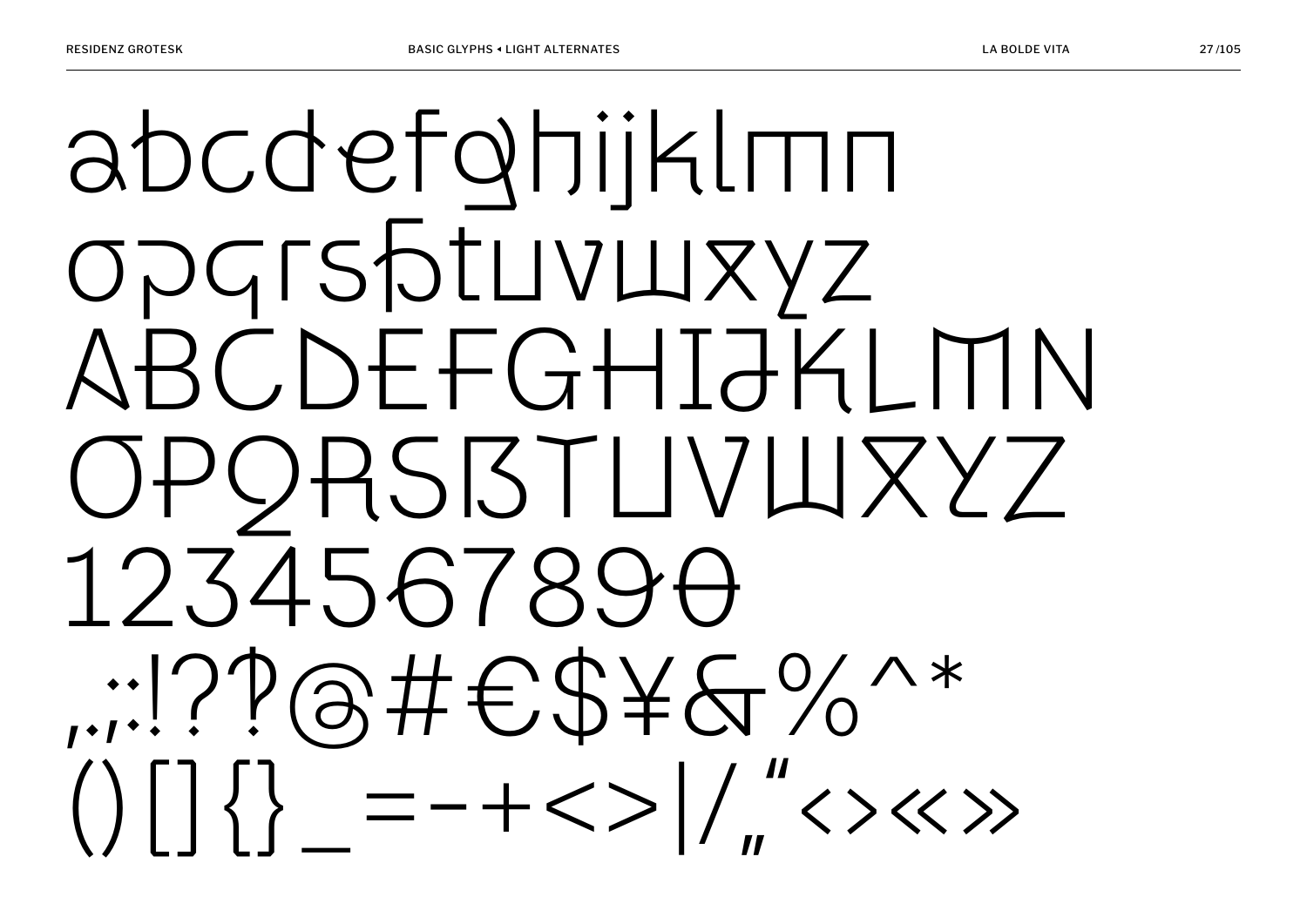abcdefghijklmn
opqrsßtuvwxyz
ABCDEFGHIJKLMN
OPQRSẞTUVWXYZ
1234567890
,.:;!?‽@#€$¥&%^*
()[]{}_=-+<>|/„"‹›«»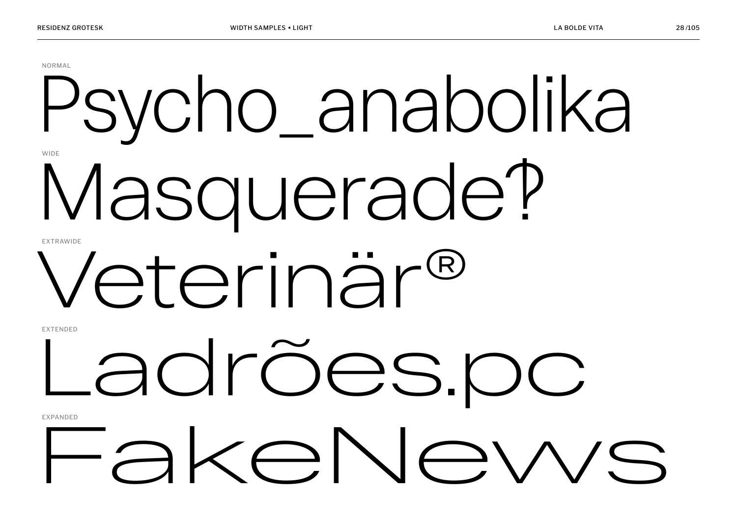NORMAL

Psycho_anabolika

WIDE

Masquerade‽

EXTRAWIDE

Veterinär®

EXTENDED

Ladrões.pc

EXPANDED

FakeNews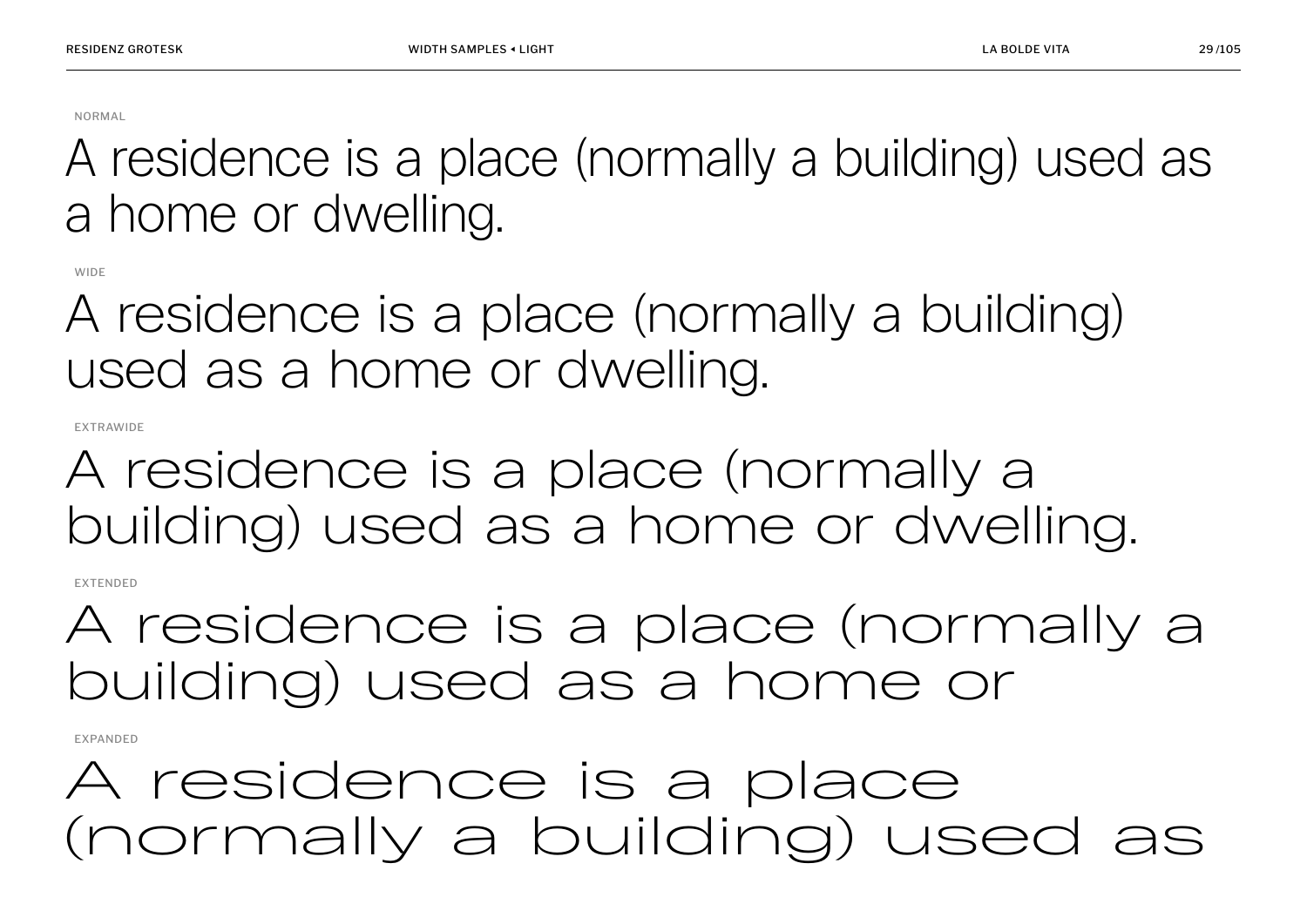NORMAL

A residence is a place (normally a building) used as a home or dwelling.

WIDE

A residence is a place (normally a building) used as a home or dwelling.

EXTRAWIDE

A residence is a place (normally a building) used as a home or dwelling.

EXTENDED

A residence is a place (normally a building) used as a home or

EXPANDED

A residence is a place (normally a building) used as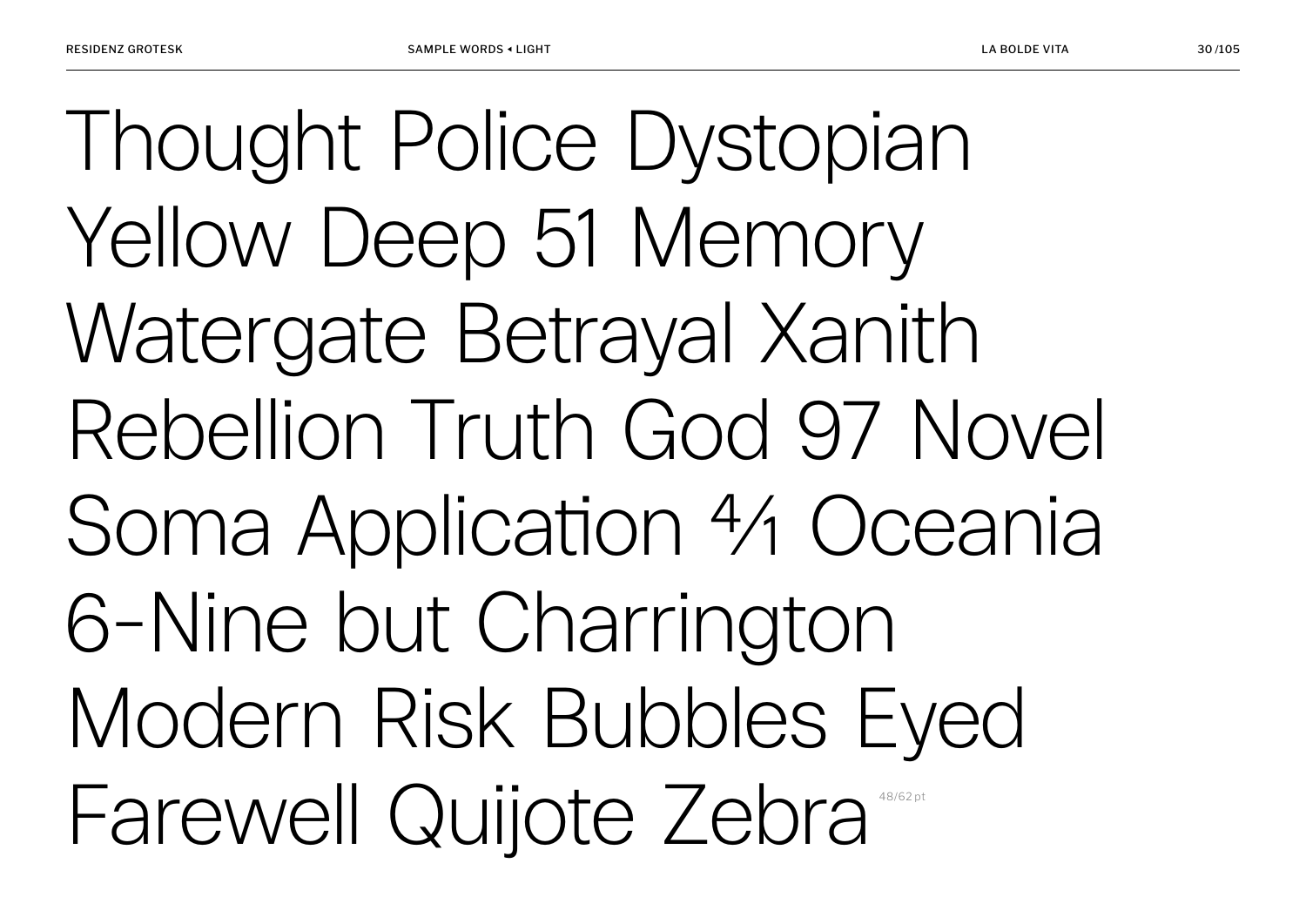Thought Police Dystopian
Yellow Deep 51 Memory
Watergate Betrayal Xanith
Rebellion Truth God 97 Novel
Soma Application 4/1 Oceania
6-Nine but Charrington
Modern Risk Bubbles Eyed
Farewell Quijote Zebra 48/62 pt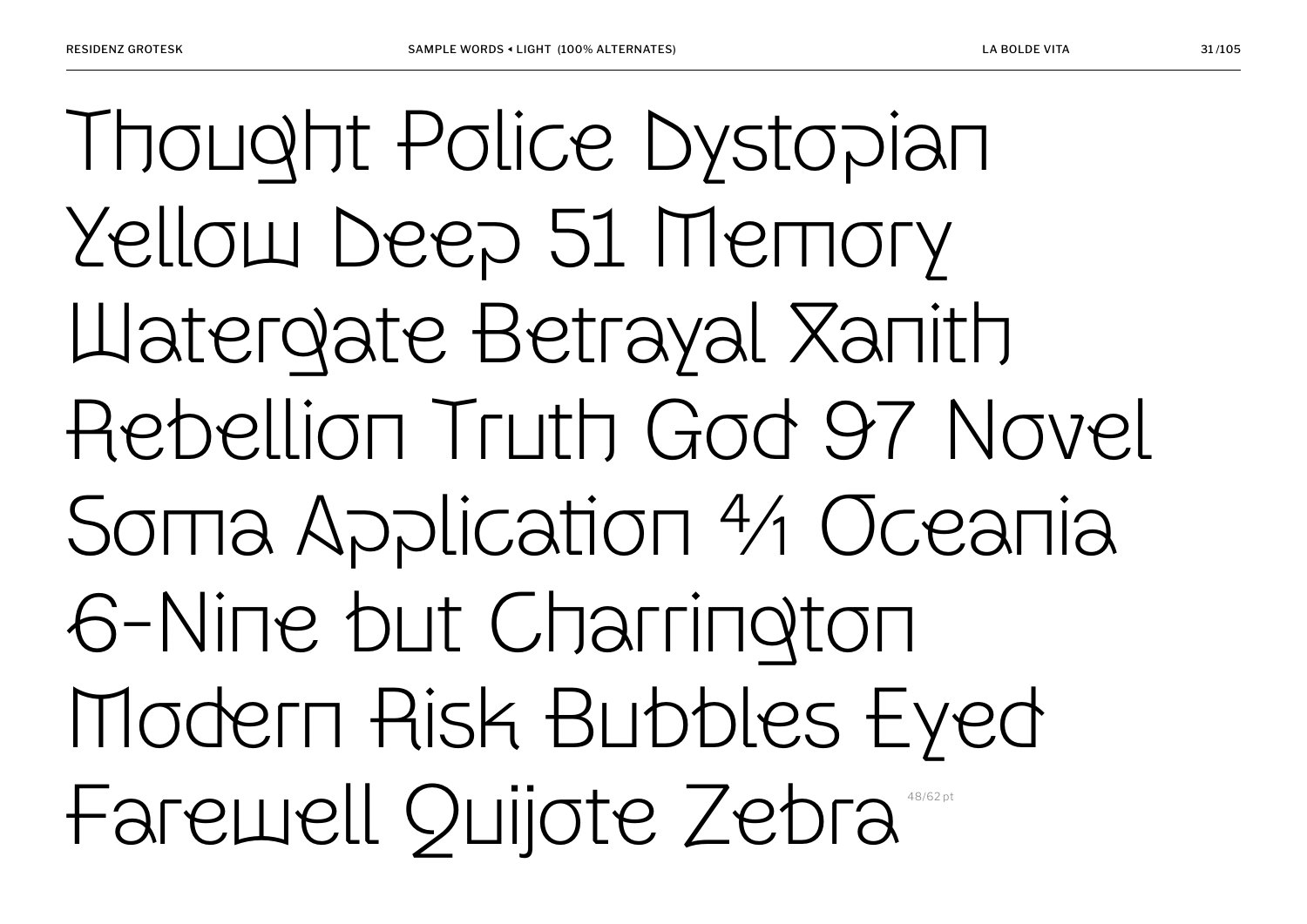Thought Police Dystopian
Yellow Deep 51 Memory
Watergate Betrayal Xanith
Rebellion Truth God 97 Novel
Soma Application 4⁄1 Oceania
6-Nine but Charrington
Modern Risk Bubbles Eyed
Farewell Quijote Zebra

48/62 pt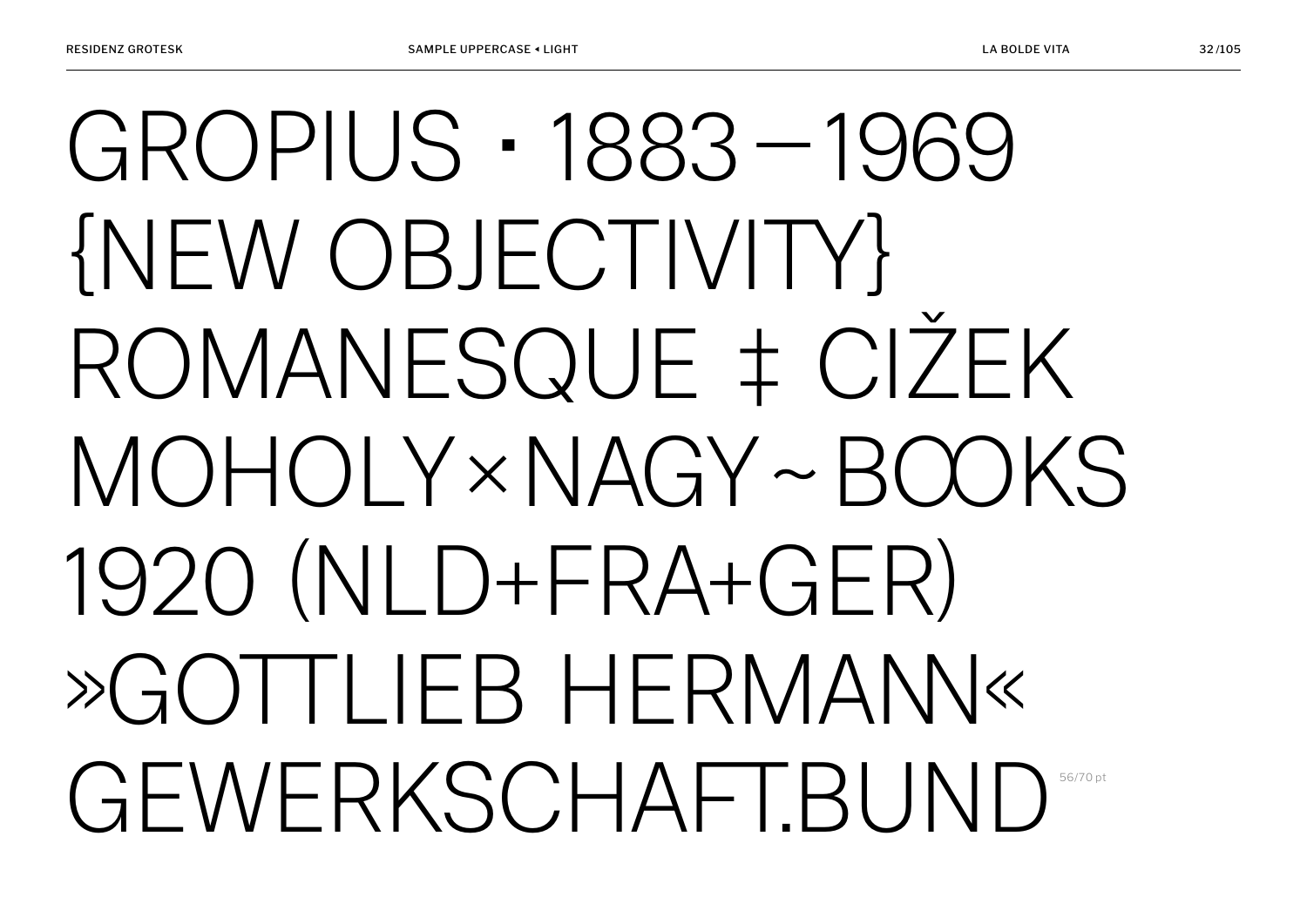GROPIUS · 1883—1969
{NEW OBJECTIVITY}
ROMANESQUE ‡ CIŽEK
MOHOLY×NAGY~BOOKS
1920 (NLD+FRA+GER)
»GOTTLIEB HERMANN«
GEWERKSCHAFT.BUND

56/70 pt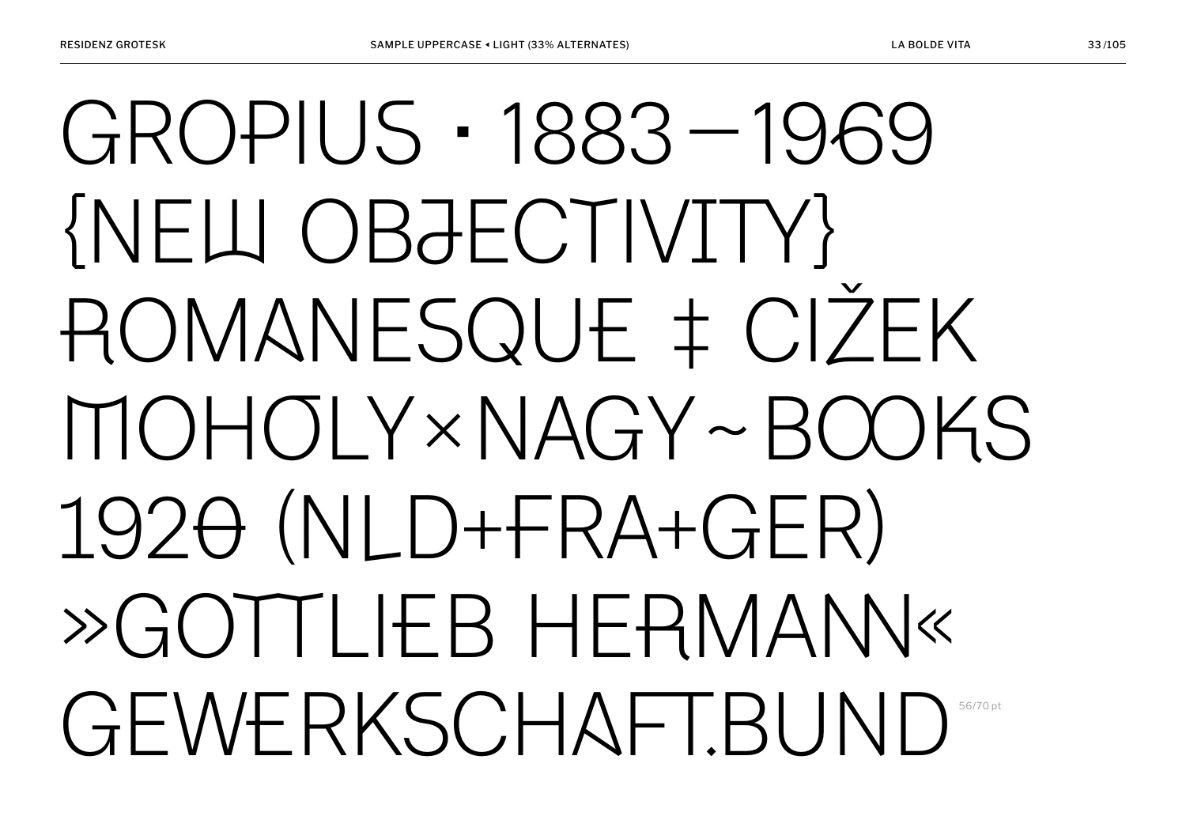GROPIUS · 1883–1969
{NEW OBJECTIVITY}
ROMANESQUE ‡ CIŽEK
MOHOLY×NAGY~BOOKS
1920 (NLD+FRA+GER)
»GOTTLIEB HERMANN«
GEWERKSCHAFT.BUND

56/70 pt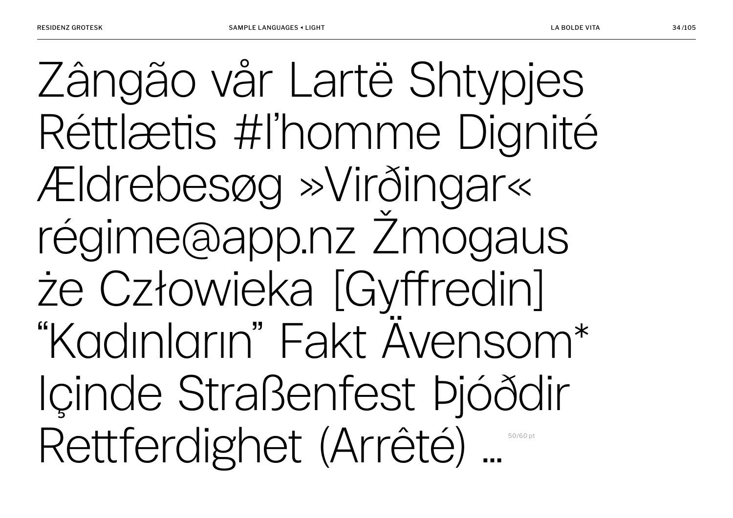Zângão vår Lartë Shtypjes
Réttlætis #l’homme Dignité
Ældrebesøg »Virðingar«
régime@app.nz Žmogaus
że Człowieka [Gyffredin]
“Kadınların” Fakt Ävensom*
Içinde Straßenfest Þjóðdir
Rettferdighet (Arrêté) …

50/60 pt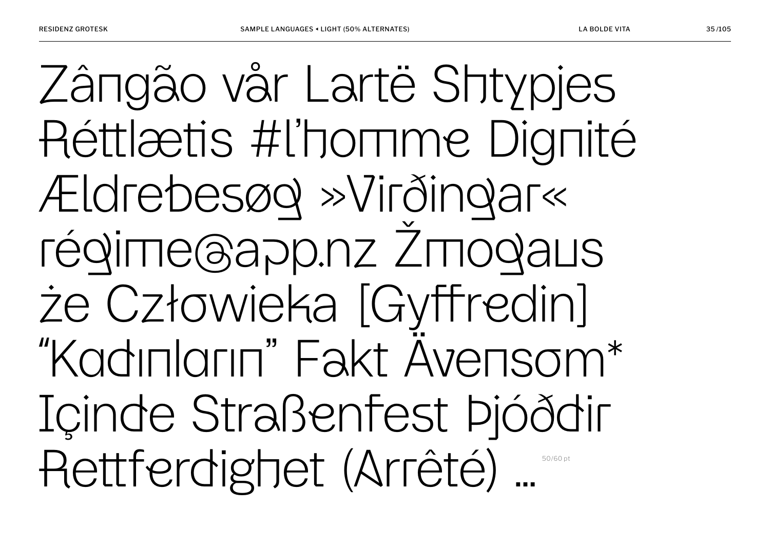Zângão vår Lartë Shtypjes
Réttlætis #l'homme Dignité
Ældrebesøg »Virðingar«
régime@app.nz Žmogaus
że Człowieka [Gyffredin]
"Kadınların" Fakt Ävensom*
Içinde Straßenfest Þjóðdir
Rettferdighet (Arrêté) …

50/60 pt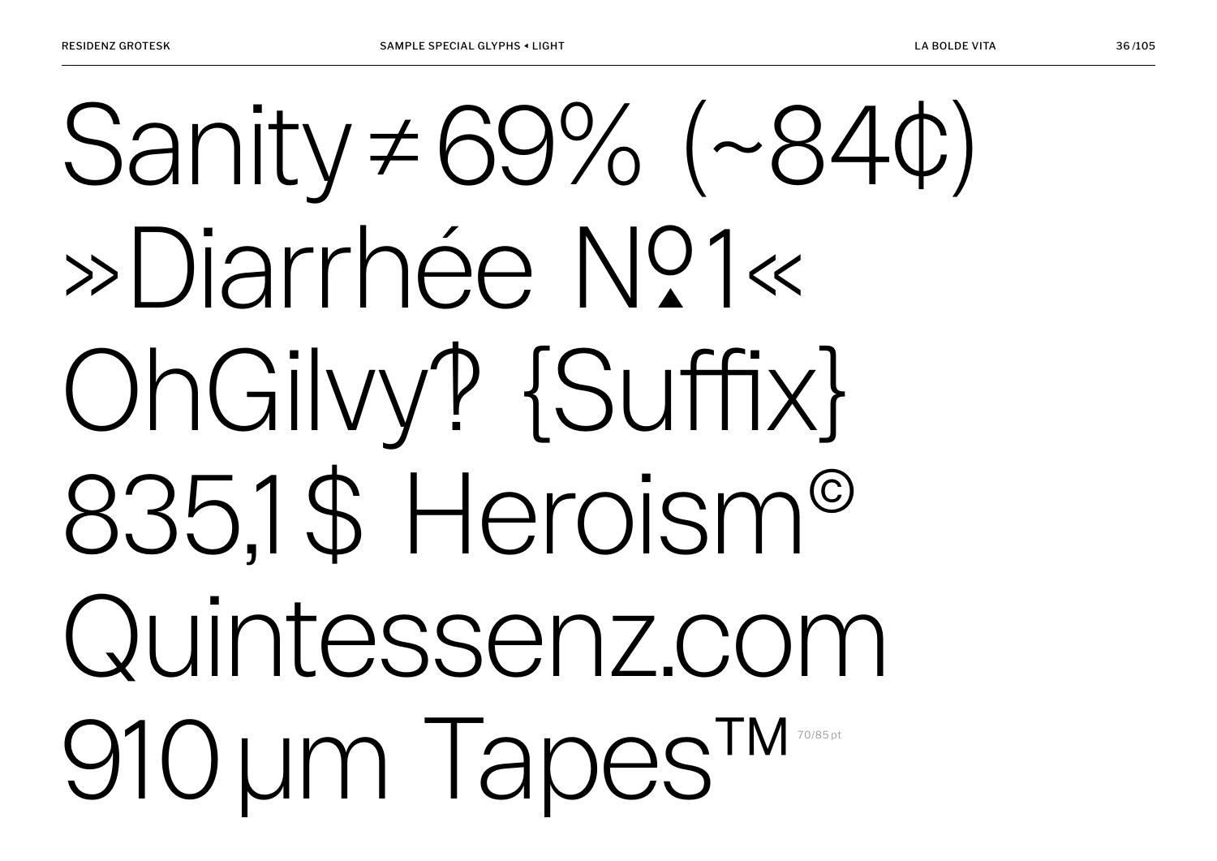Sanity ≠ 69% (~84¢)
»Diarrhée №1«
OhGilvy‽ {Suffix}
835,1 $ Heroism©
Quintessenz.com
910 µm Tapes™ 70/85 pt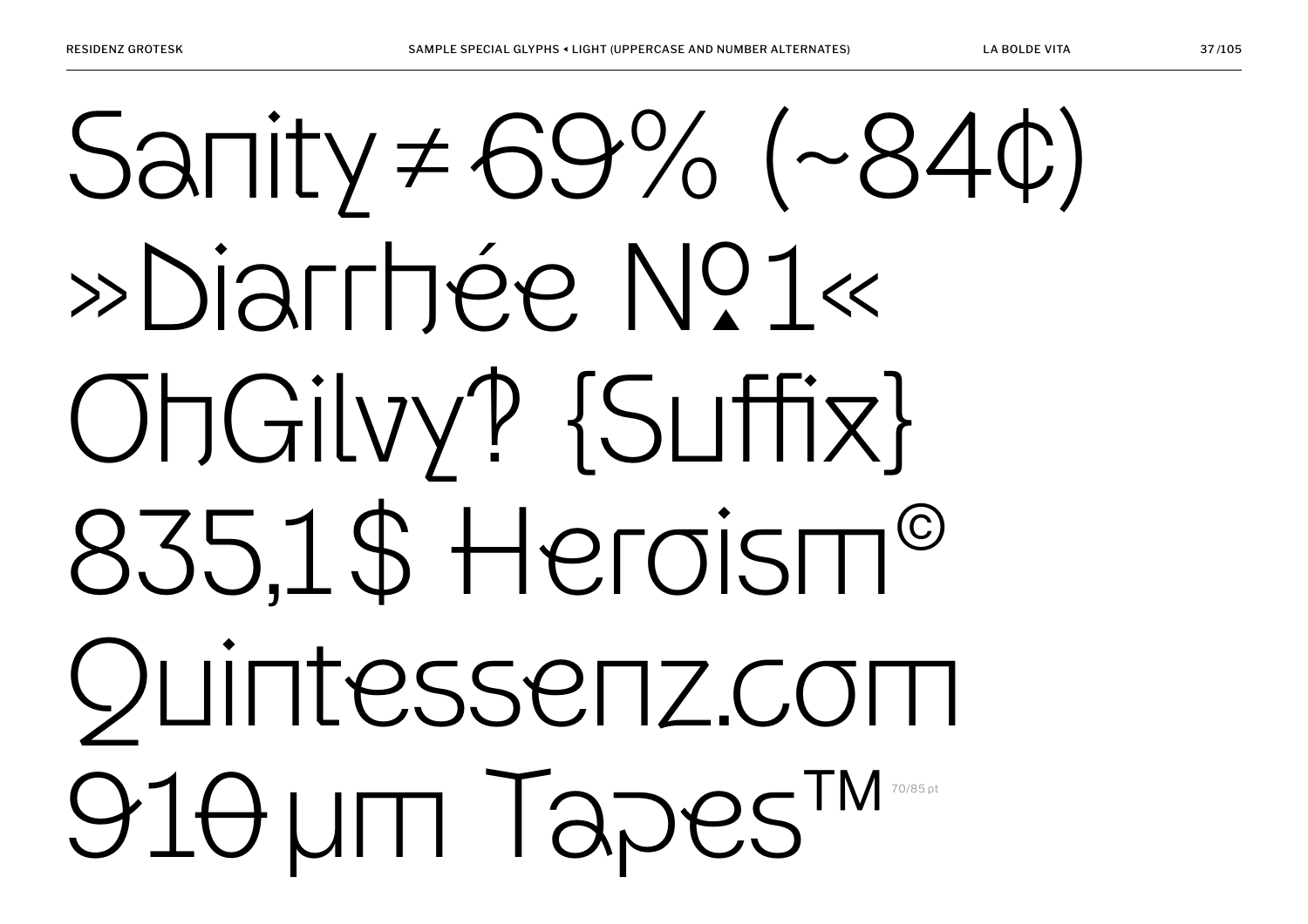Sanity ≠ 69% (~84¢)

»Diarrhée № 1«

OhGilvy‽ {Suffix}

835,1 $ Heroism©

Quintessenz.com

910 µm Tapes™ 70/85 pt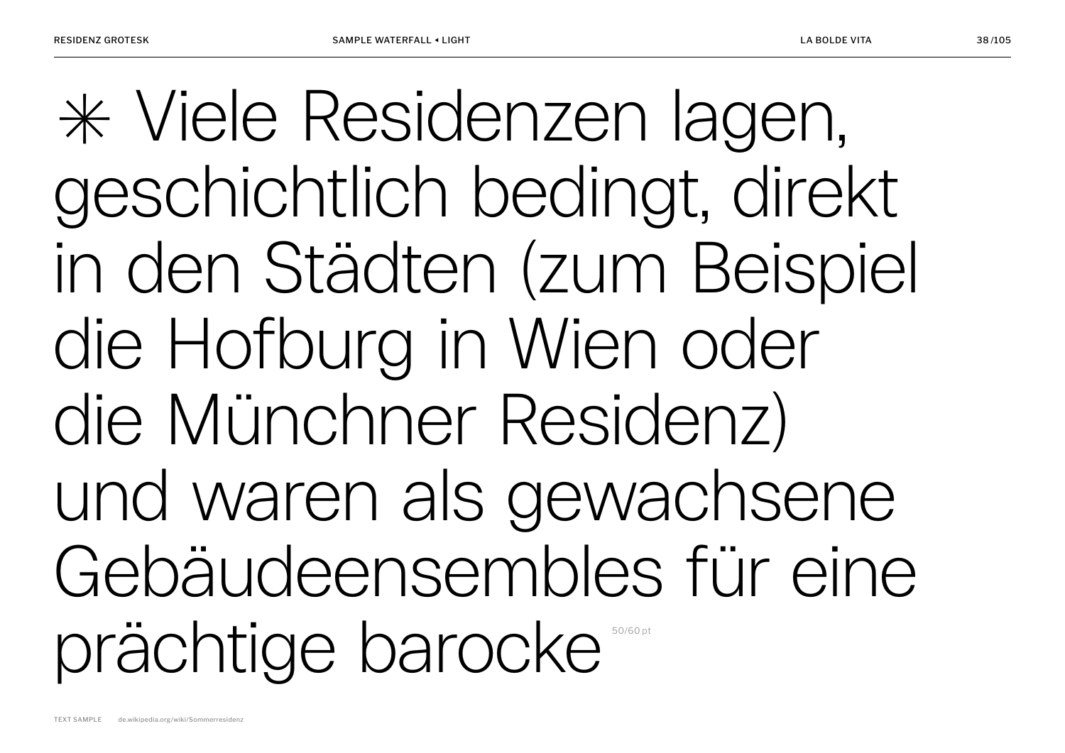✳ Viele Residenzen lagen, geschichtlich bedingt, direkt in den Städten (zum Beispiel die Hofburg in Wien oder die Münchner Residenz) und waren als gewachsene Gebäudeensembles für eine prächtige barocke 50/60 pt

TEXT SAMPLE de.wikipedia.org/wiki/Sommerresidenz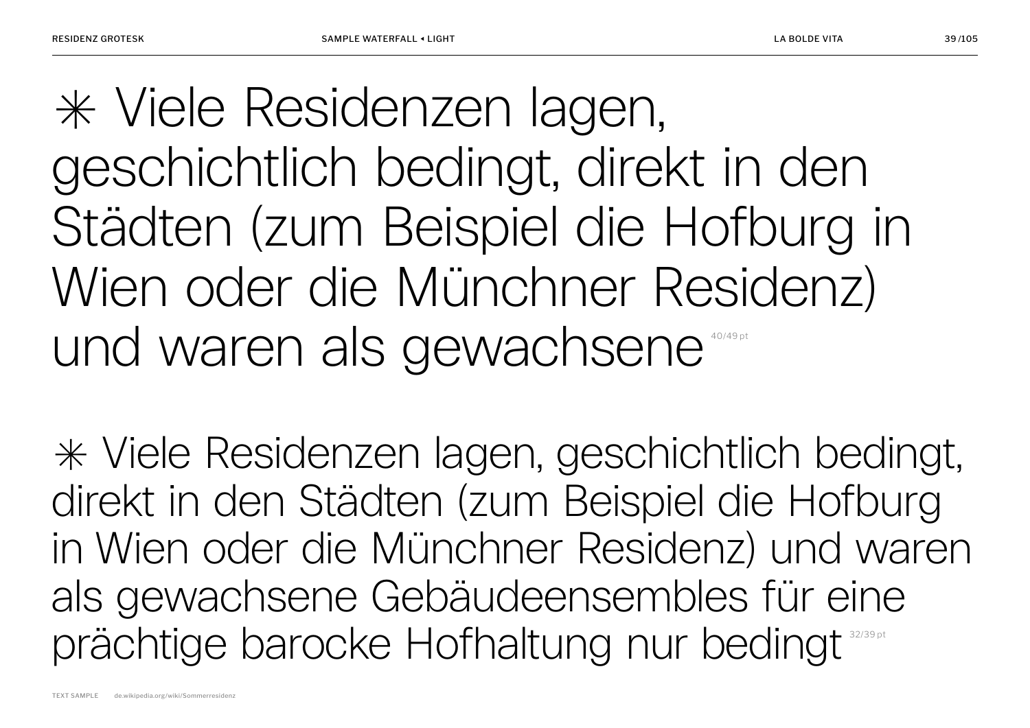✳ Viele Residenzen lagen, geschichtlich bedingt, direkt in den Städten (zum Beispiel die Hofburg in Wien oder die Münchner Residenz) und waren als gewachsene 40/49 pt

✳ Viele Residenzen lagen, geschichtlich bedingt, direkt in den Städten (zum Beispiel die Hofburg in Wien oder die Münchner Residenz) und waren als gewachsene Gebäudeensembles für eine prächtige barocke Hofhaltung nur bedingt 32/39 pt

TEXT SAMPLE de.wikipedia.org/wiki/Sommerresidenz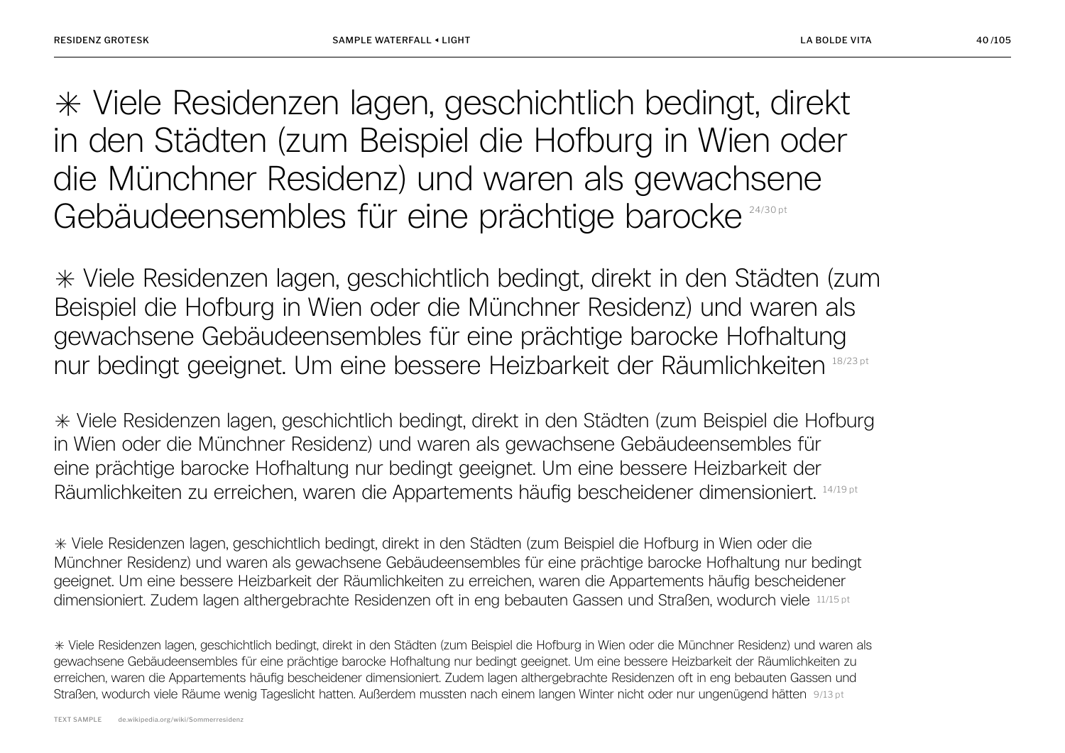✳ Viele Residenzen lagen, geschichtlich bedingt, direkt in den Städten (zum Beispiel die Hofburg in Wien oder die Münchner Residenz) und waren als gewachsene Gebäudeensembles für eine prächtige barocke 24/30 pt

✳ Viele Residenzen lagen, geschichtlich bedingt, direkt in den Städten (zum Beispiel die Hofburg in Wien oder die Münchner Residenz) und waren als gewachsene Gebäudeensembles für eine prächtige barocke Hofhaltung nur bedingt geeignet. Um eine bessere Heizbarkeit der Räumlichkeiten 18/23 pt

✳ Viele Residenzen lagen, geschichtlich bedingt, direkt in den Städten (zum Beispiel die Hofburg in Wien oder die Münchner Residenz) und waren als gewachsene Gebäudeensembles für eine prächtige barocke Hofhaltung nur bedingt geeignet. Um eine bessere Heizbarkeit der Räumlichkeiten zu erreichen, waren die Appartements häufig bescheidener dimensioniert. 14/19 pt

✳ Viele Residenzen lagen, geschichtlich bedingt, direkt in den Städten (zum Beispiel die Hofburg in Wien oder die Münchner Residenz) und waren als gewachsene Gebäudeensembles für eine prächtige barocke Hofhaltung nur bedingt geeignet. Um eine bessere Heizbarkeit der Räumlichkeiten zu erreichen, waren die Appartements häufig bescheidener dimensioniert. Zudem lagen althergebrachte Residenzen oft in eng bebauten Gassen und Straßen, wodurch viele 11/15 pt

✳ Viele Residenzen lagen, geschichtlich bedingt, direkt in den Städten (zum Beispiel die Hofburg in Wien oder die Münchner Residenz) und waren als gewachsene Gebäudeensembles für eine prächtige barocke Hofhaltung nur bedingt geeignet. Um eine bessere Heizbarkeit der Räumlichkeiten zu erreichen, waren die Appartements häufig bescheidener dimensioniert. Zudem lagen althergebrachte Residenzen oft in eng bebauten Gassen und Straßen, wodurch viele Räume wenig Tageslicht hatten. Außerdem mussten nach einem langen Winter nicht oder nur ungenügend hätten 9/13 pt

TEXT SAMPLE de.wikipedia.org/wiki/Sommerresidenz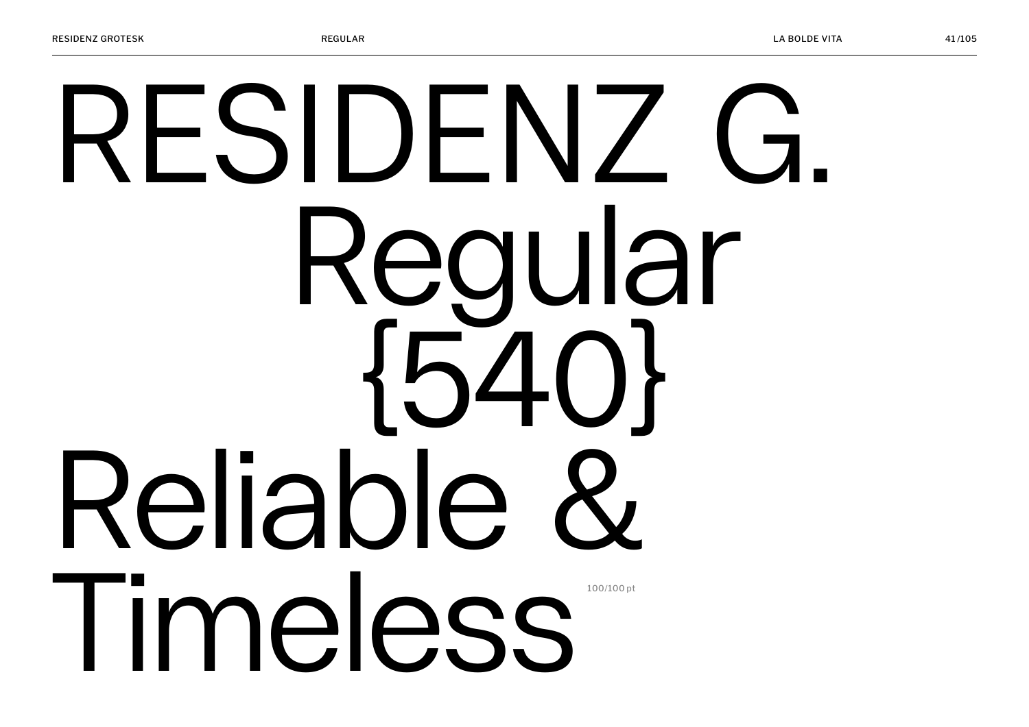RESIDENZ G.
Regular
{540}
Reliable &
Timeless

100/100 pt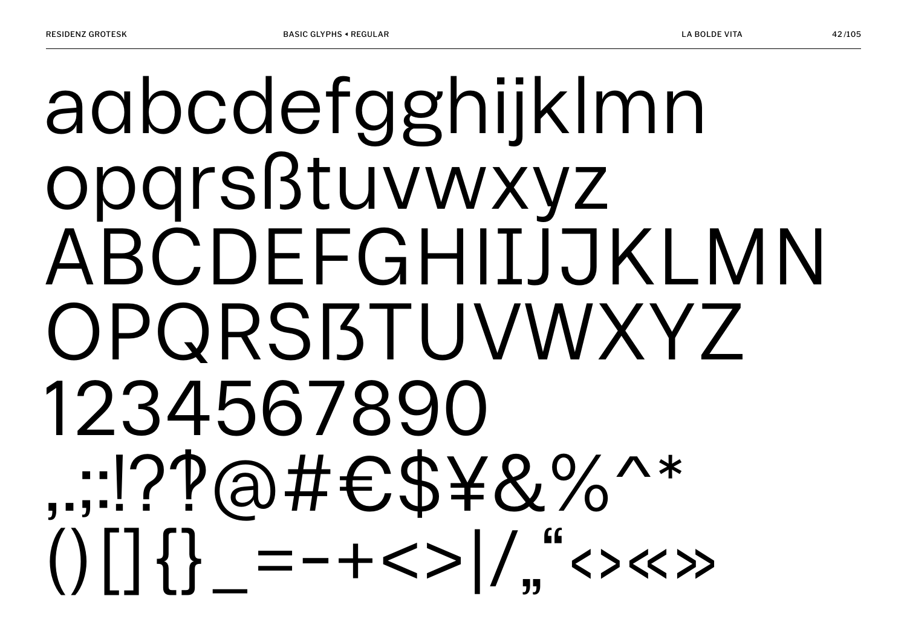aɑbcdefgɡhijklmn
opqrsßtuvwxyz
ABCDEFGHIĲJKLMN
OPQRSẞTUVWXYZ
1234567890
,.;:!?‽@#€$¥&%^*
()[]{}_=-+<>|/„“‹›«»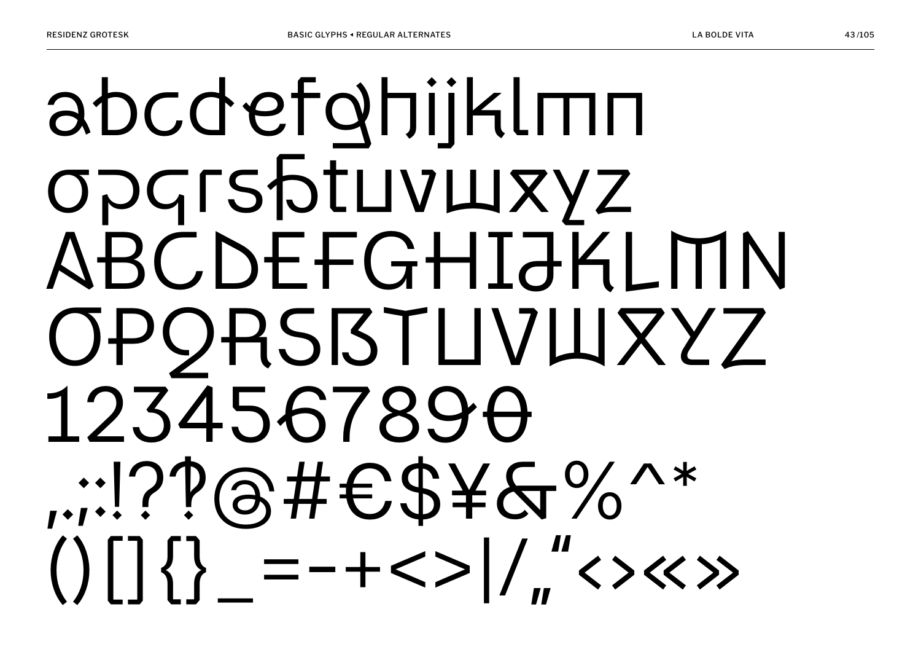abcdefghijklmn
opqrsßtuvwxyz
ABCDEFGHIJKLMN
OPQRSẞTUVWXYZ
1234567890
,.;:!?⸮@#€$¥&%^*
()[]{}_=-+<>|/„"‹›«»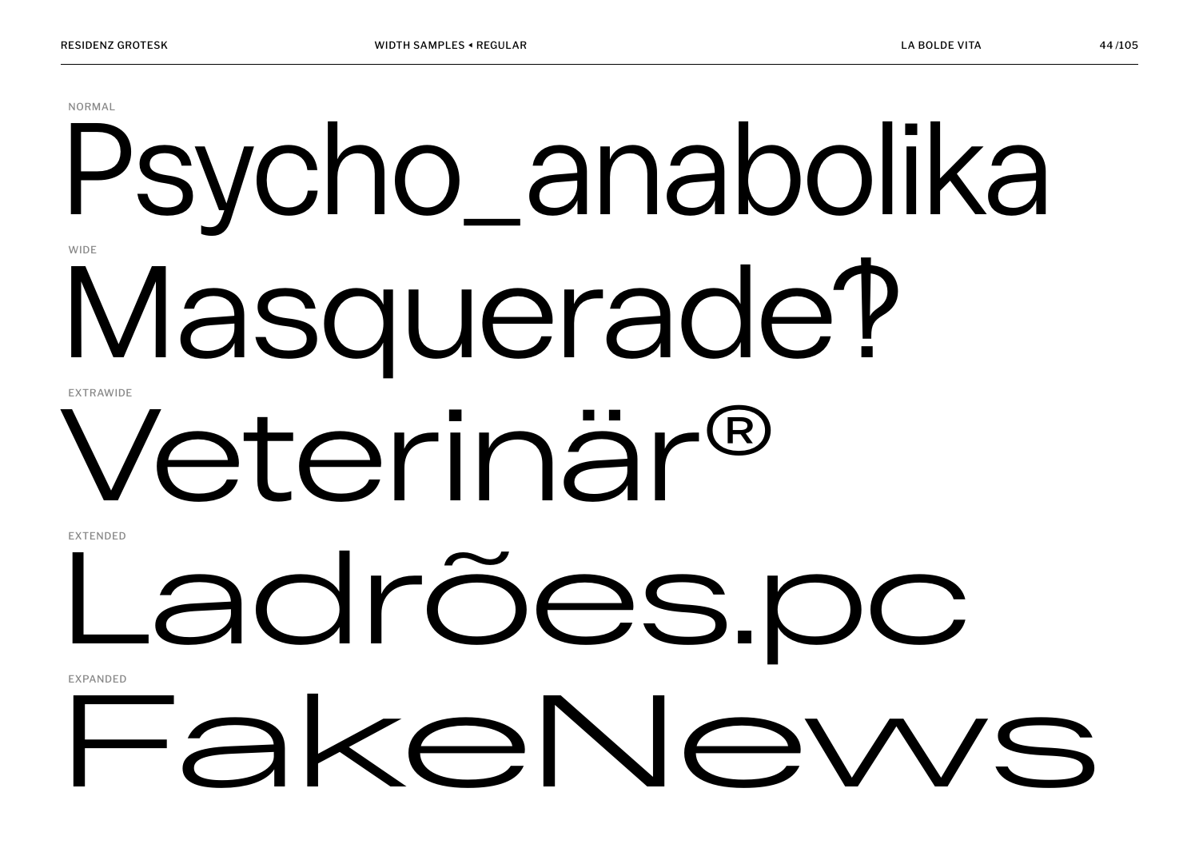NORMAL

Psycho_anabolika

WIDE

Masquerade‽

EXTRAWIDE

Veterinär®

EXTENDED

Ladrões.pc

EXPANDED

FakeNews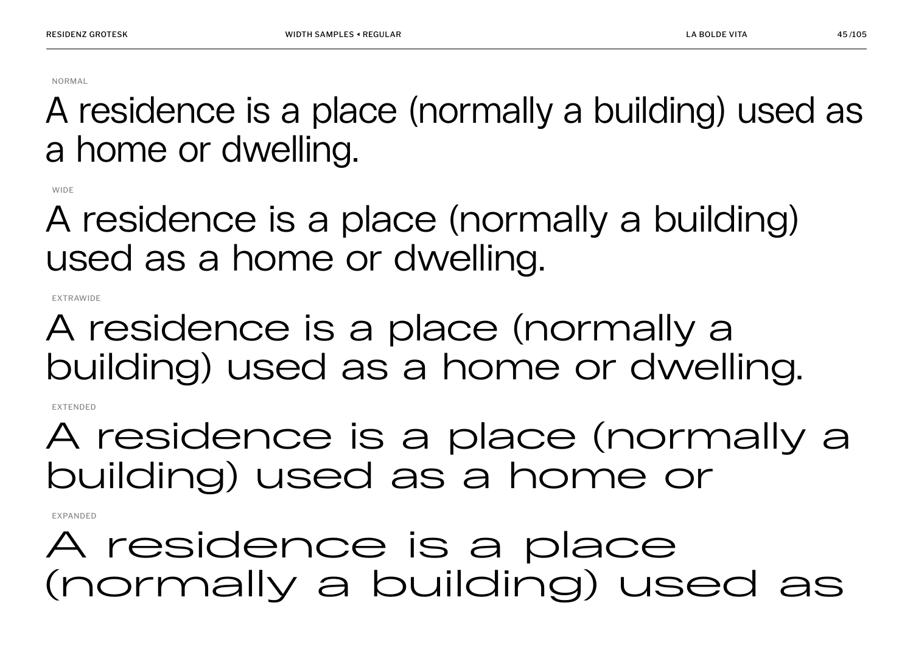NORMAL

A residence is a place (normally a building) used as a home or dwelling.

WIDE

A residence is a place (normally a building) used as a home or dwelling.

EXTRAWIDE

A residence is a place (normally a building) used as a home or dwelling.

EXTENDED

A residence is a place (normally a building) used as a home or

EXPANDED

A residence is a place (normally a building) used as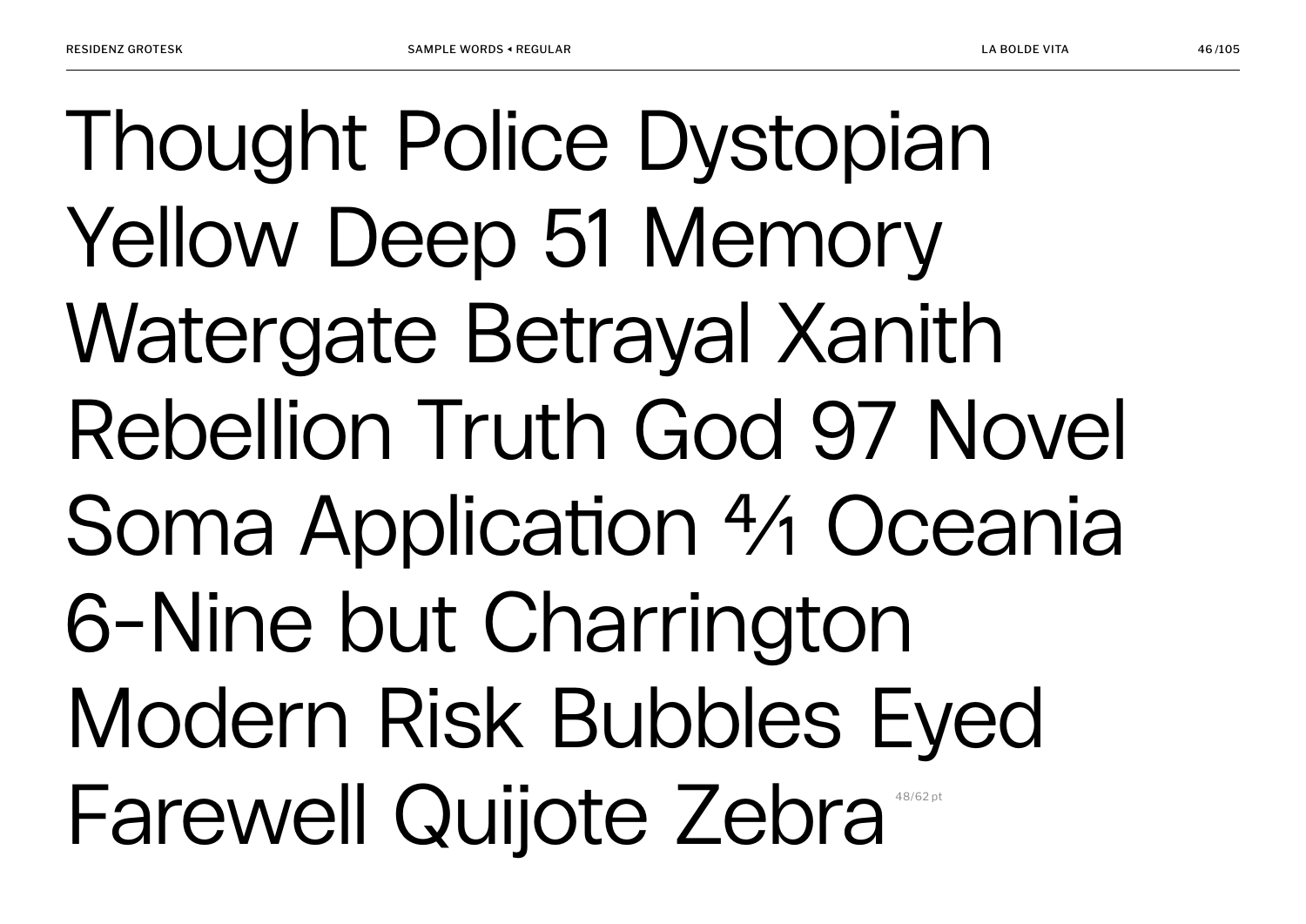Thought Police Dystopian
Yellow Deep 51 Memory
Watergate Betrayal Xanith
Rebellion Truth God 97 Novel
Soma Application 4⁄1 Oceania
6-Nine but Charrington
Modern Risk Bubbles Eyed
Farewell Quijote Zebra

48/62 pt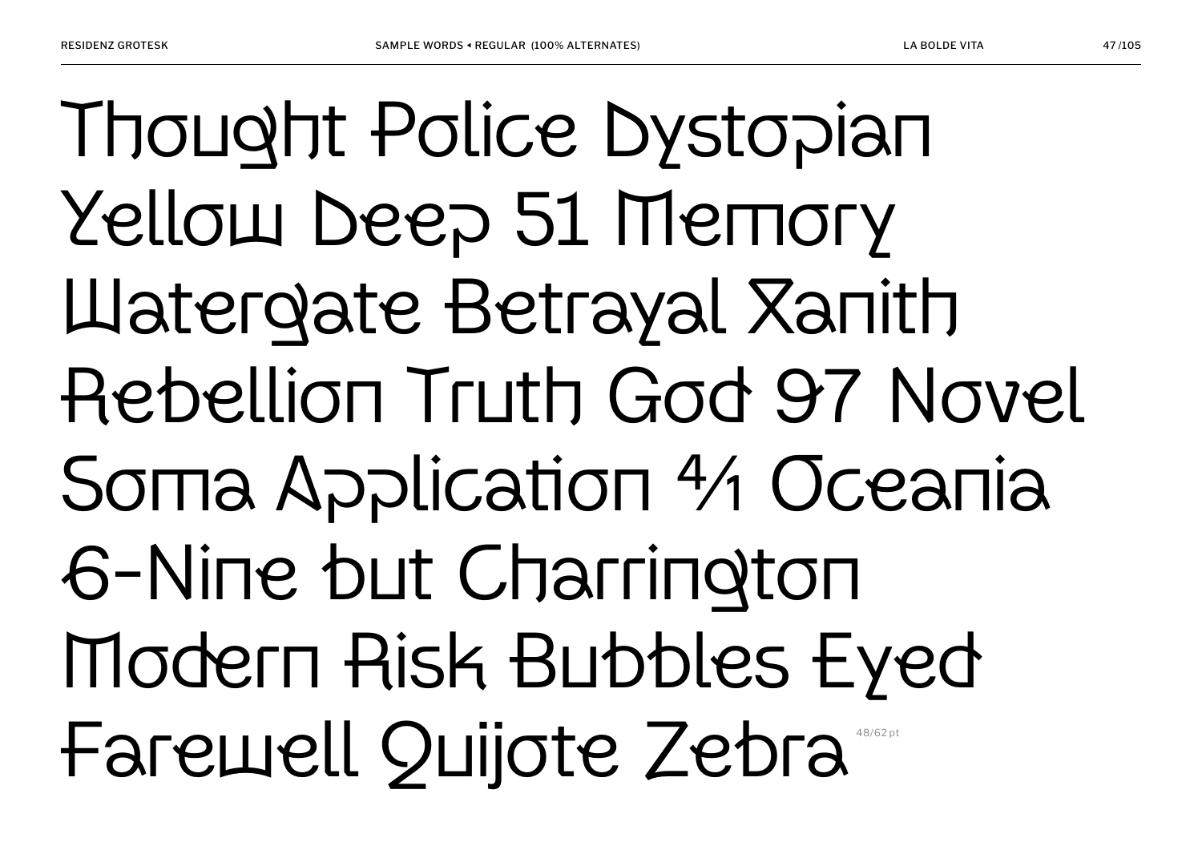RESIDENZ GROTESK

SAMPLE WORDS ◂ REGULAR (100% ALTERNATES)

LA BOLDE VITA

Thought Police Dystopian
Yellow Deep 51 Memory
Watergate Betrayal Xanith
Rebellion Truth God 97 Novel
Soma Application 4/1 Oceania
6-Nine but Charrington
Modern Risk Bubbles Eyed
Farewell Quijote Zebra

48/62 pt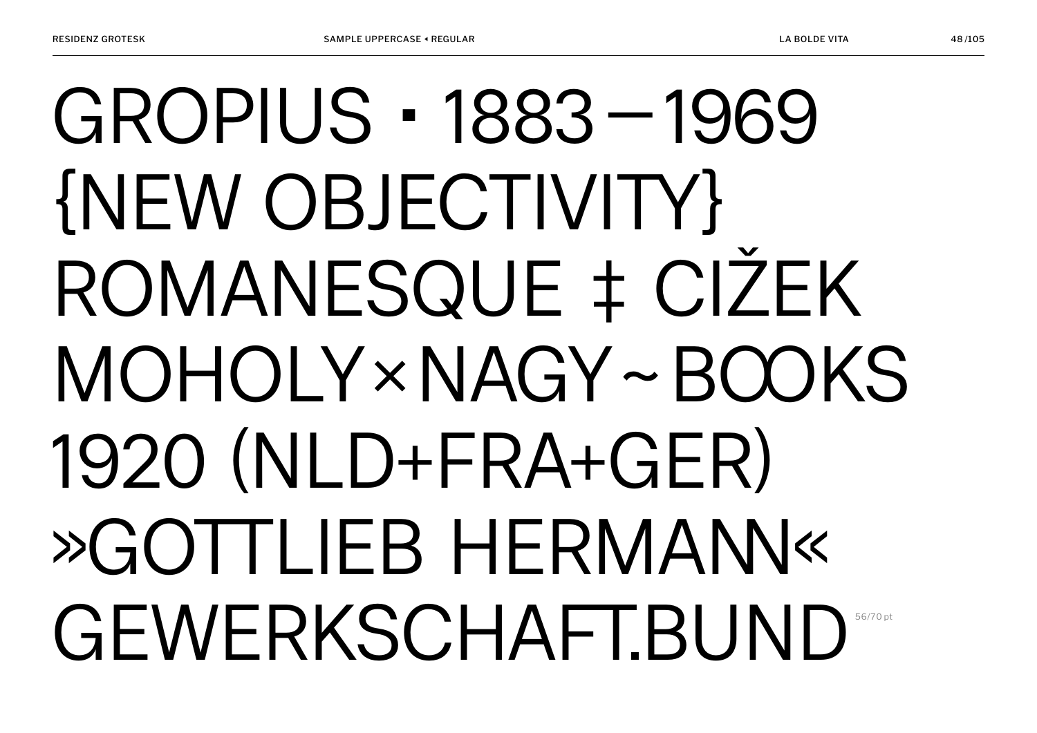GROPIUS · 1883 – 1969
{NEW OBJECTIVITY}
ROMANESQUE ‡ CIŽEK
MOHOLY×NAGY~BOOKS
1920 (NLD+FRA+GER)
»GOTTLIEB HERMANN«
GEWERKSCHAFT.BUND

56/70 pt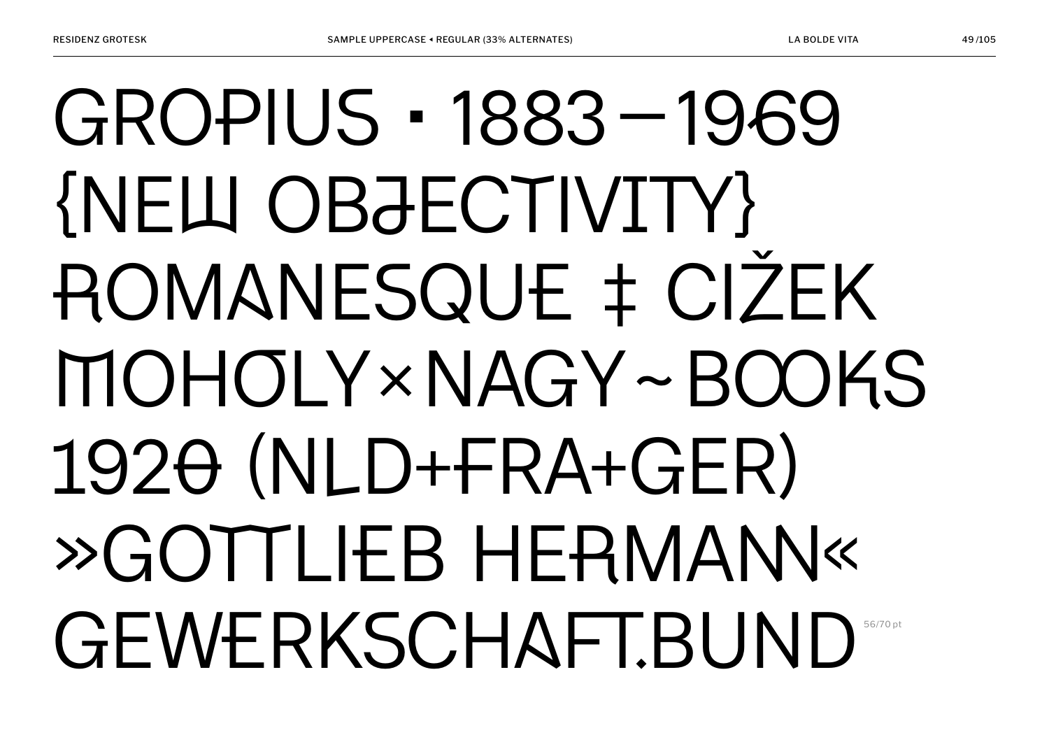GROPIUS · 1883–1969
{NEW OBJECTIVITY}
ROMANESQUE ‡ CIŽEK
MOHOLY×NAGY~BOOKS
1920 (NLD+FRA+GER)
»GOTTLIEB HERMANN«
GEWERKSCHAFT.BUND 56/70 pt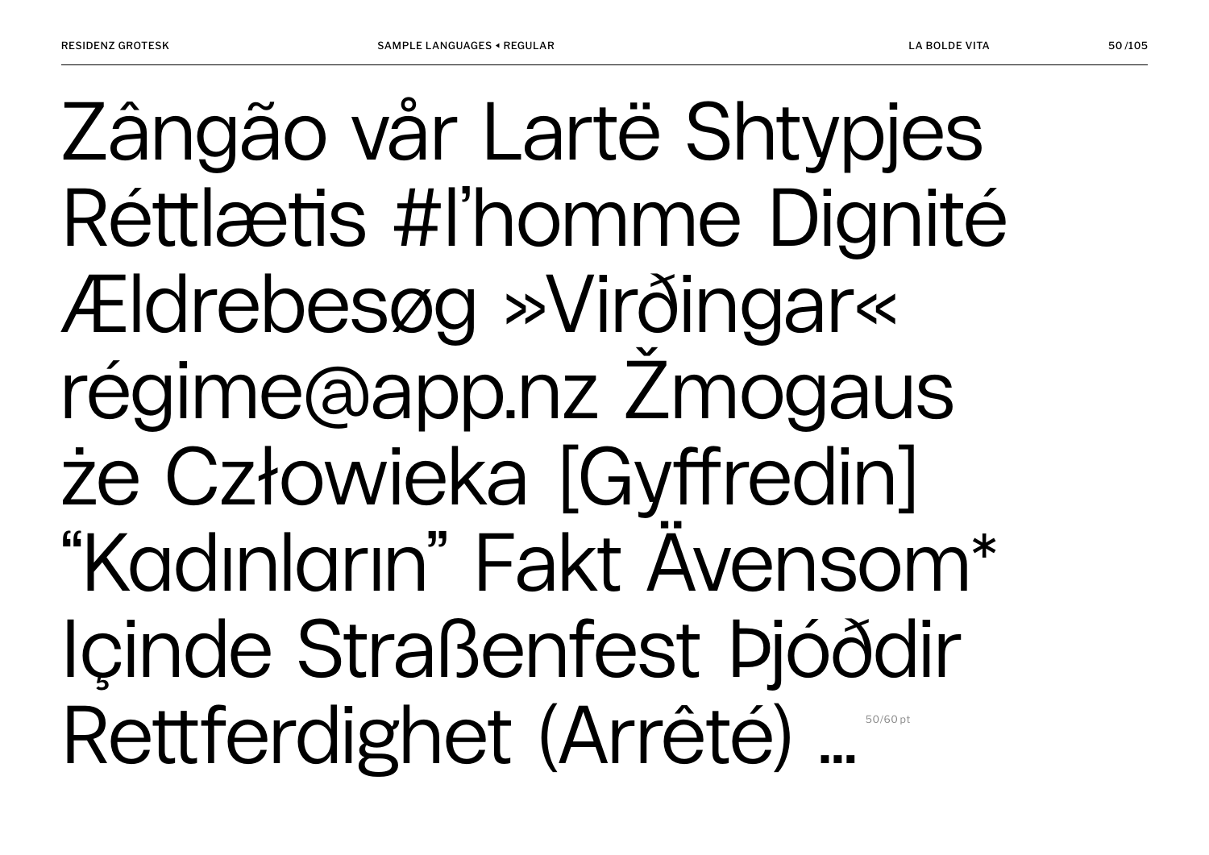Zângão vår Lartë Shtypjes
Réttlætis #l'homme Dignité
Ældrebesøg »Virðingar«
régime@app.nz Žmogaus
że Człowieka [Gyffredin]
"Kadınların" Fakt Ävensom*
Içinde Straßenfest Þjóðdir
Rettferdighet (Arrêté) …

50/60 pt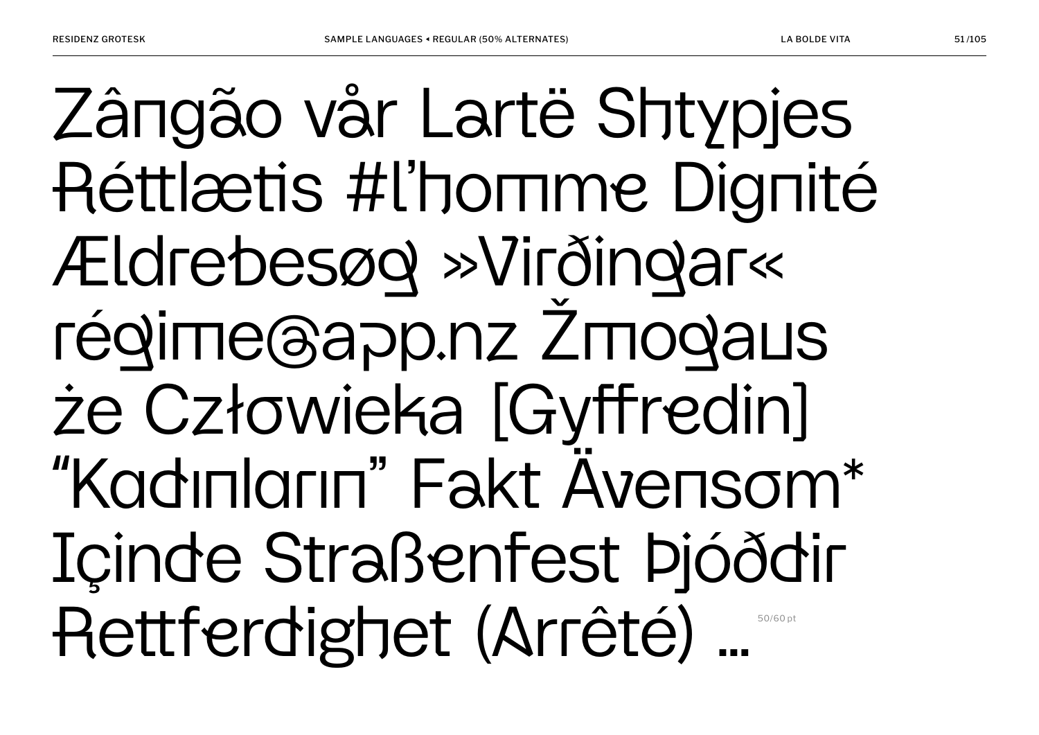Zângão vår Lartë Shtypjes
Réttlætis #l’homme Dignité
Ældrebesøg »Virðingar«
régime@app.nz Žmogaus
że Człowieka [Gyffredin]
“Kadınların” Fakt Ävensom*
Içinde Straßenfest Þjóððir
Rettferdighet (Arrêté) …

50/60 pt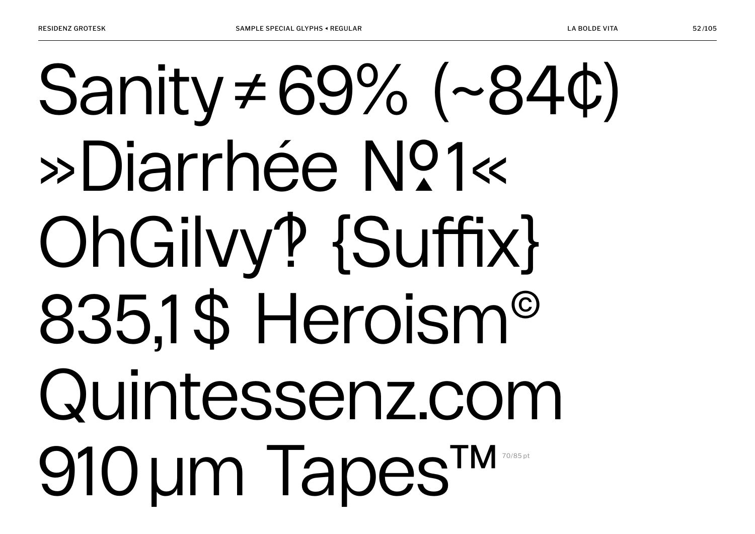Sanity ≠ 69% (~84¢)
»Diarrhée №1«
OhGilvy‽ {Suffix}
835,1 $ Heroism©
Quintessenz.com
910 µm Tapes™ 70/85 pt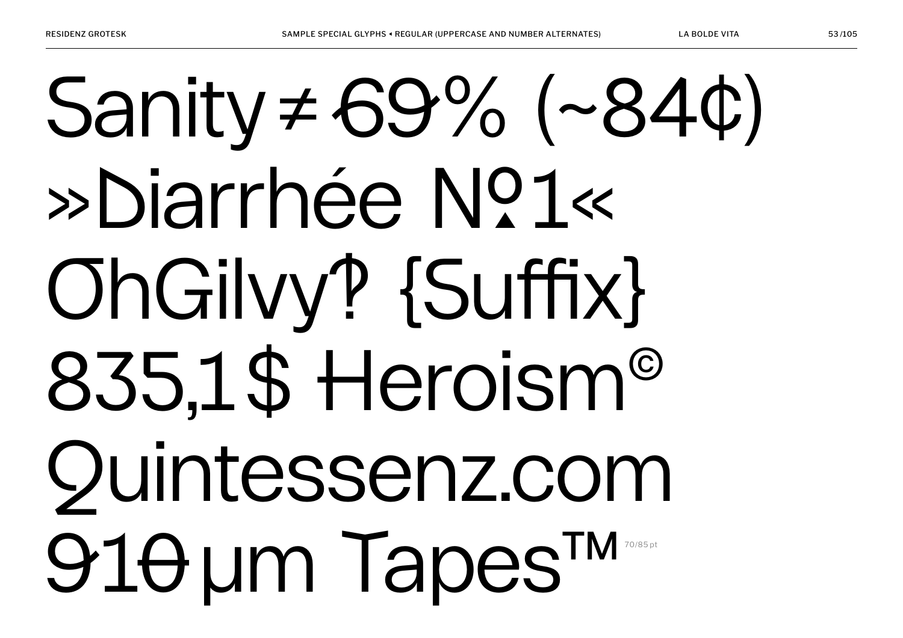Sanity ≠ 69% (~84¢)

»Diarrhée №1«

OhGilvy‽ {Suffix}

835,1$ Heroism©

Quintessenz.com

910 µm Tapes™ 70/85 pt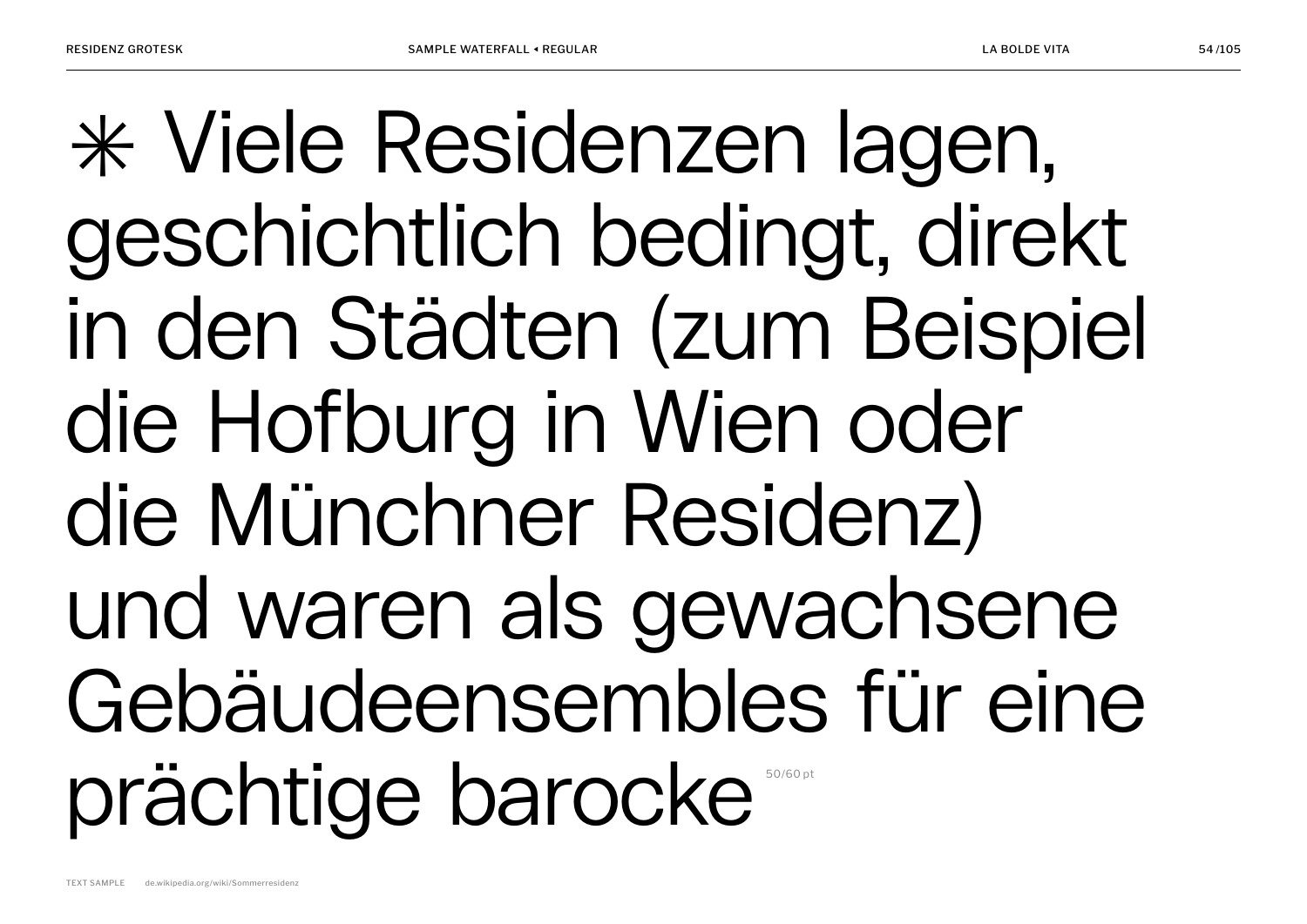✳ Viele Residenzen lagen, geschichtlich bedingt, direkt in den Städten (zum Beispiel die Hofburg in Wien oder die Münchner Residenz) und waren als gewachsene Gebäudeensembles für eine prächtige barocke

50/60 pt

TEXT SAMPLE de.wikipedia.org/wiki/Sommerresidenz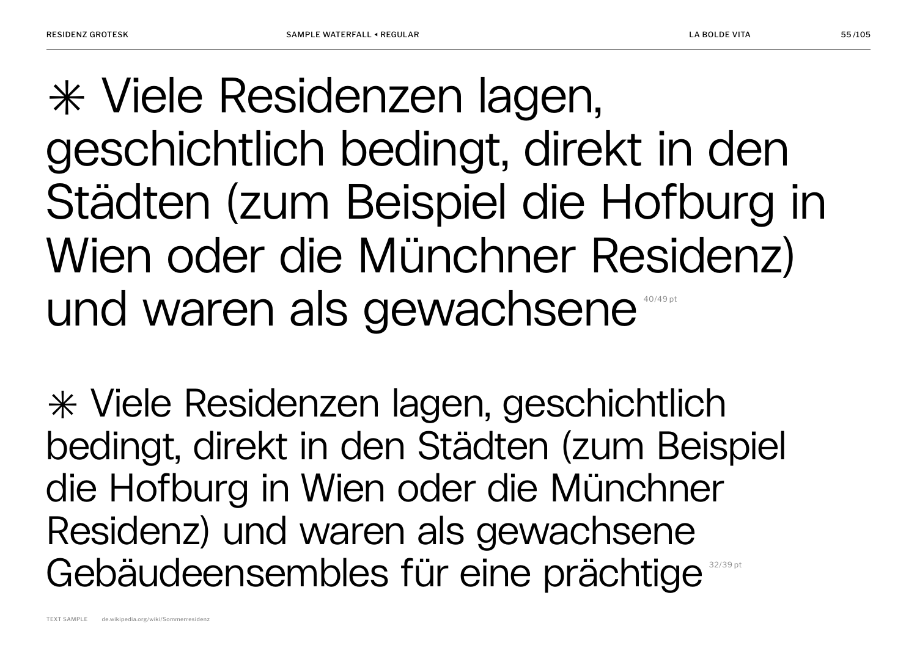✳ Viele Residenzen lagen, geschichtlich bedingt, direkt in den Städten (zum Beispiel die Hofburg in Wien oder die Münchner Residenz) und waren als gewachsene 40/49 pt

✳ Viele Residenzen lagen, geschichtlich bedingt, direkt in den Städten (zum Beispiel die Hofburg in Wien oder die Münchner Residenz) und waren als gewachsene Gebäudeensembles für eine prächtige 32/39 pt

TEXT SAMPLE de.wikipedia.org/wiki/Sommerresidenz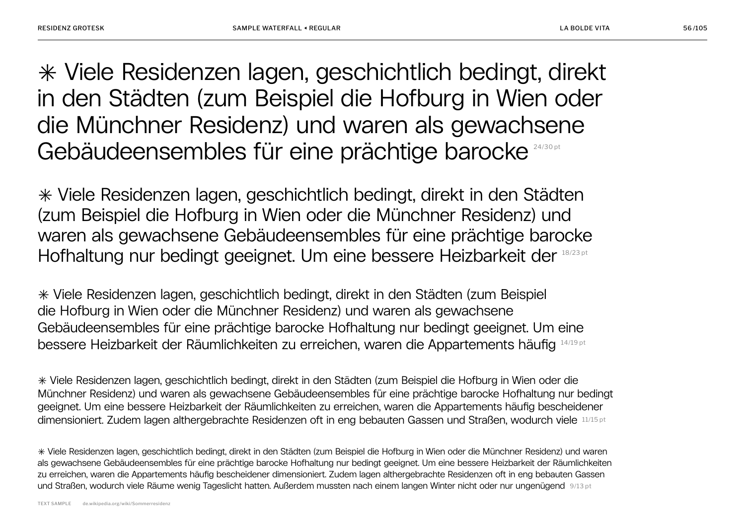✳ Viele Residenzen lagen, geschichtlich bedingt, direkt in den Städten (zum Beispiel die Hofburg in Wien oder die Münchner Residenz) und waren als gewachsene Gebäudeensembles für eine prächtige barocke 24/30 pt

✳ Viele Residenzen lagen, geschichtlich bedingt, direkt in den Städten (zum Beispiel die Hofburg in Wien oder die Münchner Residenz) und waren als gewachsene Gebäudeensembles für eine prächtige barocke Hofhaltung nur bedingt geeignet. Um eine bessere Heizbarkeit der 18/23 pt

✳ Viele Residenzen lagen, geschichtlich bedingt, direkt in den Städten (zum Beispiel die Hofburg in Wien oder die Münchner Residenz) und waren als gewachsene Gebäudeensembles für eine prächtige barocke Hofhaltung nur bedingt geeignet. Um eine bessere Heizbarkeit der Räumlichkeiten zu erreichen, waren die Appartements häufig 14/19 pt

✳ Viele Residenzen lagen, geschichtlich bedingt, direkt in den Städten (zum Beispiel die Hofburg in Wien oder die Münchner Residenz) und waren als gewachsene Gebäudeensembles für eine prächtige barocke Hofhaltung nur bedingt geeignet. Um eine bessere Heizbarkeit der Räumlichkeiten zu erreichen, waren die Appartements häufig bescheidener dimensioniert. Zudem lagen althergebrachte Residenzen oft in eng bebauten Gassen und Straßen, wodurch viele 11/15 pt

✳ Viele Residenzen lagen, geschichtlich bedingt, direkt in den Städten (zum Beispiel die Hofburg in Wien oder die Münchner Residenz) und waren als gewachsene Gebäudeensembles für eine prächtige barocke Hofhaltung nur bedingt geeignet. Um eine bessere Heizbarkeit der Räumlichkeiten zu erreichen, waren die Appartements häufig bescheidener dimensioniert. Zudem lagen althergebrachte Residenzen oft in eng bebauten Gassen und Straßen, wodurch viele Räume wenig Tageslicht hatten. Außerdem mussten nach einem langen Winter nicht oder nur ungenügend 9/13 pt

TEXT SAMPLE de.wikipedia.org/wiki/Sommerresidenz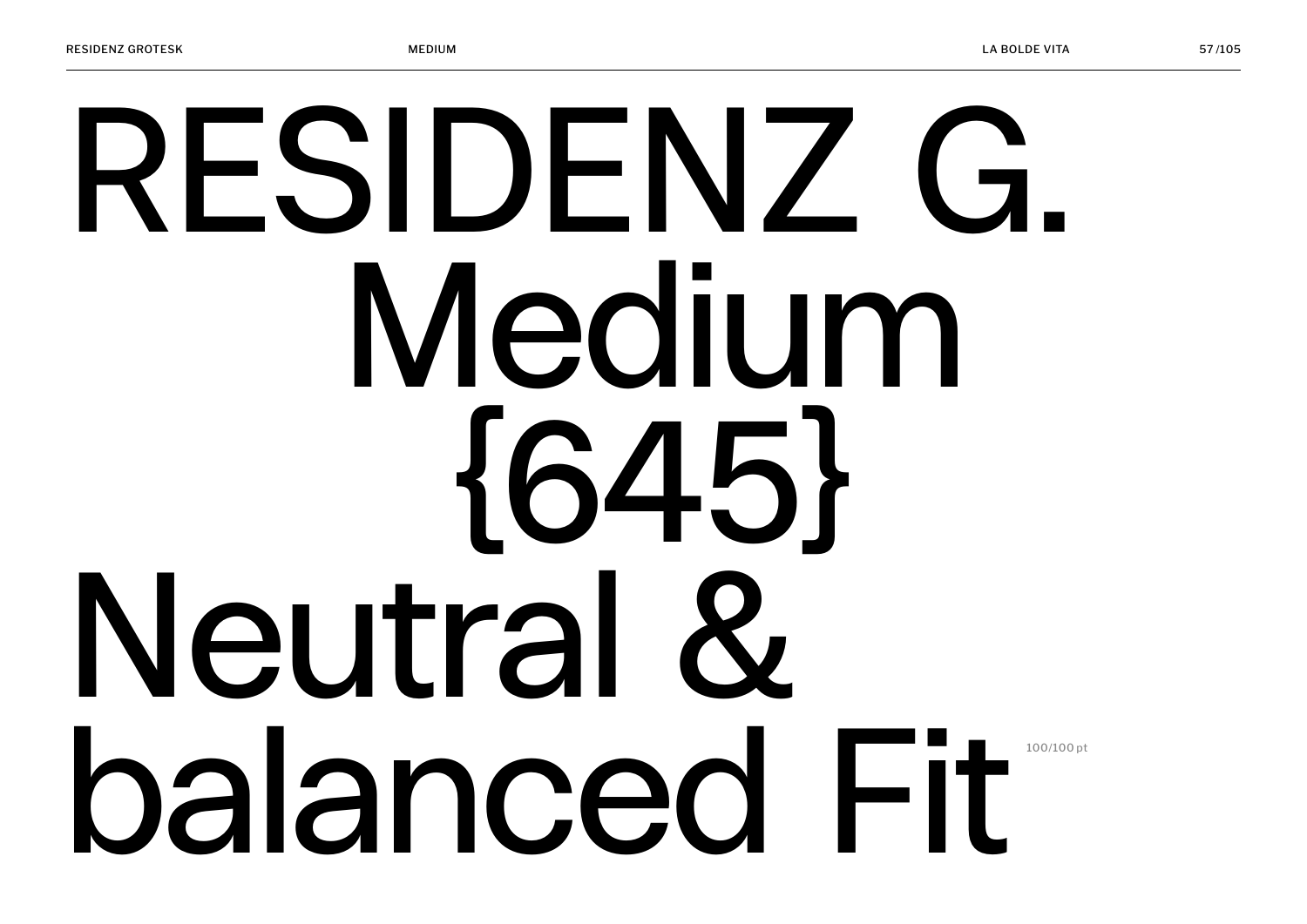# RESIDENZ G. Medium {645} Neutral & balanced Fit

100/100 pt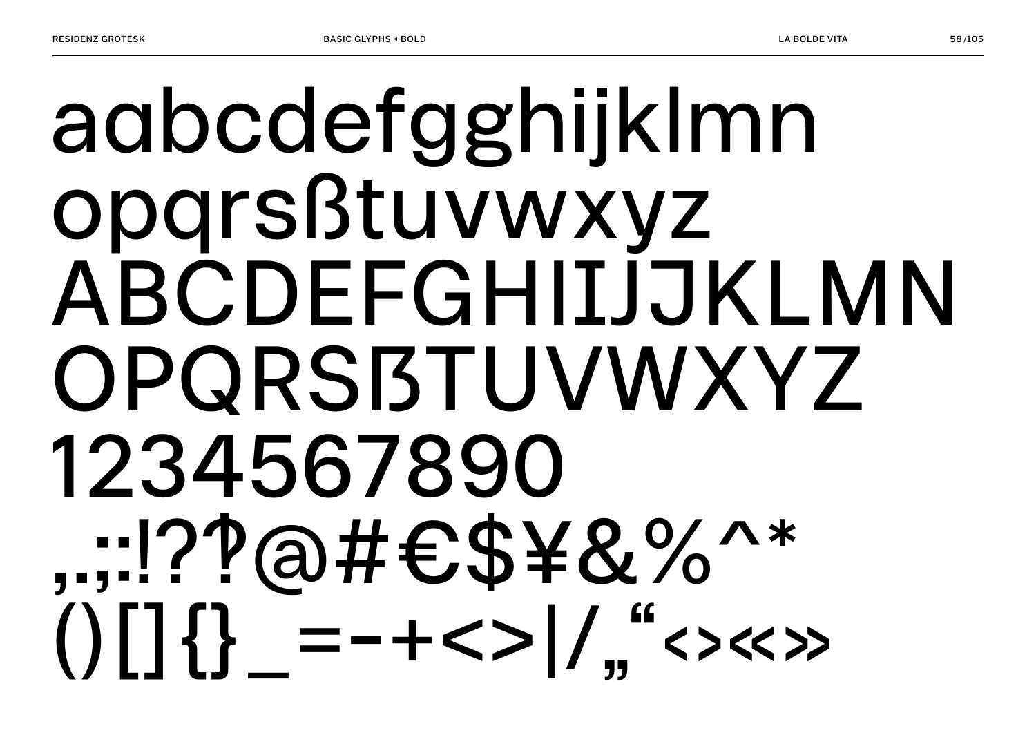aɑbcdefgghijklmn
opqrsßtuvwxyz
ABCDEFGHIIJJKLMN
OPQRSẞTUVWXYZ
1234567890
,.;:!?‽@#€$¥&%^*
()[]{}_=−+<>|/„“‹›«»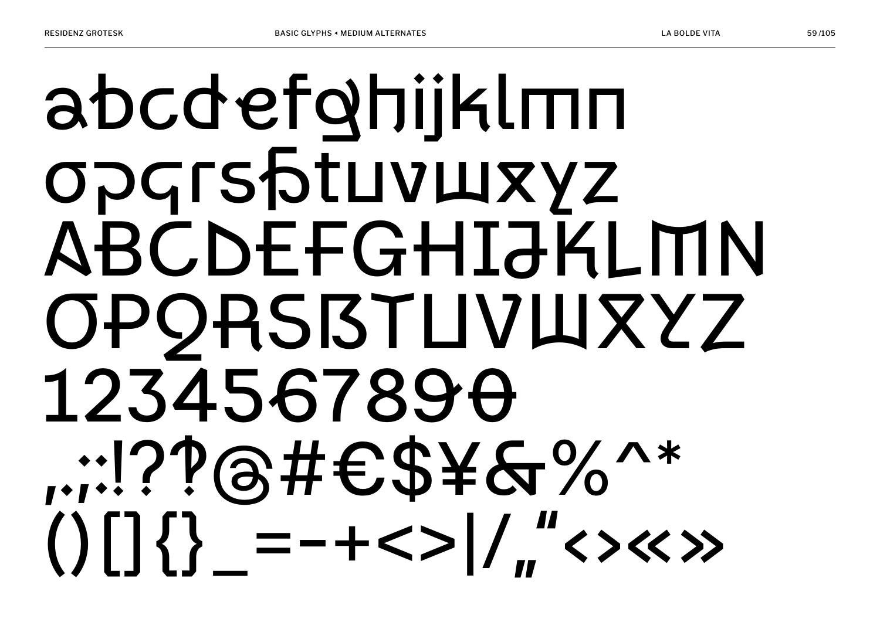abcdefghijklmn
opqrsßtuvwxyz
ABCDEFGHIJKLMN
OPQRSẞTUVWXYZ
1234567890
.,:;!?‽@#€$¥&%^*
()[]{}_=-+<>|/„"‹›«»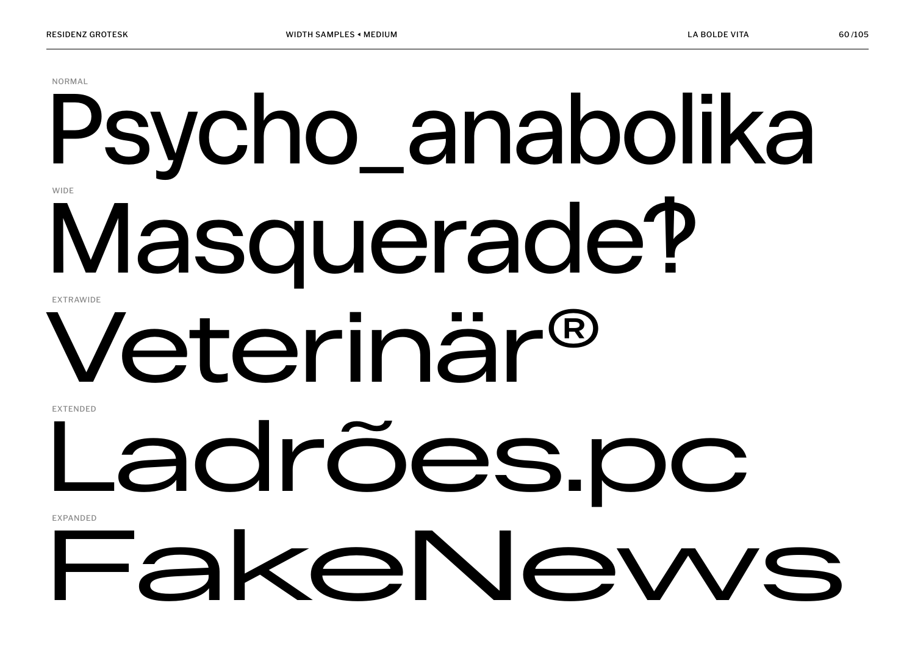NORMAL

Psycho_anabolika

WIDE

Masquerade‽

EXTRAWIDE

Veterinär®

EXTENDED

Ladrões.pc

EXPANDED

FakeNews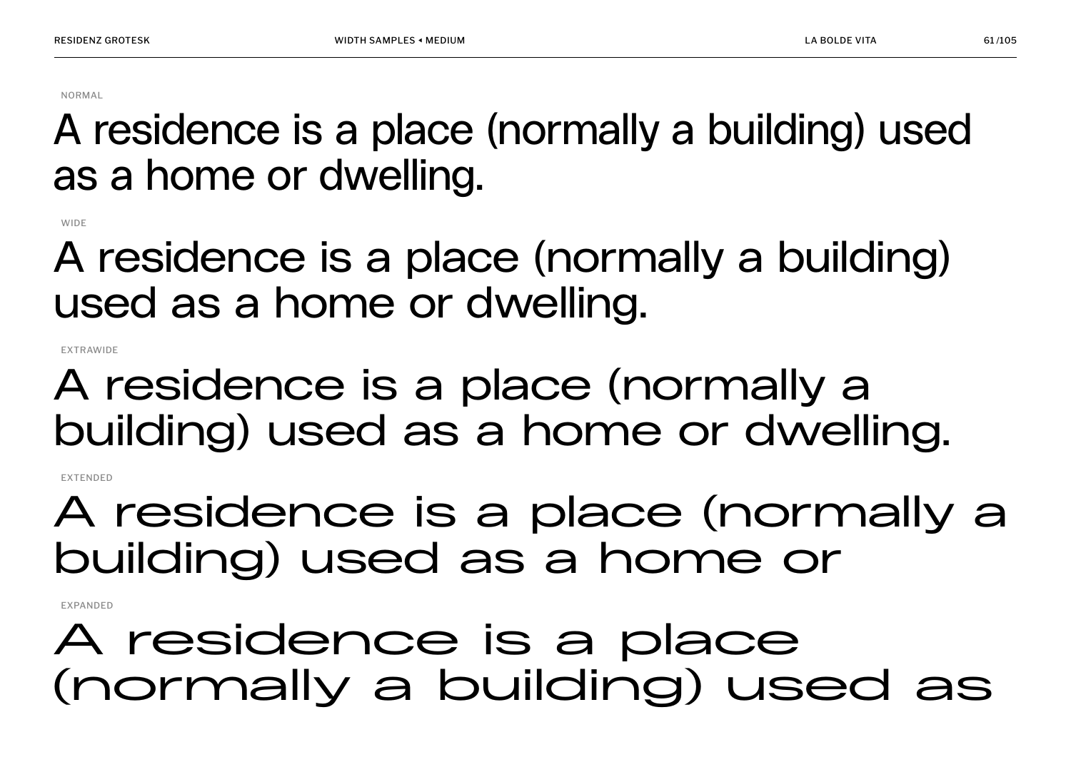NORMAL

A residence is a place (normally a building) used as a home or dwelling.

WIDE

A residence is a place (normally a building) used as a home or dwelling.

EXTRAWIDE

A residence is a place (normally a building) used as a home or dwelling.

EXTENDED

A residence is a place (normally a building) used as a home or

EXPANDED

A residence is a place (normally a building) used as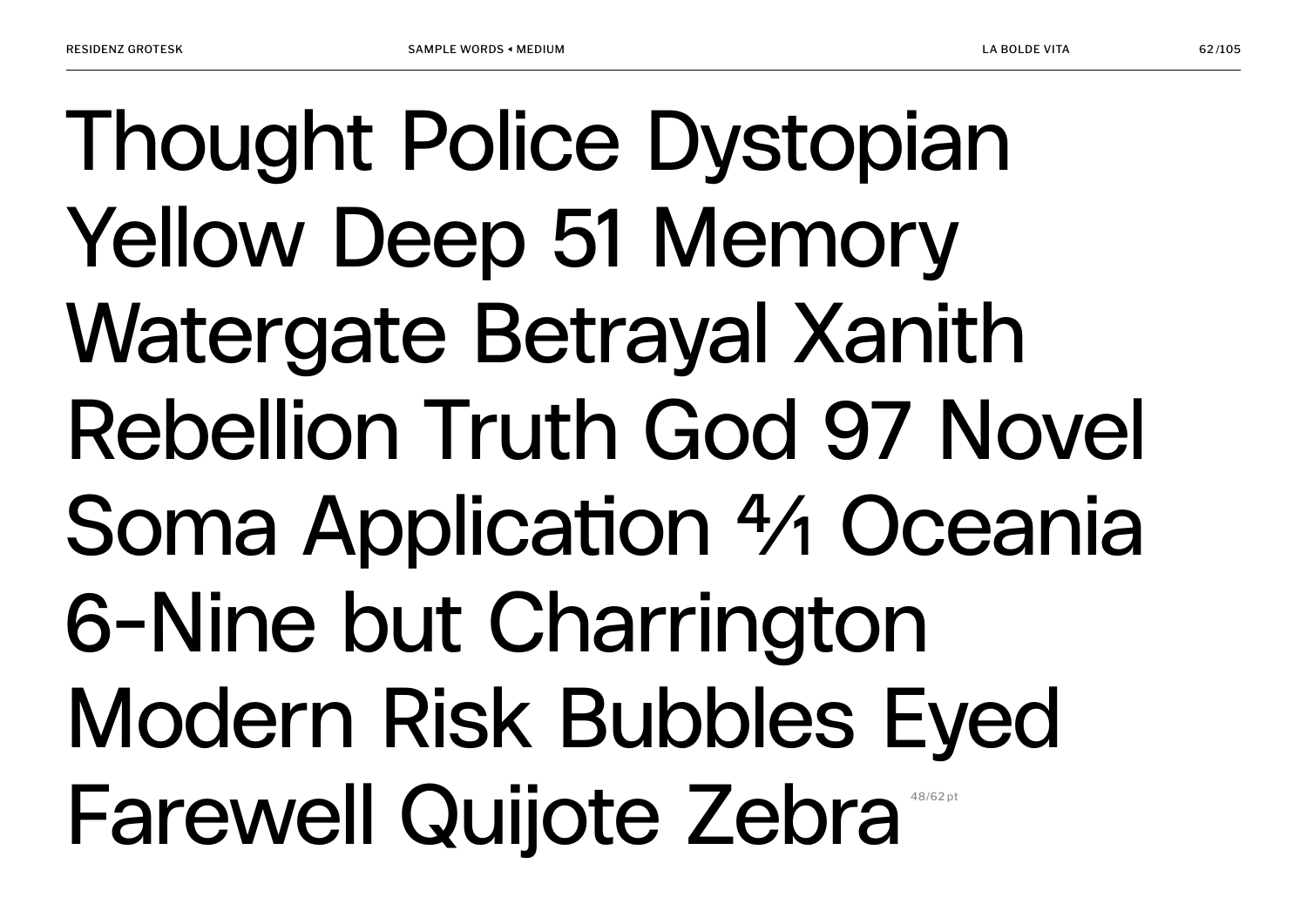Thought Police Dystopian
Yellow Deep 51 Memory
Watergate Betrayal Xanith
Rebellion Truth God 97 Novel
Soma Application ⁴⁄₁ Oceania
6-Nine but Charrington
Modern Risk Bubbles Eyed
Farewell Quijote Zebra

48/62 pt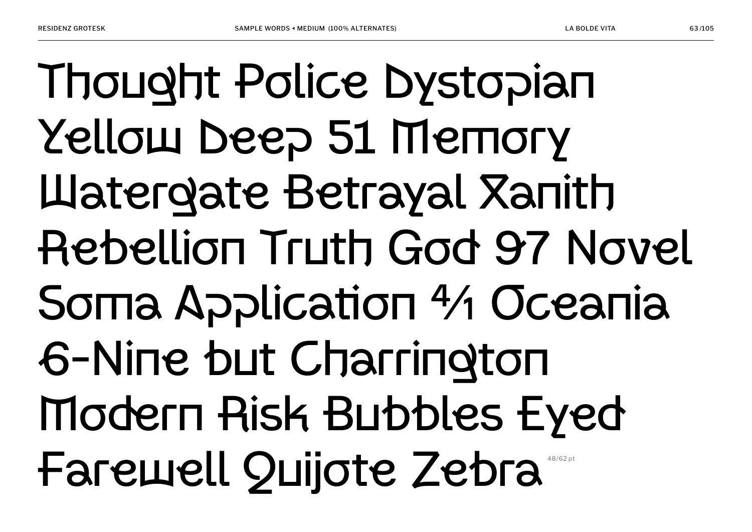Thought Police Dystopian
Yellow Deep 51 Memory
Watergate Betrayal Xanith
Rebellion Truth God 97 Novel
Soma Application 4/1 Oceania
6-Nine but Charrington
Modern Risk Bubbles Eyed
Farewell Quijote Zebra

48/62 pt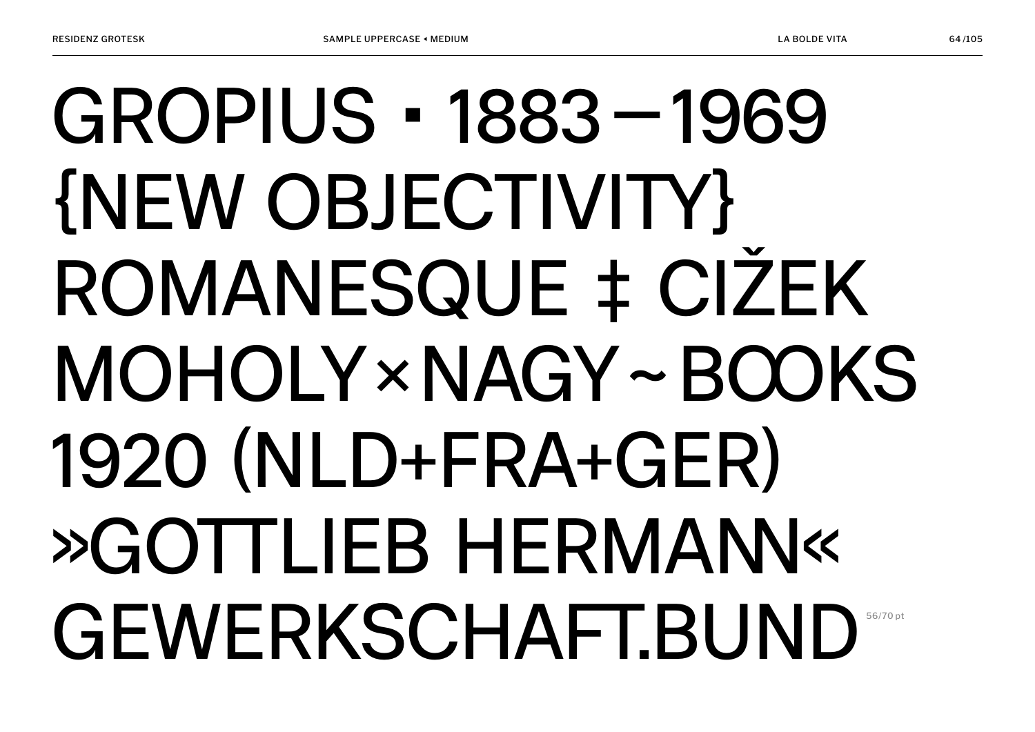GROPIUS ▪ 1883—1969
{NEW OBJECTIVITY}
ROMANESQUE ‡ CIŽEK
MOHOLY×NAGY~BOOKS
1920 (NLD+FRA+GER)
»GOTTLIEB HERMANN«
GEWERKSCHAFT.BUND

56/70 pt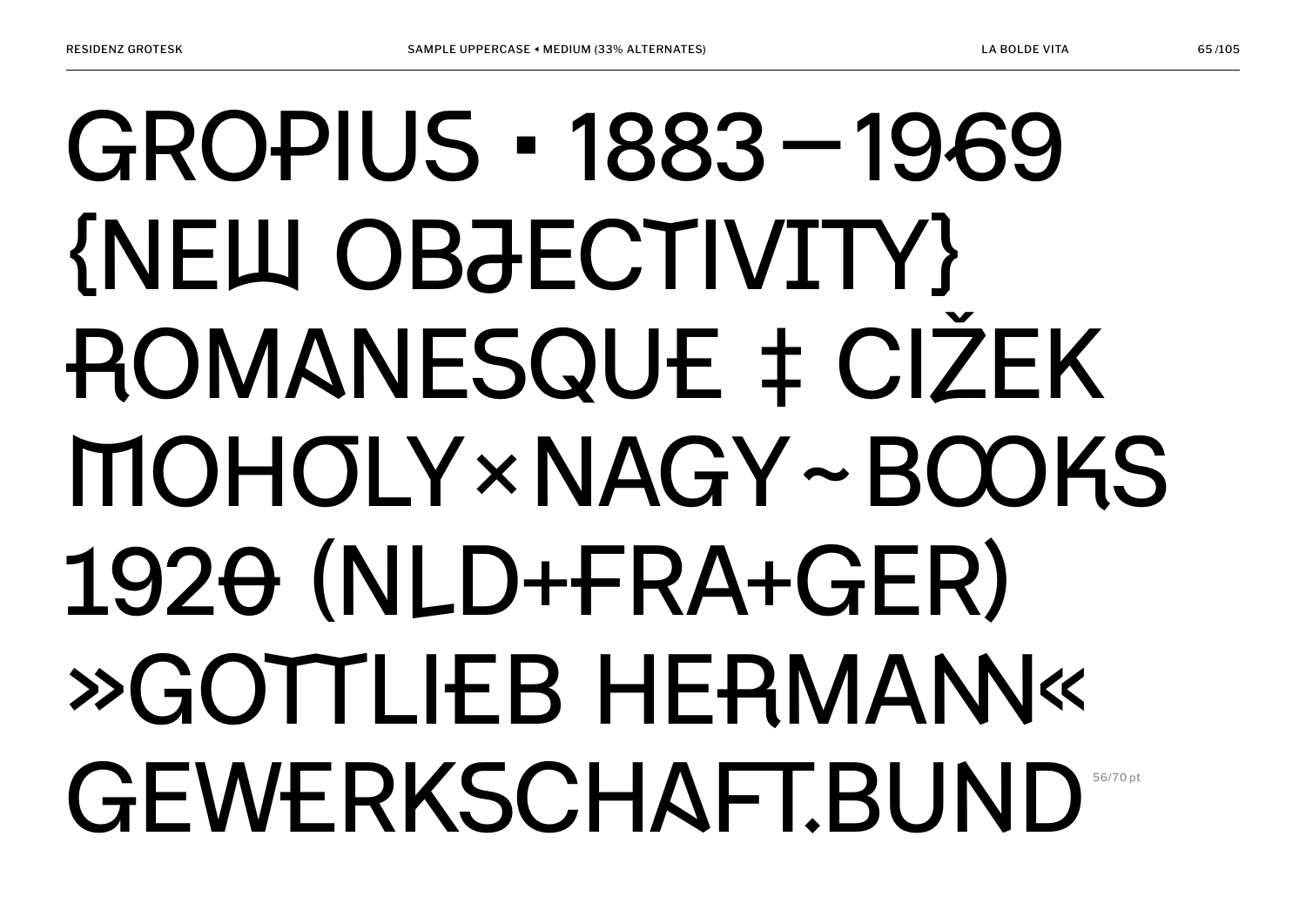GROPIUS · 1883–1969
{NEW OBJECTIVITY}
ROMANESQUE ‡ CIŽEK
MOHOLY×NAGY~BOOKS
1920 (NLD+FRA+GER)
»GOTTLIEB HERMANN«
GEWERKSCHAFT.BUND

56/70 pt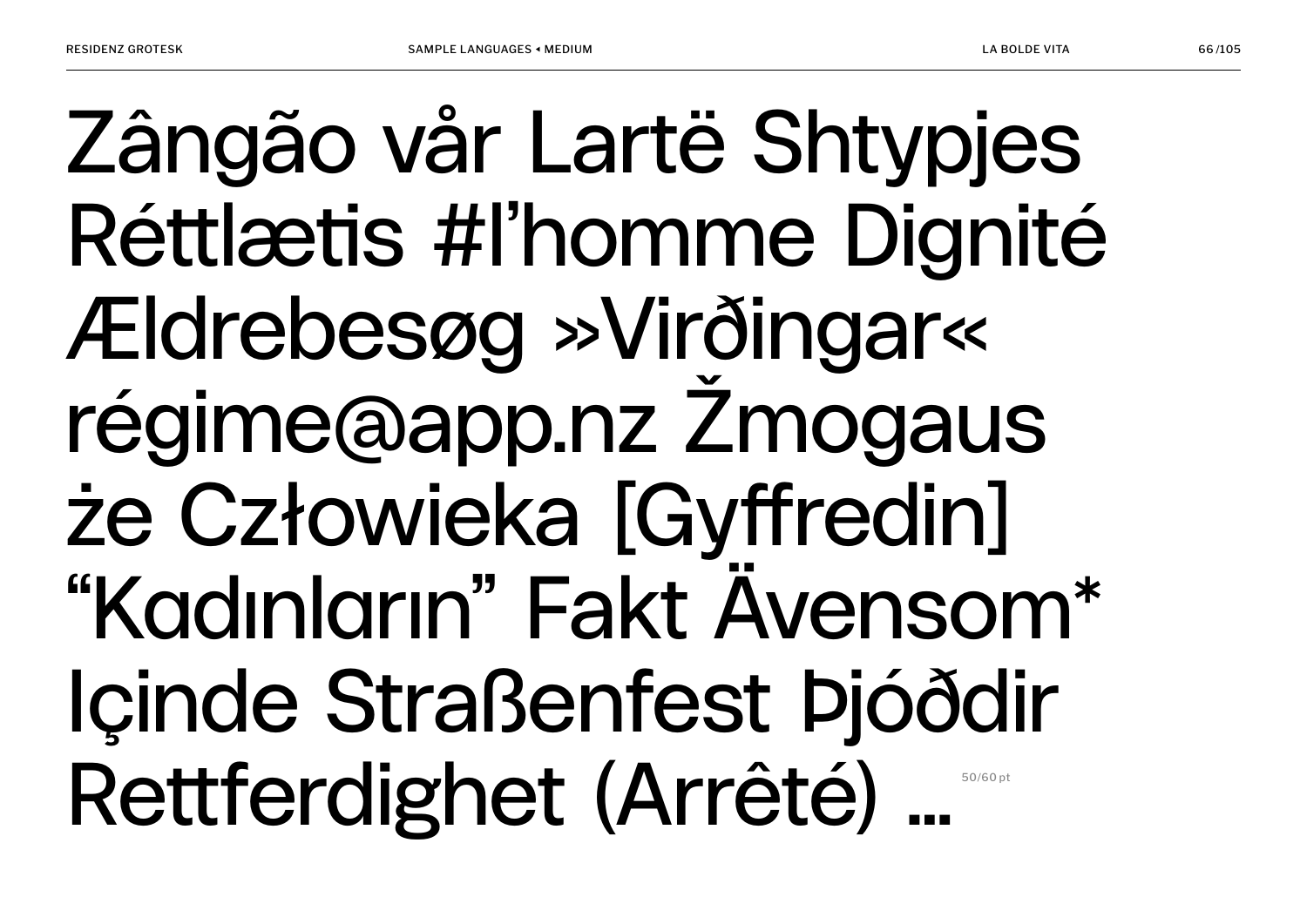Zângão vår Lartë Shtypjes
Réttlætis #l’homme Dignité
Ældrebesøg »Virðingar«
régime@app.nz Žmogaus
że Człowieka [Gyffredin]
“Kadınların” Fakt Ävensom*
Içinde Straßenfest Þjóðdir
Rettferdighet (Arrêté) …

50/60 pt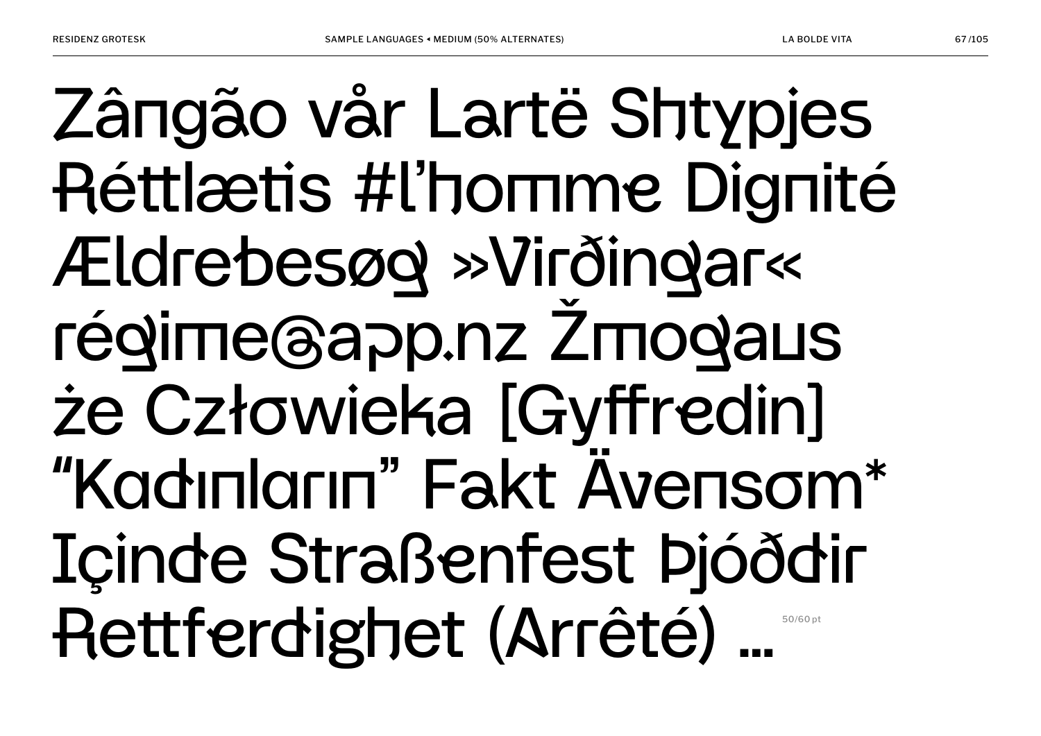Zângão vår Lartë Shtypjes
Réttlætis #l’homme Dignité
Ældrebesøg »Virðingar«
régime@app.nz Žmogaus
że Człowieka [Gyffredin]
“Kadınların” Fakt Ävensom*
Içinde Straßenfest Þjóððir
Rettferdighet (Arrêté) …

50/60 pt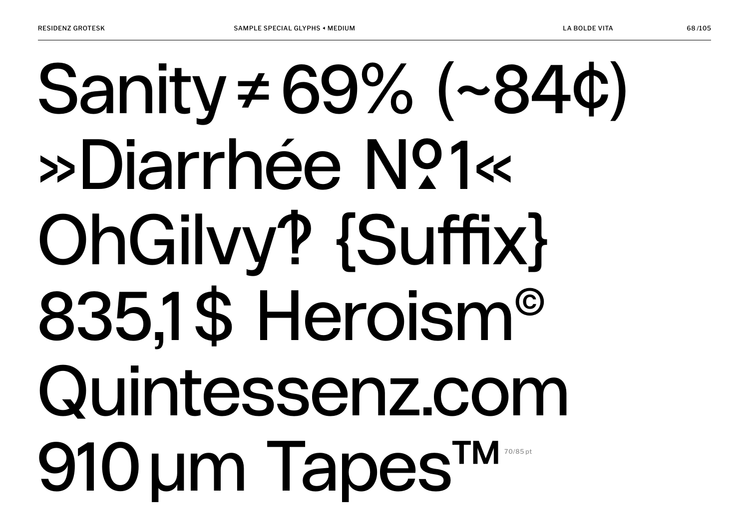Sanity ≠ 69% (~84¢)

»Diarrhée №1«

OhGilvy‽ {Suffix}

835,1 $ Heroism©

Quintessenz.com

910 µm Tapes™ 70/85 pt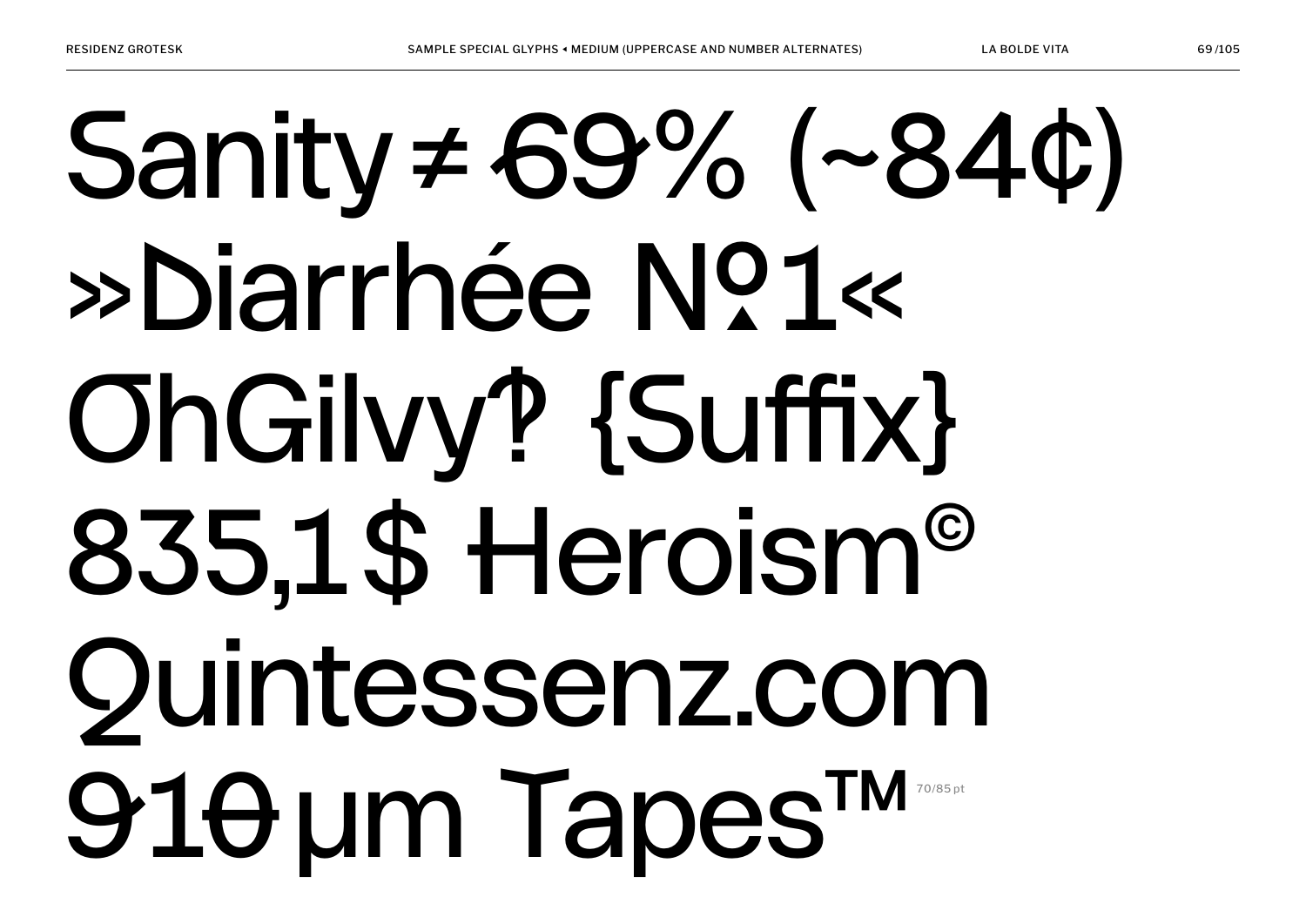Sanity ≠ 69% (~84¢)
»Diarrhée №1«
OhGilvy‽ {Suffix}
835,1$ Heroism©
Quintessenz.com
910 µm Tapes™ 70/85 pt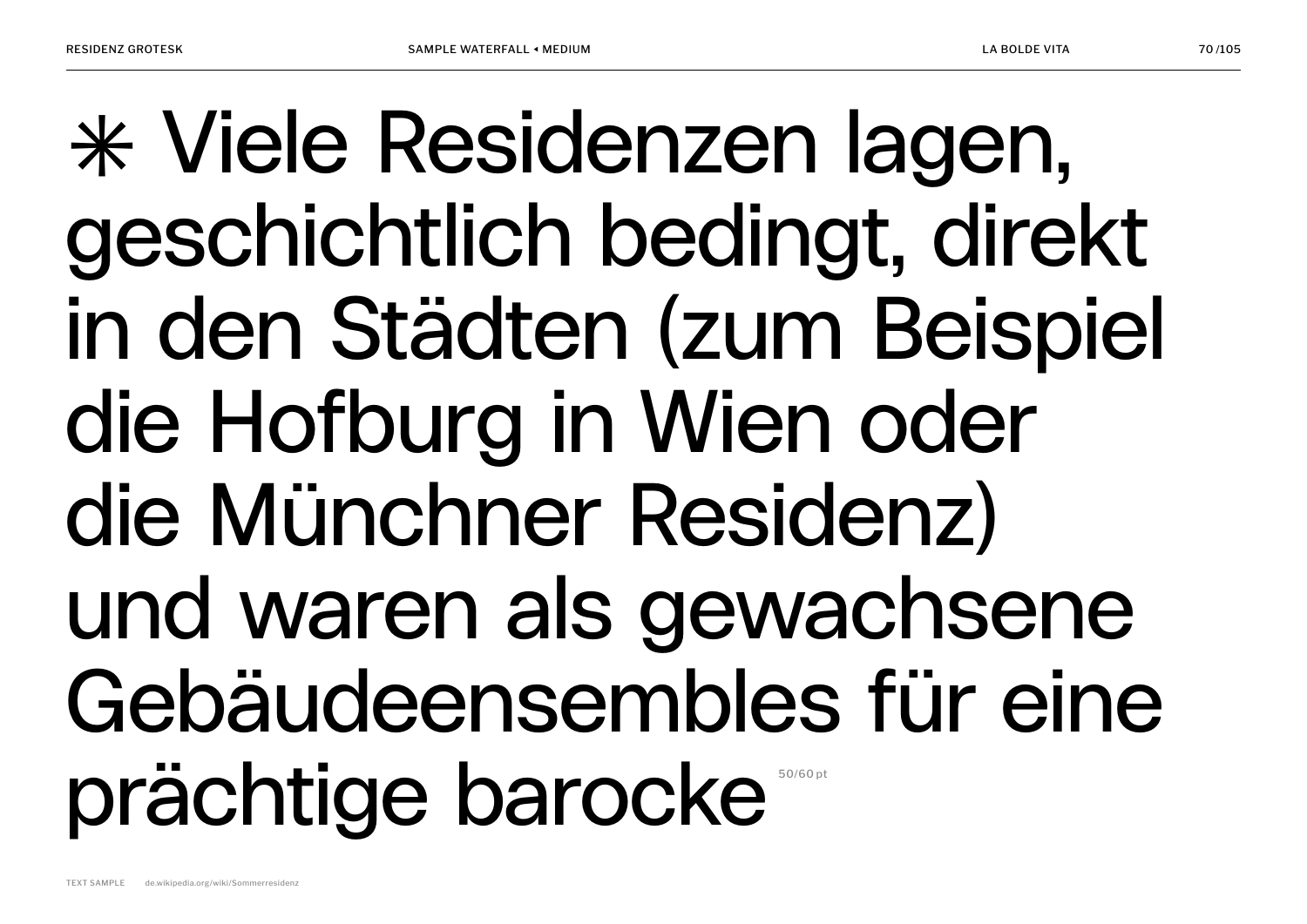✳ Viele Residenzen lagen, geschichtlich bedingt, direkt in den Städten (zum Beispiel die Hofburg in Wien oder die Münchner Residenz) und waren als gewachsene Gebäudeensembles für eine prächtige barocke

50/60 pt

TEXT SAMPLE de.wikipedia.org/wiki/Sommerresidenz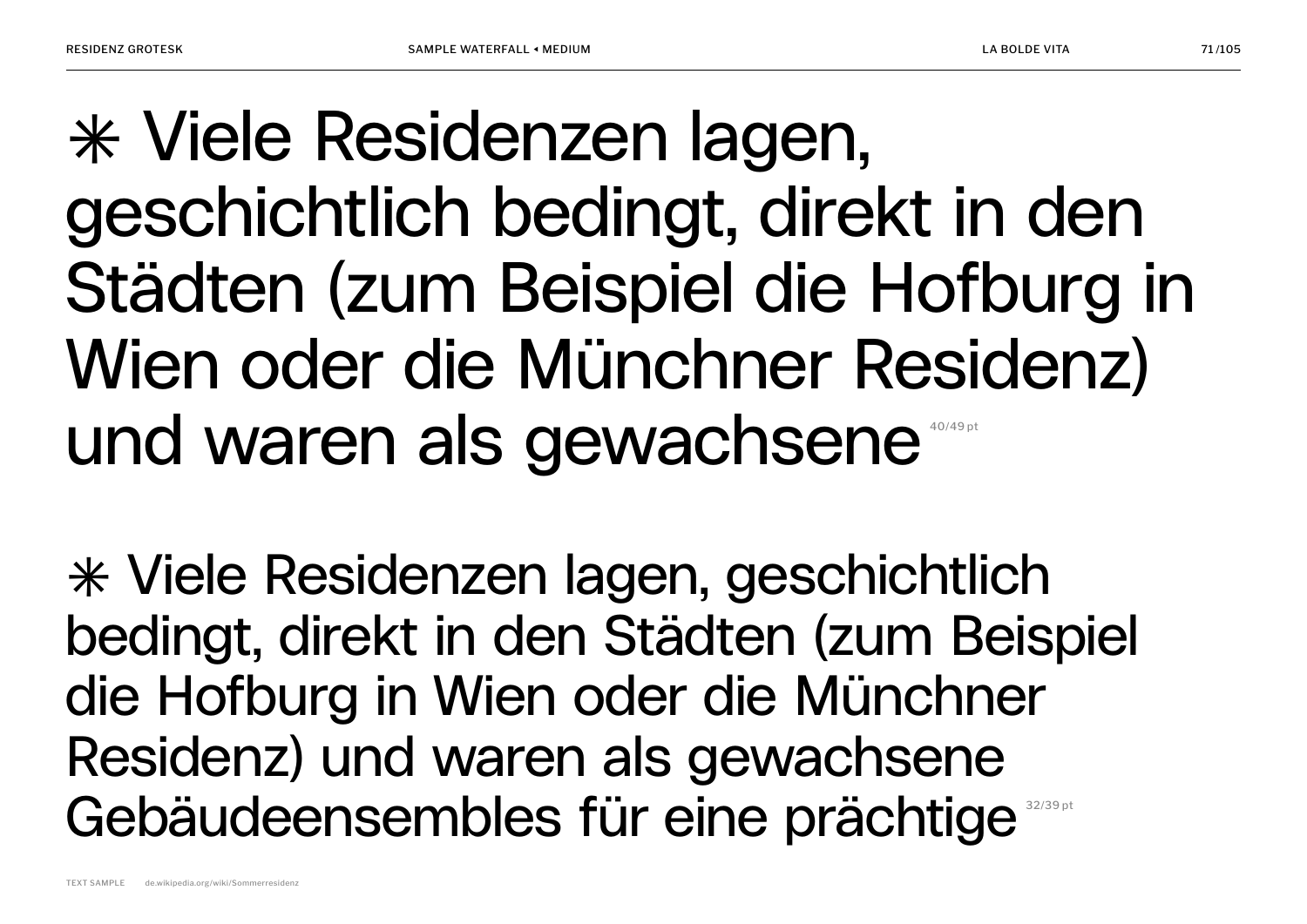✳ Viele Residenzen lagen, geschichtlich bedingt, direkt in den Städten (zum Beispiel die Hofburg in Wien oder die Münchner Residenz) und waren als gewachsene 40/49 pt

✳ Viele Residenzen lagen, geschichtlich bedingt, direkt in den Städten (zum Beispiel die Hofburg in Wien oder die Münchner Residenz) und waren als gewachsene Gebäudeensembles für eine prächtige 32/39 pt

TEXT SAMPLE de.wikipedia.org/wiki/Sommerresidenz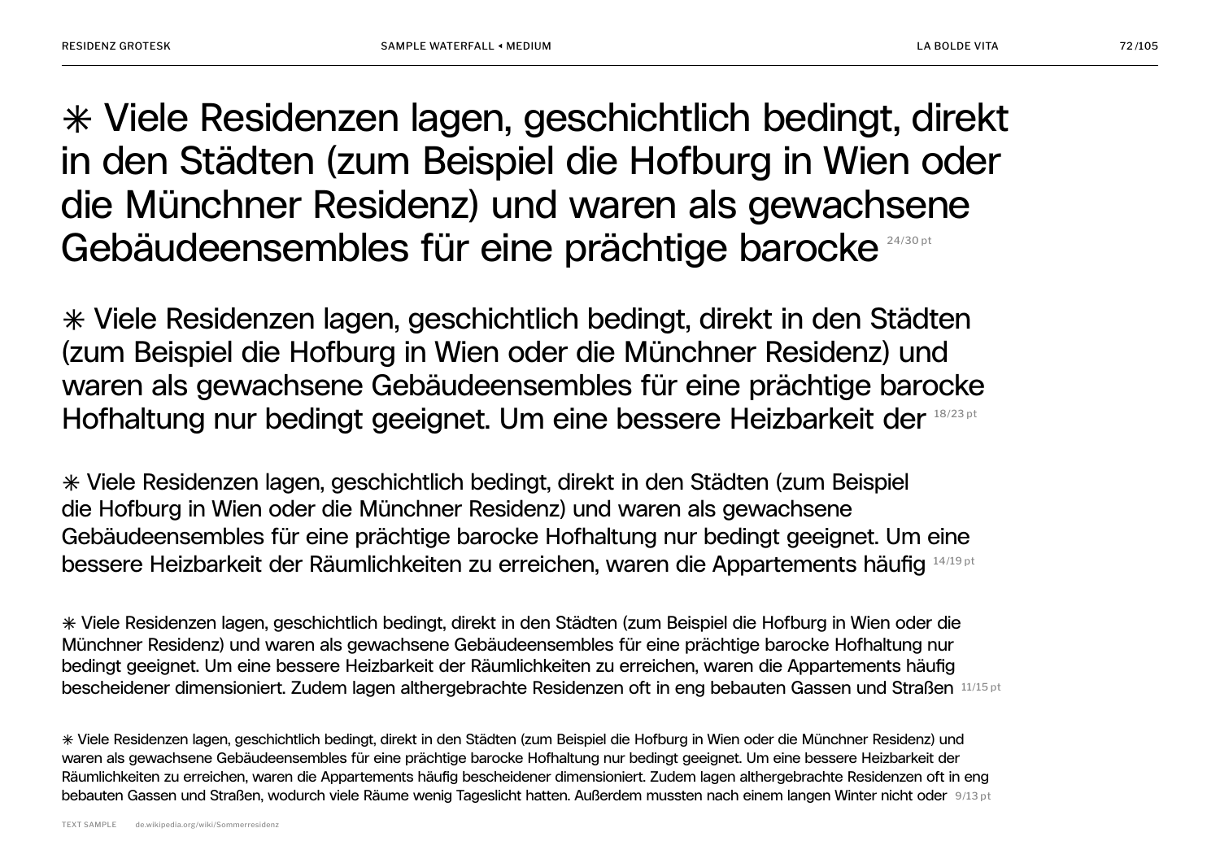✳ Viele Residenzen lagen, geschichtlich bedingt, direkt in den Städten (zum Beispiel die Hofburg in Wien oder die Münchner Residenz) und waren als gewachsene Gebäudeensembles für eine prächtige barocke 24/30 pt

✳ Viele Residenzen lagen, geschichtlich bedingt, direkt in den Städten (zum Beispiel die Hofburg in Wien oder die Münchner Residenz) und waren als gewachsene Gebäudeensembles für eine prächtige barocke Hofhaltung nur bedingt geeignet. Um eine bessere Heizbarkeit der 18/23 pt

✳ Viele Residenzen lagen, geschichtlich bedingt, direkt in den Städten (zum Beispiel die Hofburg in Wien oder die Münchner Residenz) und waren als gewachsene Gebäudeensembles für eine prächtige barocke Hofhaltung nur bedingt geeignet. Um eine bessere Heizbarkeit der Räumlichkeiten zu erreichen, waren die Appartements häufig 14/19 pt

✳ Viele Residenzen lagen, geschichtlich bedingt, direkt in den Städten (zum Beispiel die Hofburg in Wien oder die Münchner Residenz) und waren als gewachsene Gebäudeensembles für eine prächtige barocke Hofhaltung nur bedingt geeignet. Um eine bessere Heizbarkeit der Räumlichkeiten zu erreichen, waren die Appartements häufig bescheidener dimensioniert. Zudem lagen althergebrachte Residenzen oft in eng bebauten Gassen und Straßen 11/15 pt

✳ Viele Residenzen lagen, geschichtlich bedingt, direkt in den Städten (zum Beispiel die Hofburg in Wien oder die Münchner Residenz) und waren als gewachsene Gebäudeensembles für eine prächtige barocke Hofhaltung nur bedingt geeignet. Um eine bessere Heizbarkeit der Räumlichkeiten zu erreichen, waren die Appartements häufig bescheidener dimensioniert. Zudem lagen althergebrachte Residenzen oft in eng bebauten Gassen und Straßen, wodurch viele Räume wenig Tageslicht hatten. Außerdem mussten nach einem langen Winter nicht oder 9/13 pt

TEXT SAMPLE de.wikipedia.org/wiki/Sommerresidenz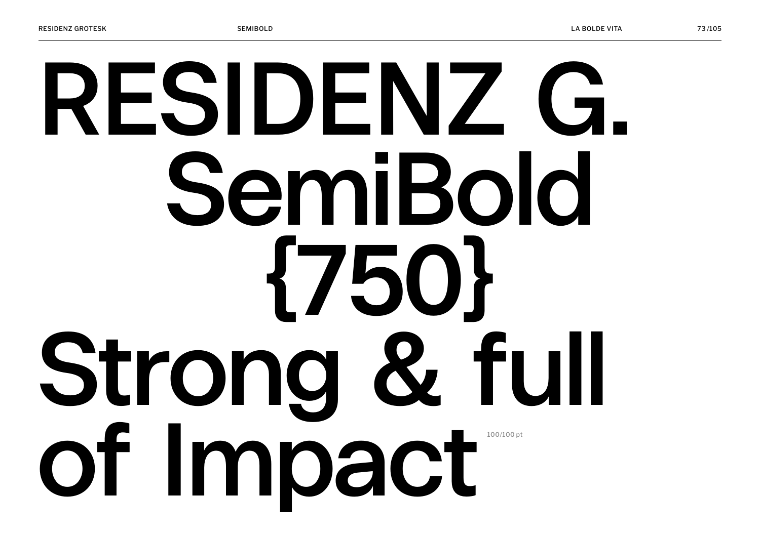RESIDENZ G.
SemiBold
{750}
Strong & full
of Impact

100/100 pt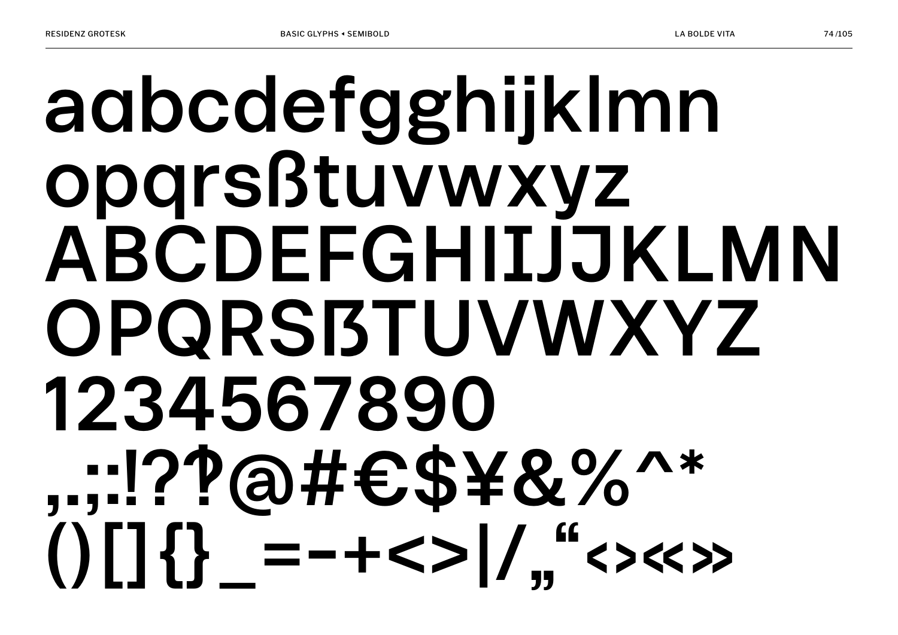aɑbcdefgɡhiijklmn
opqrsßtuvwxyz
ABCDEFGHIIJJKLMN
OPQRSẞTUVWXYZ
1234567890
,.;:!?‽@#€$¥&%^*
()[]{}_=-+<>|/„“‹›«»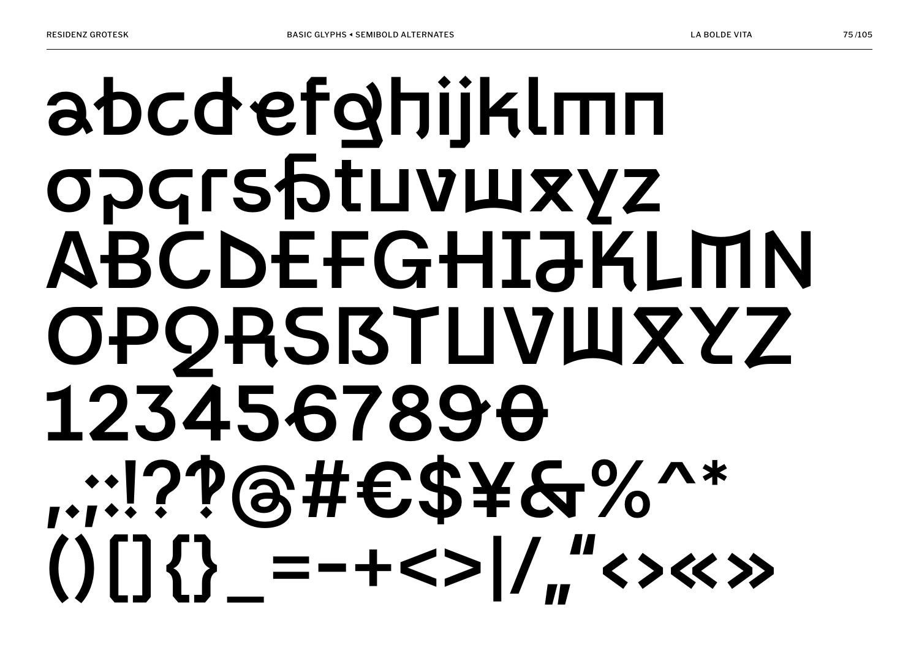abcdefghijklmn
opqrsßtuvwxyz
ABCDEFGHIJKLMN
OPQRSẞTUVWXYZ
1234567890
,.;:!??@#€$¥&%^*
()[]{}_=-+<>|/„"‹›«»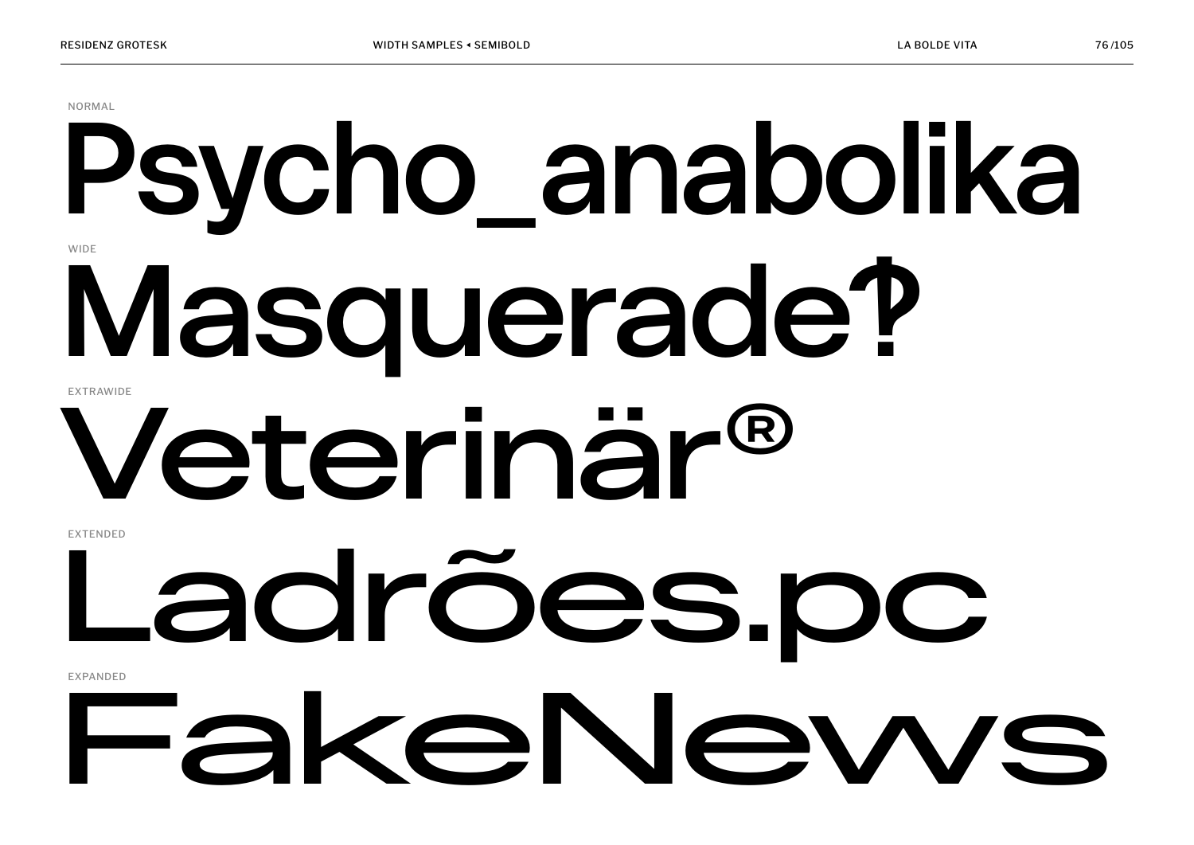NORMAL

Psycho_anabolika

WIDE

Masquerade‽

EXTRAWIDE

Veterinär®

EXTENDED

Ladrões.pc

EXPANDED

FakeNews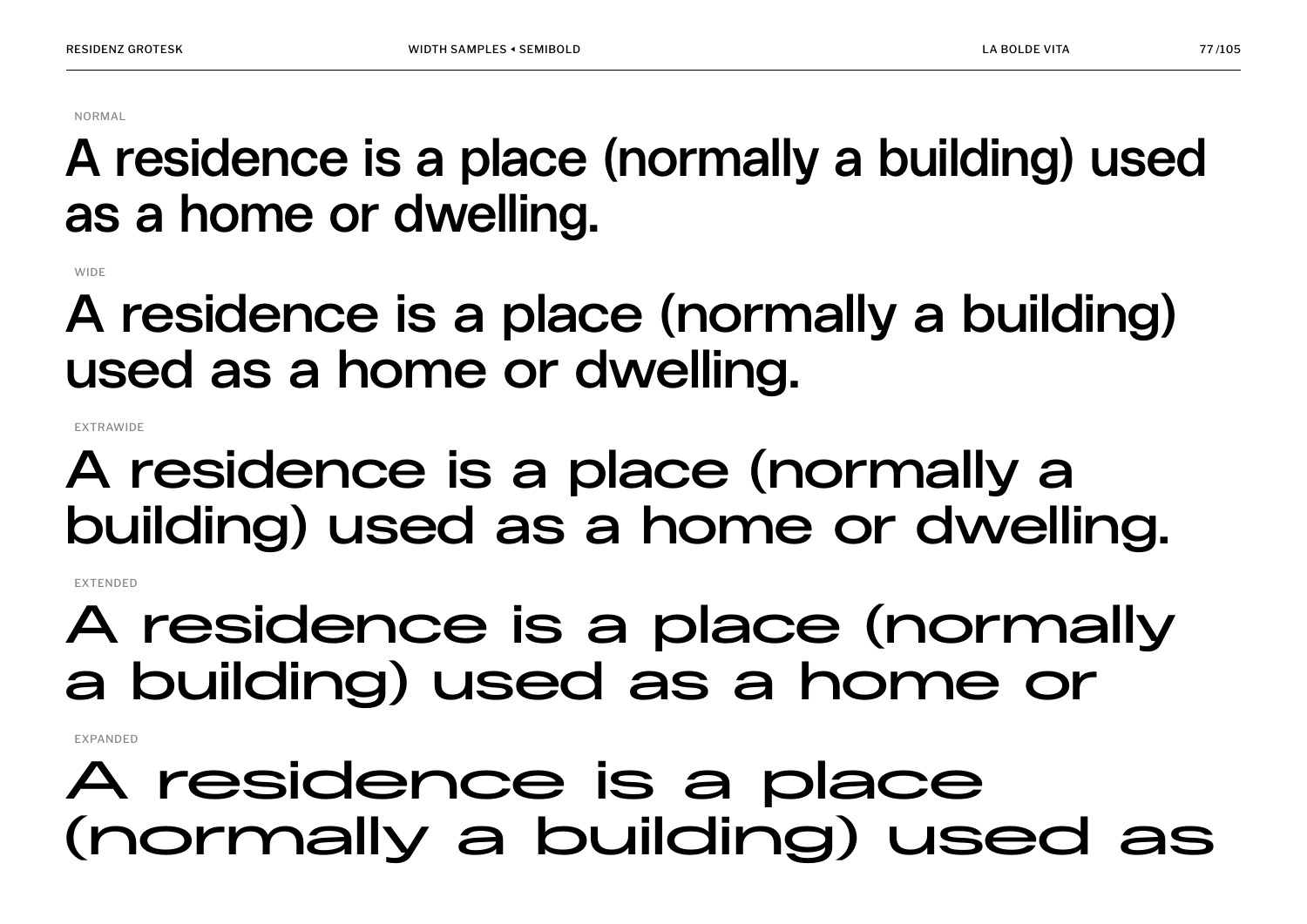NORMAL

A residence is a place (normally a building) used as a home or dwelling.

WIDE

A residence is a place (normally a building) used as a home or dwelling.

EXTRAWIDE

A residence is a place (normally a building) used as a home or dwelling.

EXTENDED

A residence is a place (normally a building) used as a home or

EXPANDED

A residence is a place (normally a building) used as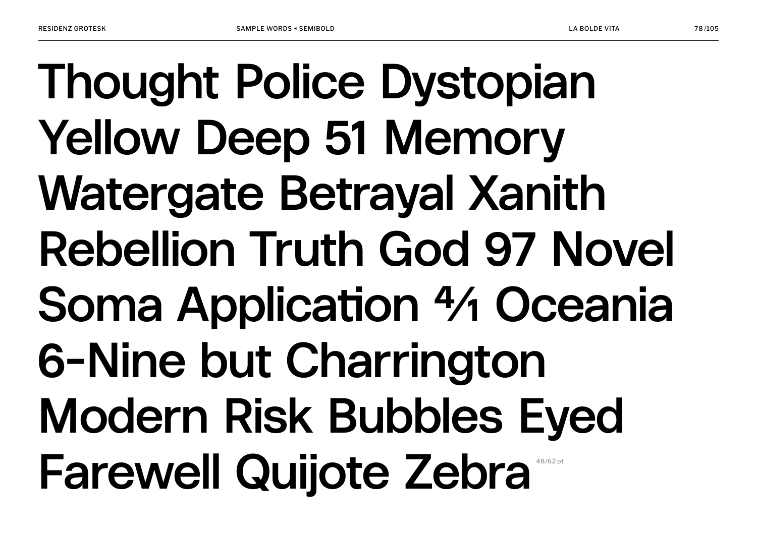Thought Police Dystopian
Yellow Deep 51 Memory
Watergate Betrayal Xanith
Rebellion Truth God 97 Novel
Soma Application ⁴⁄₁ Oceania
6-Nine but Charrington
Modern Risk Bubbles Eyed
Farewell Quijote Zebra

48/62 pt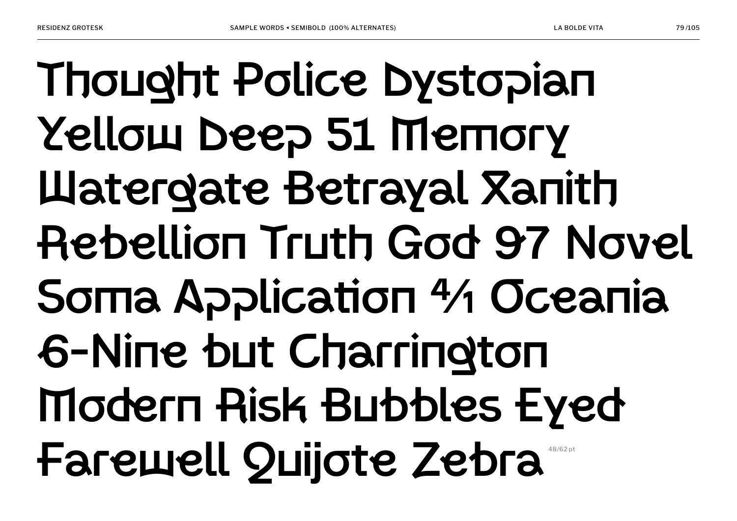Thought Police Dystopian
Yellow Deep 51 Memory
Watergate Betrayal Xanith
Rebellion Truth God 97 Novel
Soma Application 4/1 Oceania
6-Nine but Charrington
Modern Risk Bubbles Eyed
Farewell Quijote Zebra

48/62 pt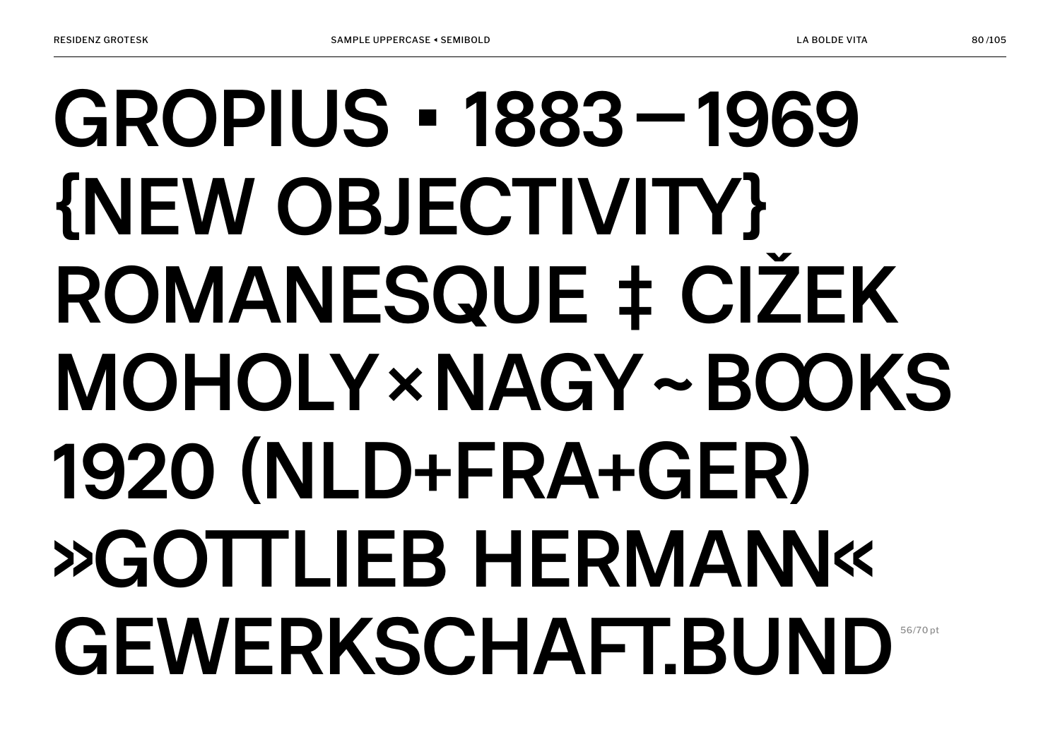GROPIUS ▪ 1883—1969
{NEW OBJECTIVITY}
ROMANESQUE ‡ CIŽEK
MOHOLY×NAGY~BOOKS
1920 (NLD+FRA+GER)
»GOTTLIEB HERMANN«
GEWERKSCHAFT.BUND

56/70 pt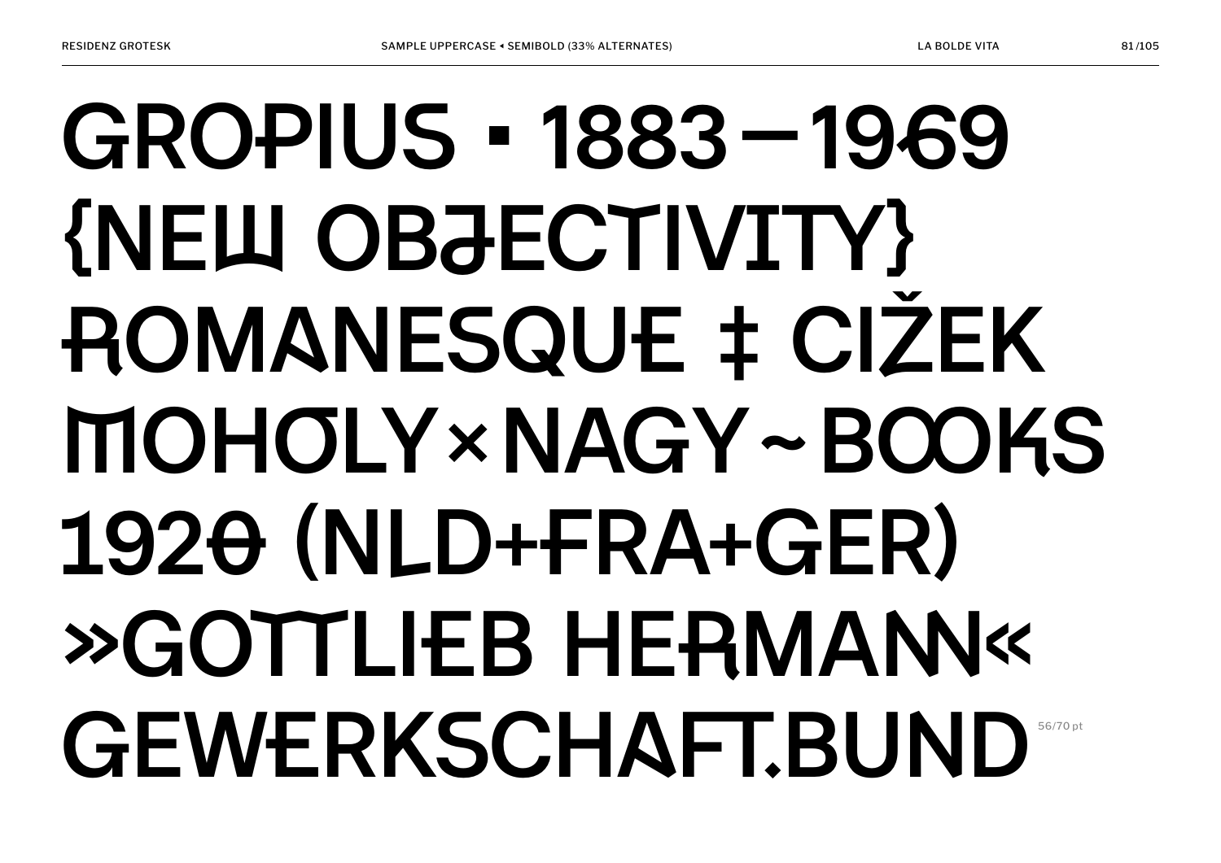GROPIUS ▪ 1883–1969
{NEW OBJECTIVITY}
ROMANESQUE ‡ CIŽEK
MOHOLY×NAGY~BOOKS
1920 (NLD+FRA+GER)
»GOTTLIEB HERMANN«
GEWERKSCHAFT.BUND

56/70 pt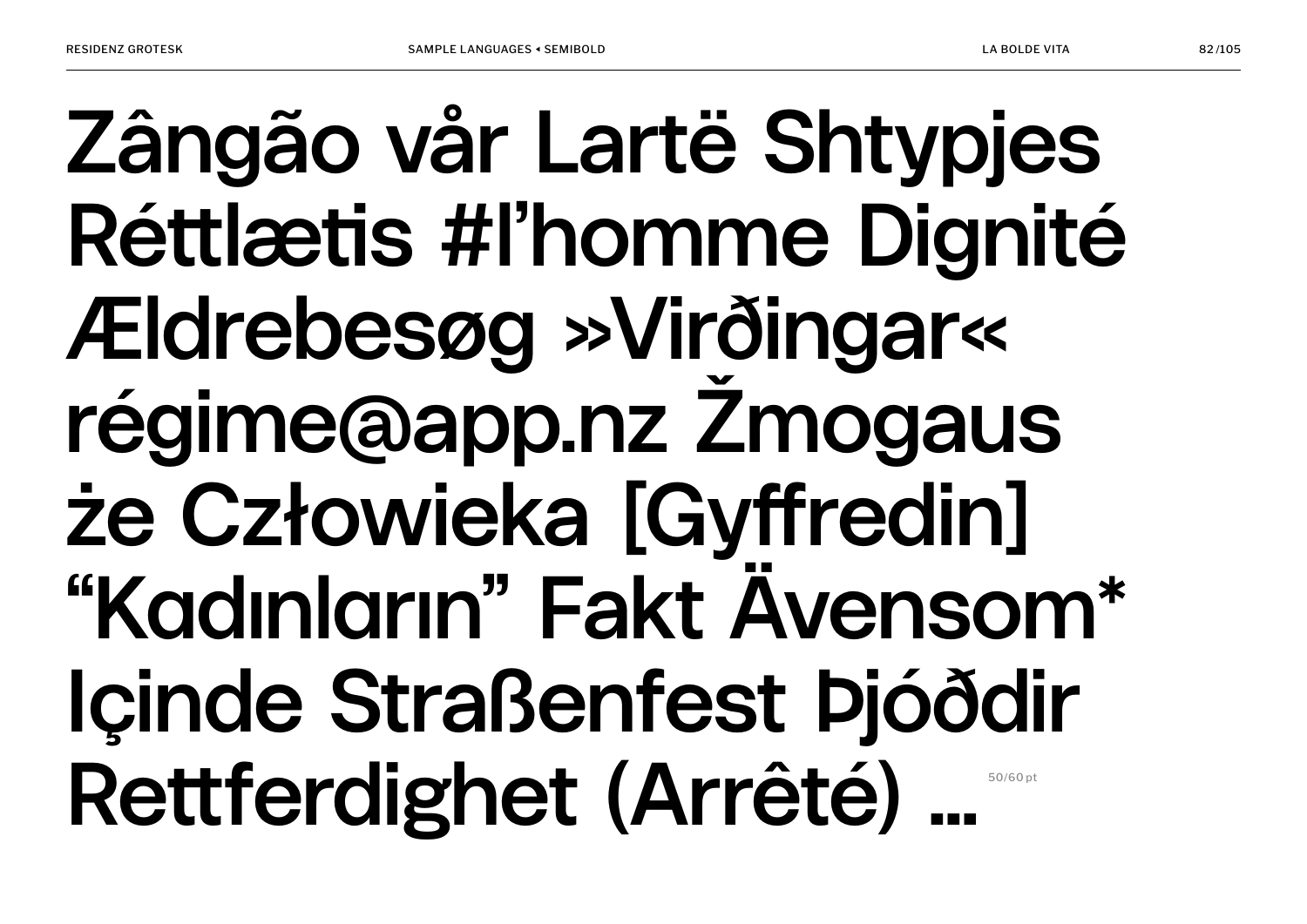Zângão vår Lartë Shtypjes
Réttlætis #l'homme Dignité
Ældrebesøg »Virðingar«
régime@app.nz Žmogaus
że Człowieka [Gyffredin]
"Kadınların" Fakt Ävensom*
Içinde Straßenfest Þjóðdir
Rettferdighet (Arrêté) … 50/60 pt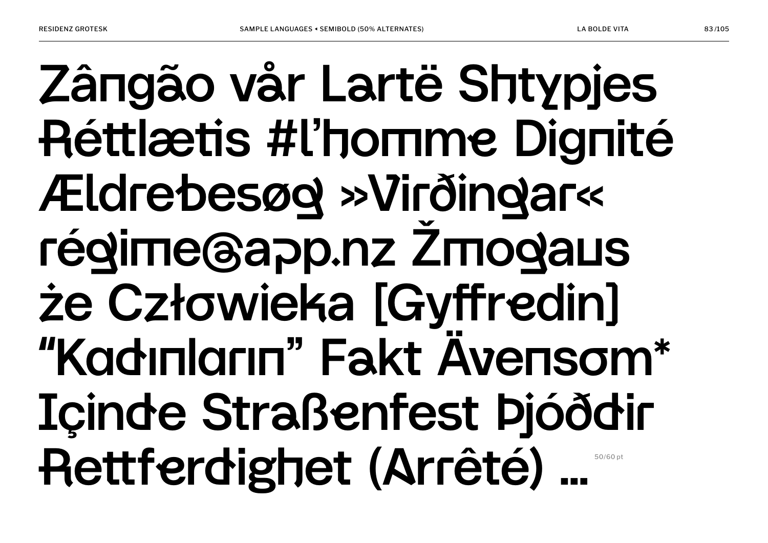Zângão vår Lartë Shtypjes
Réttlætis #l’homme Dignité
Ældrebesøg »Virðingar«
régime@app.nz Žmogaus
że Człowieka [Gyffredin]
“Kadınların” Fakt Ävensom*
Içinde Straßenfest Þjóððir
Rettferdighet (Arrêté) …

50/60 pt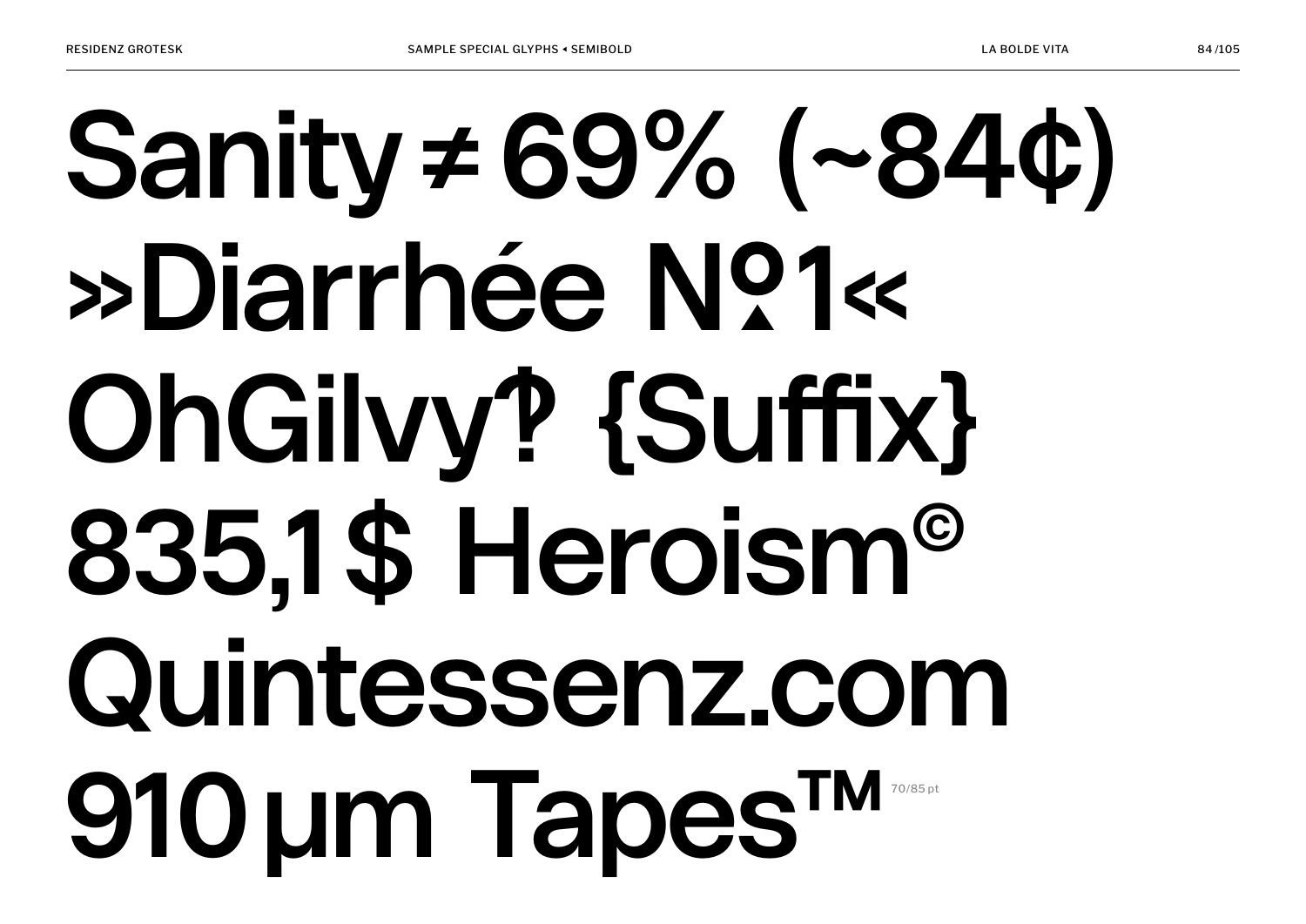Sanity ≠ 69% (~84¢)
»Diarrhée №1«
OhGilvy‽ {Suffix}
835,1$ Heroism©
Quintessenz.com
910 µm Tapes™ 70/85 pt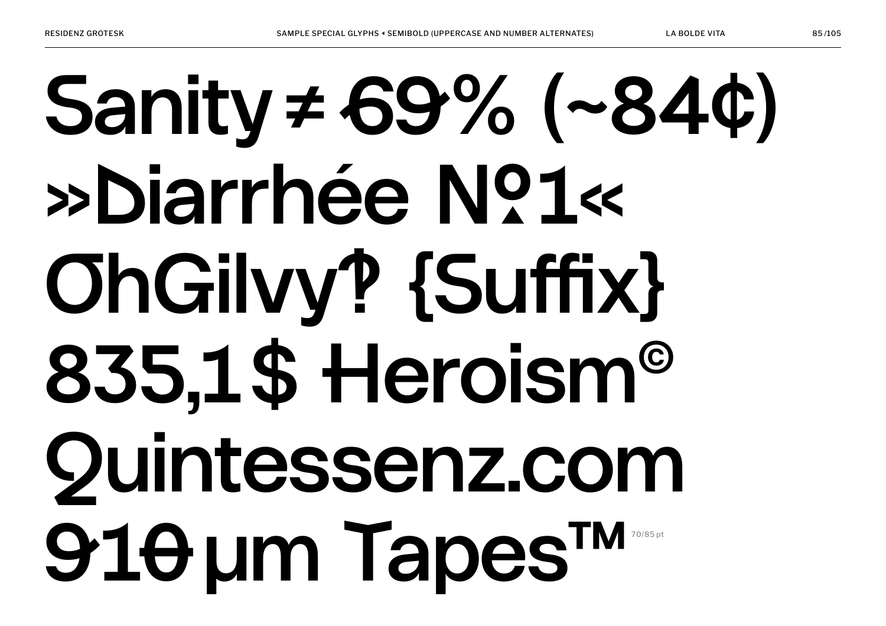Sanity ≠ 69% (~84¢)
»Diarrhée №1«
OhGilvy‽ {Suffix}
835,1$ Heroism©
Quintessenz.com
910 µm Tapes™

70/85 pt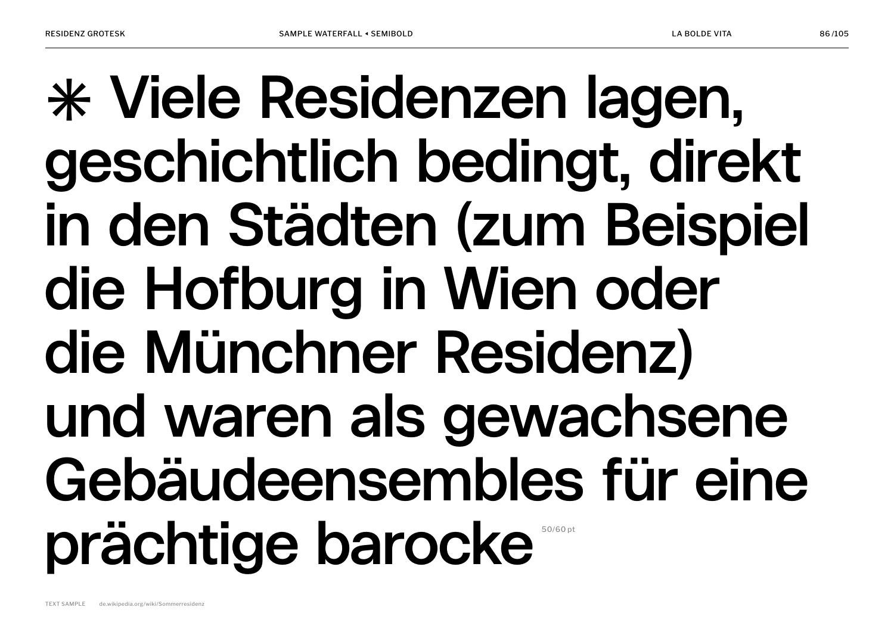✳ Viele Residenzen lagen, geschichtlich bedingt, direkt in den Städten (zum Beispiel die Hofburg in Wien oder die Münchner Residenz) und waren als gewachsene Gebäudeensembles für eine prächtige barocke

50/60 pt

TEXT SAMPLE de.wikipedia.org/wiki/Sommerresidenz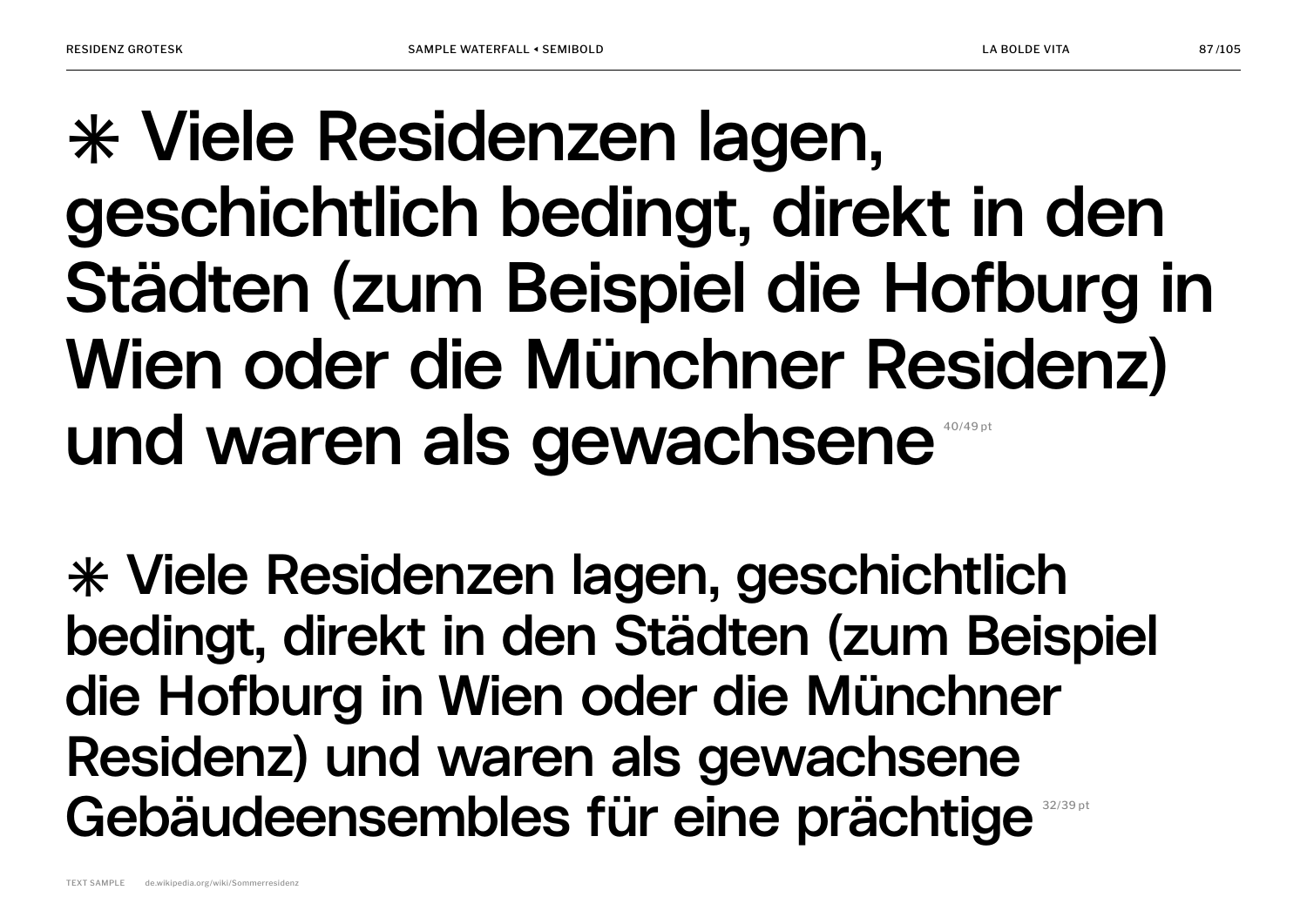✳ Viele Residenzen lagen, geschichtlich bedingt, direkt in den Städten (zum Beispiel die Hofburg in Wien oder die Münchner Residenz) und waren als gewachsene 40/49 pt

✳ Viele Residenzen lagen, geschichtlich bedingt, direkt in den Städten (zum Beispiel die Hofburg in Wien oder die Münchner Residenz) und waren als gewachsene Gebäudeensembles für eine prächtige 32/39 pt

TEXT SAMPLE de.wikipedia.org/wiki/Sommerresidenz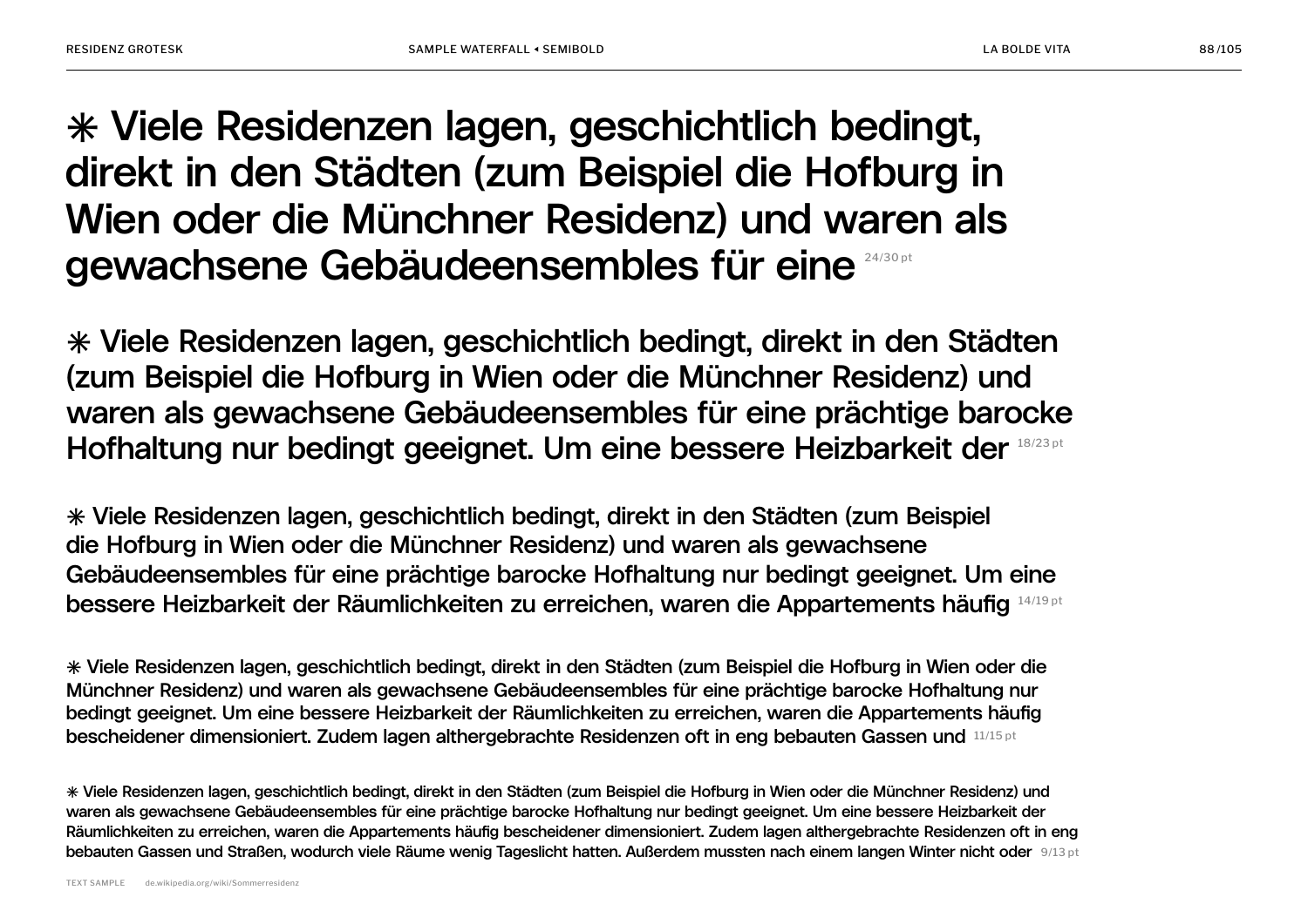⁕ Viele Residenzen lagen, geschichtlich bedingt, direkt in den Städten (zum Beispiel die Hofburg in Wien oder die Münchner Residenz) und waren als gewachsene Gebäudeensembles für eine 24/30 pt

⁕ Viele Residenzen lagen, geschichtlich bedingt, direkt in den Städten (zum Beispiel die Hofburg in Wien oder die Münchner Residenz) und waren als gewachsene Gebäudeensembles für eine prächtige barocke Hofhaltung nur bedingt geeignet. Um eine bessere Heizbarkeit der 18/23 pt

⁕ Viele Residenzen lagen, geschichtlich bedingt, direkt in den Städten (zum Beispiel die Hofburg in Wien oder die Münchner Residenz) und waren als gewachsene Gebäudeensembles für eine prächtige barocke Hofhaltung nur bedingt geeignet. Um eine bessere Heizbarkeit der Räumlichkeiten zu erreichen, waren die Appartements häufig 14/19 pt

⁕ Viele Residenzen lagen, geschichtlich bedingt, direkt in den Städten (zum Beispiel die Hofburg in Wien oder die Münchner Residenz) und waren als gewachsene Gebäudeensembles für eine prächtige barocke Hofhaltung nur bedingt geeignet. Um eine bessere Heizbarkeit der Räumlichkeiten zu erreichen, waren die Appartements häufig bescheidener dimensioniert. Zudem lagen althergebrachte Residenzen oft in eng bebauten Gassen und 11/15 pt

⁕ Viele Residenzen lagen, geschichtlich bedingt, direkt in den Städten (zum Beispiel die Hofburg in Wien oder die Münchner Residenz) und waren als gewachsene Gebäudeensembles für eine prächtige barocke Hofhaltung nur bedingt geeignet. Um eine bessere Heizbarkeit der Räumlichkeiten zu erreichen, waren die Appartements häufig bescheidener dimensioniert. Zudem lagen althergebrachte Residenzen oft in eng bebauten Gassen und Straßen, wodurch viele Räume wenig Tageslicht hatten. Außerdem mussten nach einem langen Winter nicht oder 9/13 pt

TEXT SAMPLE de.wikipedia.org/wiki/Sommerresidenz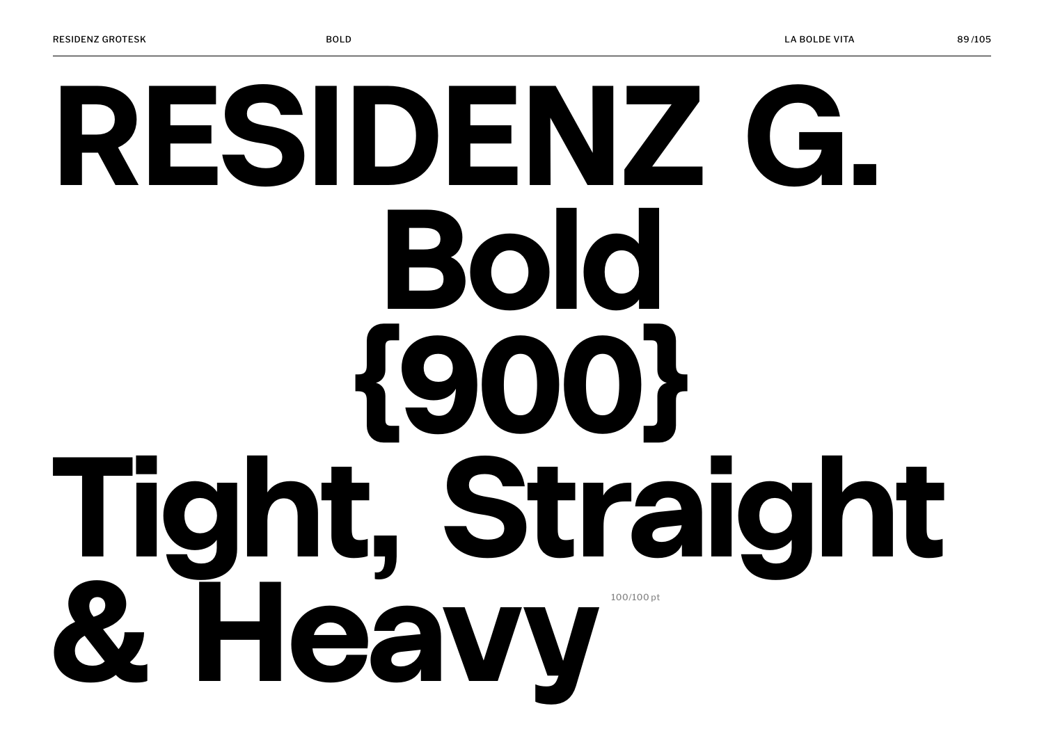# RESIDENZ G. Bold {900} Tight, Straight & Heavy

100/100 pt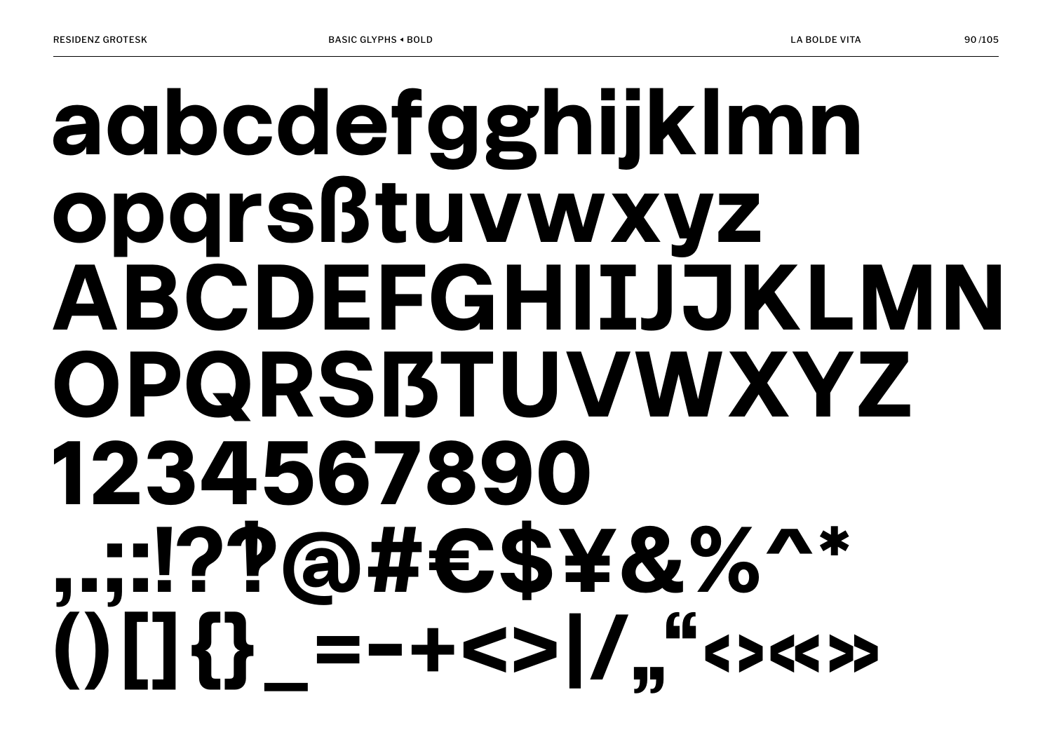aɑbcdefgghijklmn
opqrsßtuvwxyz
ABCDEFGHIIJJKLMN
OPQRSẞTUVWXYZ
1234567890
,.;:!?‽@#€$¥&%^*
()[]{}_=-+<>|/„“‹›«»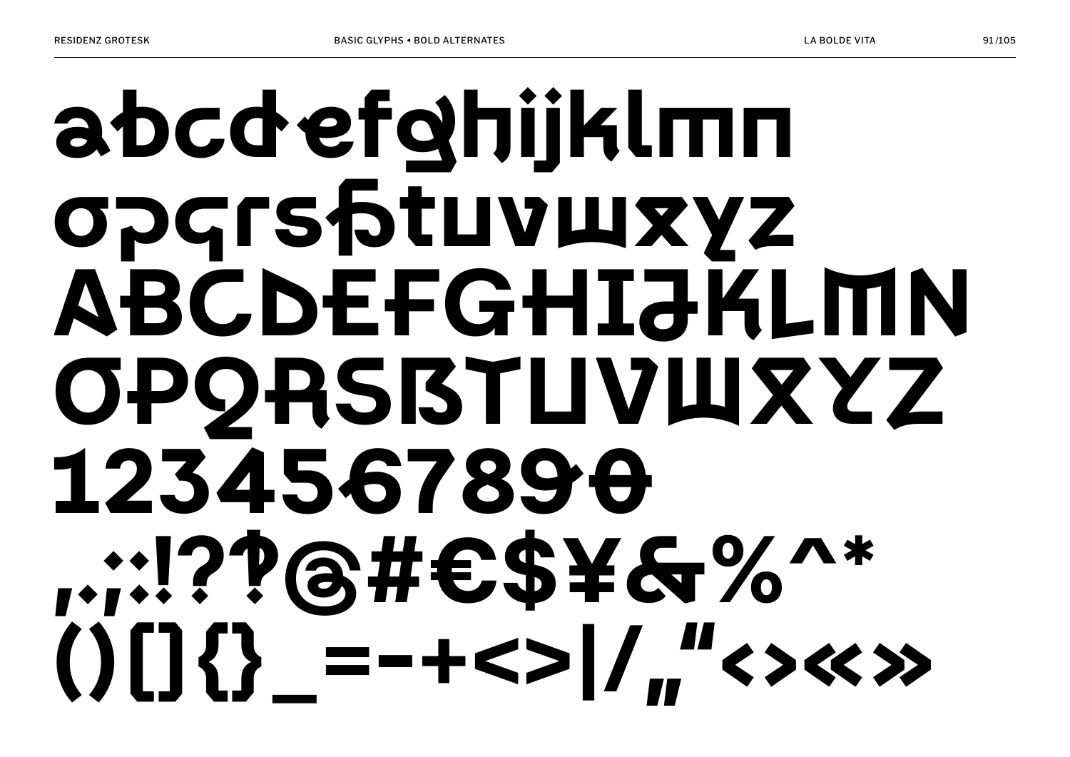abcdefghijklmn
opqrsßtuvwxyz
ABCDEFGHIJKLMN
OPQRSẞTUVWXYZ
1234567890
,.;:!?‽@#€$¥&%^*
()[]{}_=-+<>|/„"‹›«»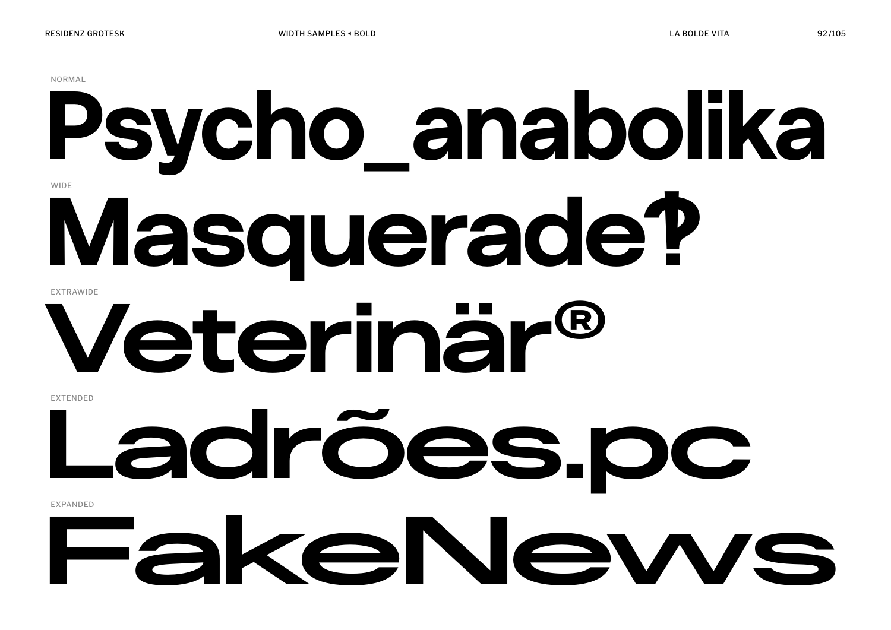NORMAL

Psycho_anabolika

WIDE

Masquerade‽

EXTRAWIDE

Veterinär®

EXTENDED

Ladrões.pc

EXPANDED

FakeNews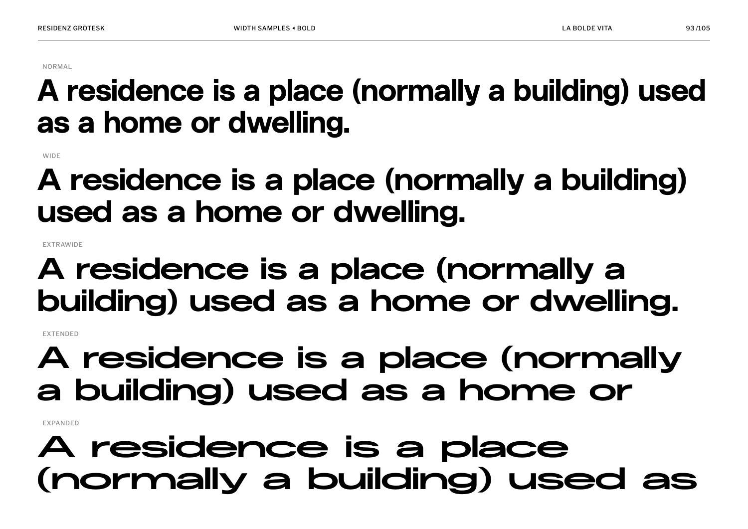NORMAL

A residence is a place (normally a building) used as a home or dwelling.

WIDE

A residence is a place (normally a building) used as a home or dwelling.

EXTRAWIDE

A residence is a place (normally a building) used as a home or dwelling.

EXTENDED

A residence is a place (normally a building) used as a home or

EXPANDED

A residence is a place (normally a building) used as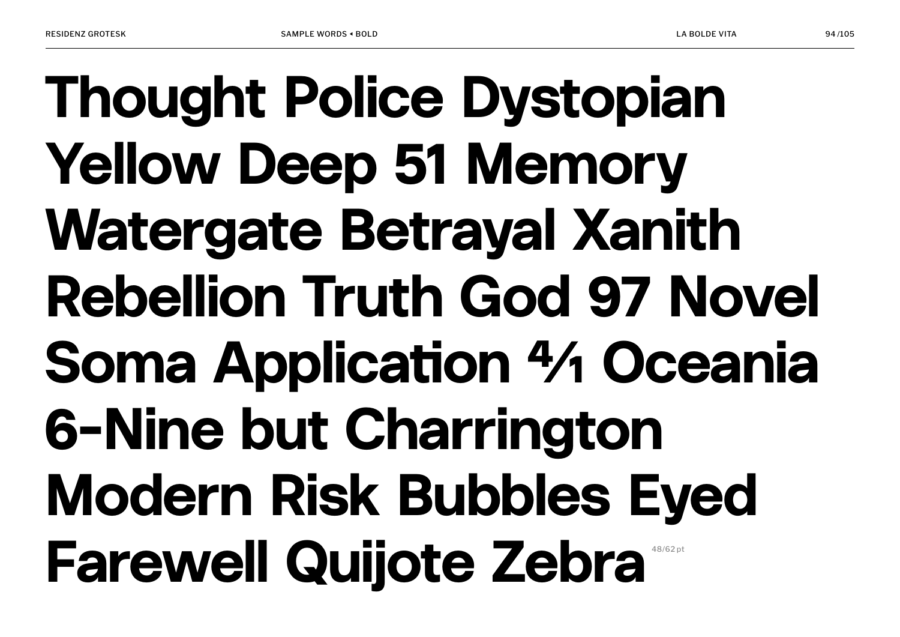Thought Police Dystopian
Yellow Deep 51 Memory
Watergate Betrayal Xanith
Rebellion Truth God 97 Novel
Soma Application ⁴⁄₁ Oceania
6-Nine but Charrington
Modern Risk Bubbles Eyed
Farewell Quijote Zebra 48/62 pt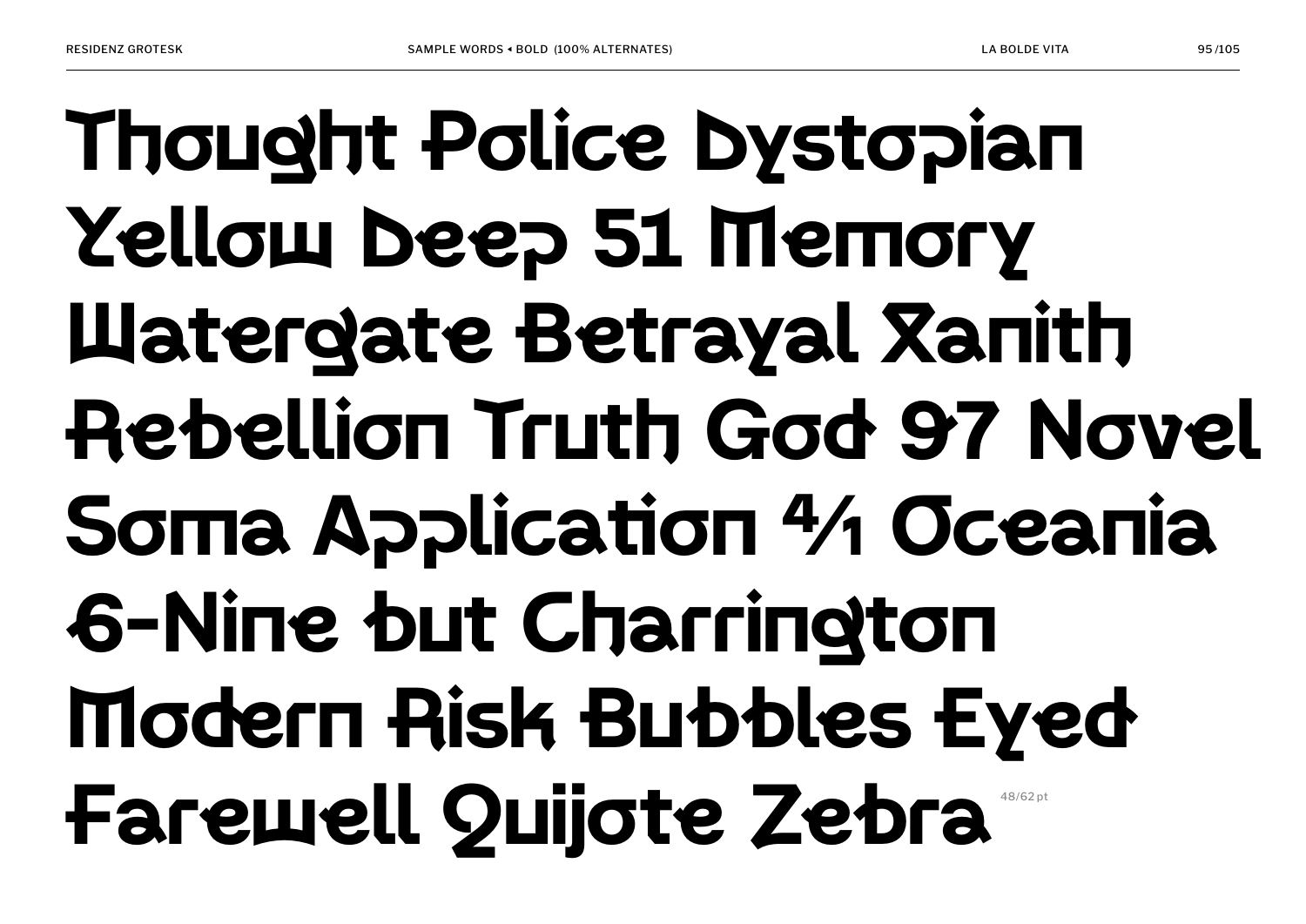SAMPLE WORDS ◂ BOLD (100% ALTERNATES)

LA BOLDE VITA

Thought Police Dystopian
Yellow Deep 51 Memory
Watergate Betrayal Xanith
Rebellion Truth God 97 Novel
Soma Application 4⁄1 Oceania
6-Nine but Charrington
Modern Risk Bubbles Eyed
Farewell Quijote Zebra

48/62 pt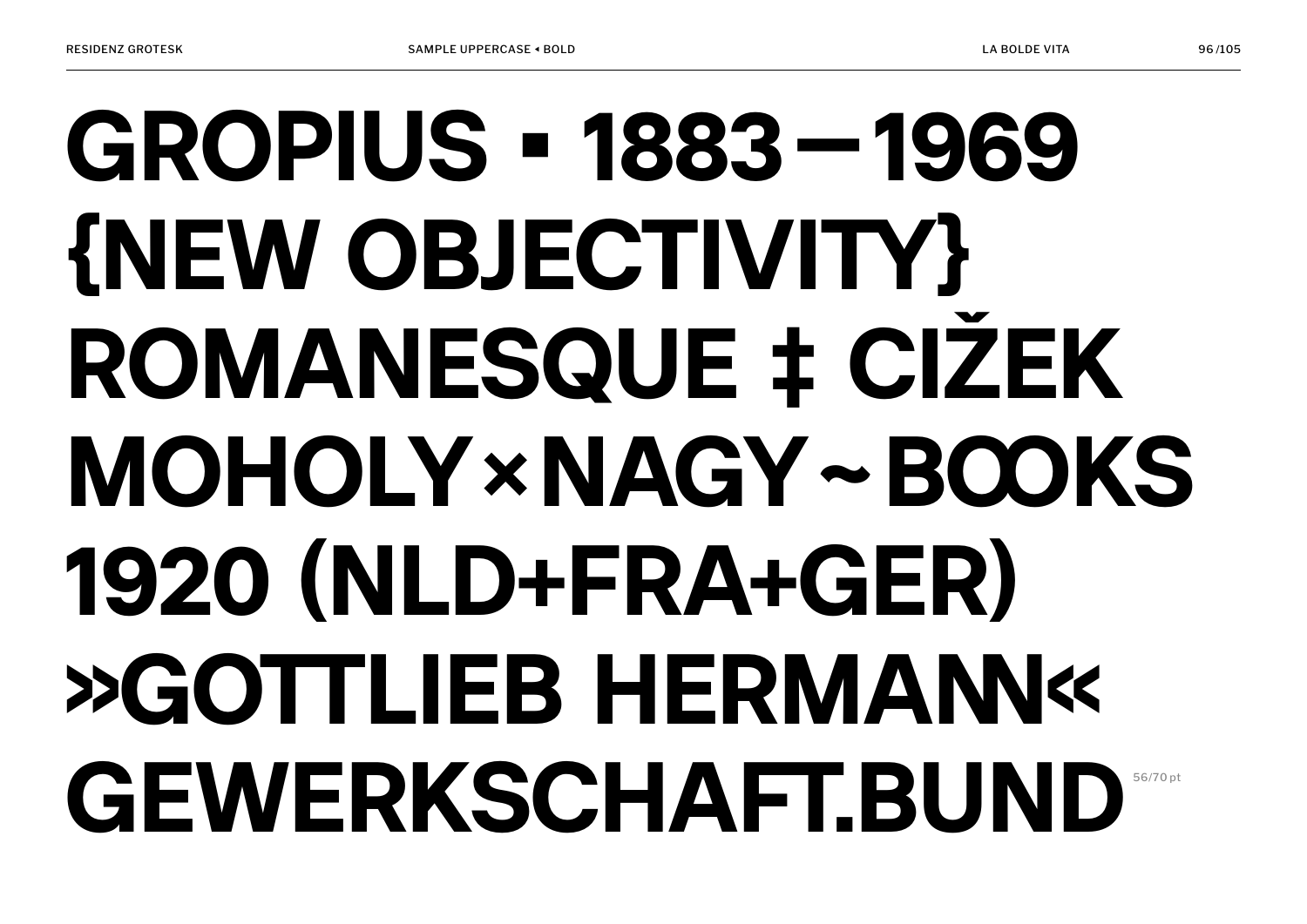GROPIUS ▪ 1883—1969
{NEW OBJECTIVITY}
ROMANESQUE ‡ CIŽEK
MOHOLY×NAGY~BOOKS
1920 (NLD+FRA+GER)
»GOTTLIEB HERMANN«
GEWERKSCHAFT.BUND

56/70 pt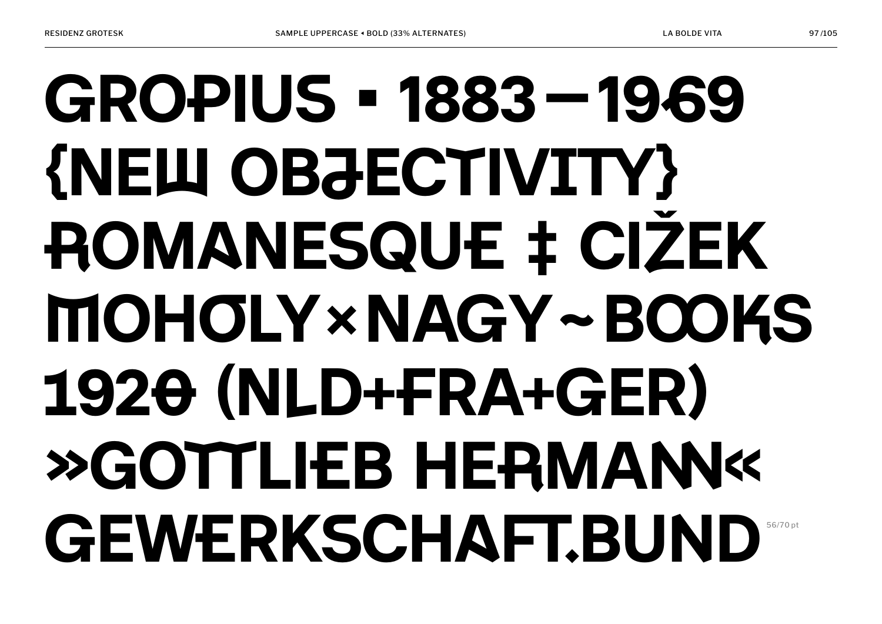GROPIUS ▪ 1883—1969
{NEW OBJECTIVITY}
ROMANESQUE ‡ CIŽEK
MOHOLY×NAGY~BOOKS
1920 (NLD+FRA+GER)
»GOTTLIEB HERMANN«
GEWERKSCHAFT.BUND

56/70 pt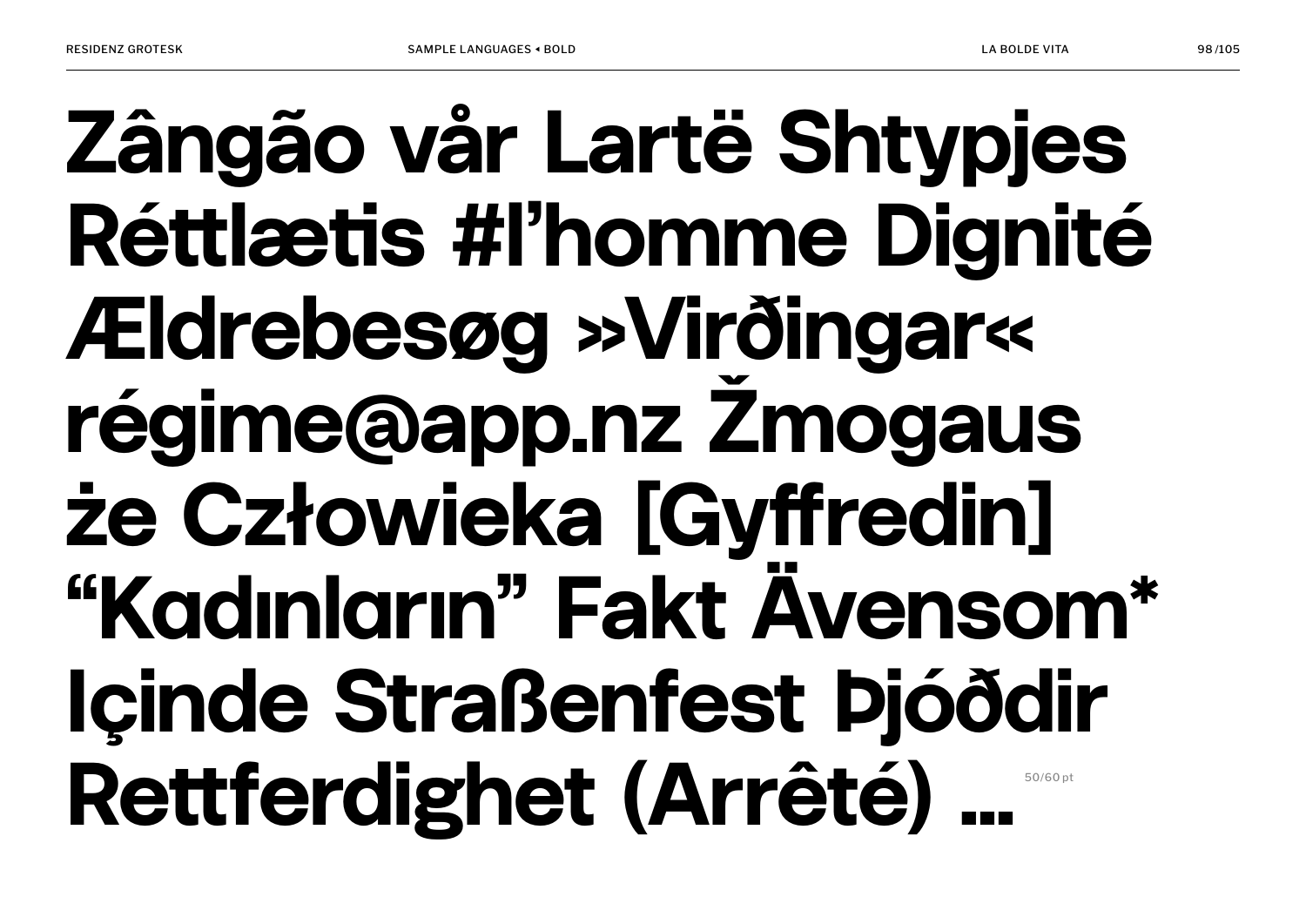Zângão vår Lartë Shtypjes
Réttlætis #l'homme Dignité
Ældrebesøg »Virðingar«
régime@app.nz Žmogaus
że Człowieka [Gyffredin]
"Kadınların" Fakt Ävensom*
Içinde Straßenfest Þjóððir
Rettferdighet (Arrêté) …

50/60 pt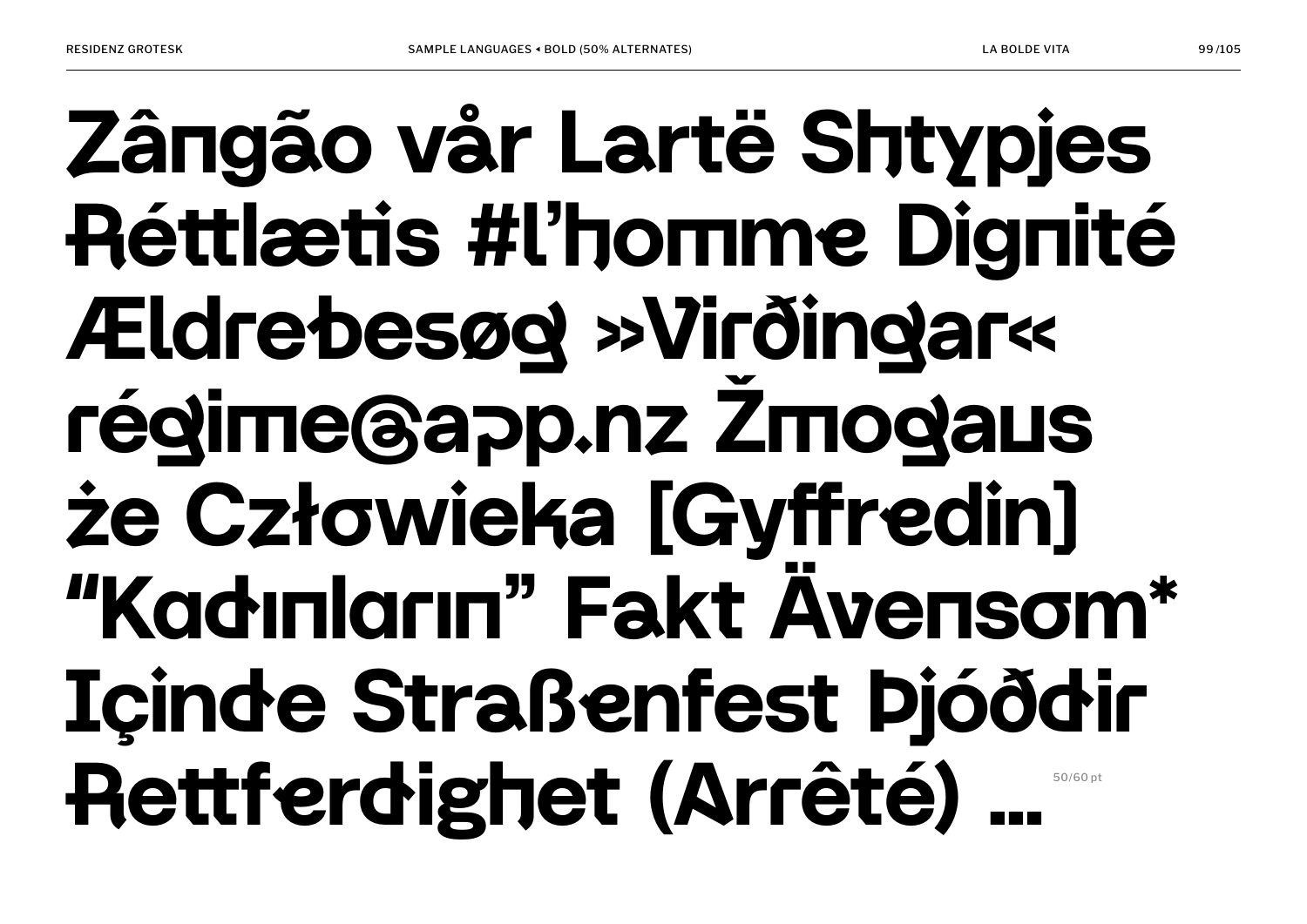Zângão vår Lartë Shtypjes
Réttlætis #l’homme Dignité
Ældrebesøg »Virðingar«
régime@app.nz Žmogaus
że Człowieka [Gyffredin]
“Kadınların” Fakt Ävensom*
Içinde Straßenfest Þjóððir
Rettferdighet (Arrêté) …

50/60 pt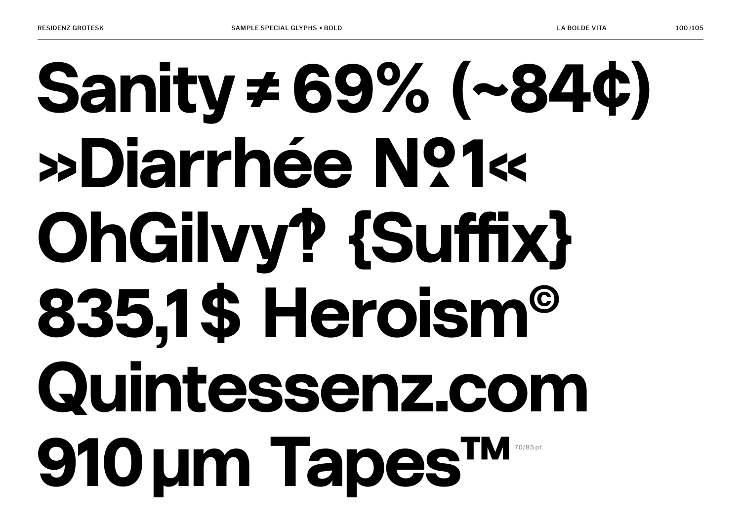Sanity ≠ 69% (~84¢)
»Diarrhée №1«
OhGilvy‽ {Suffix}
835,1$ Heroism©
Quintessenz.com
910 µm Tapes™ 70/85 pt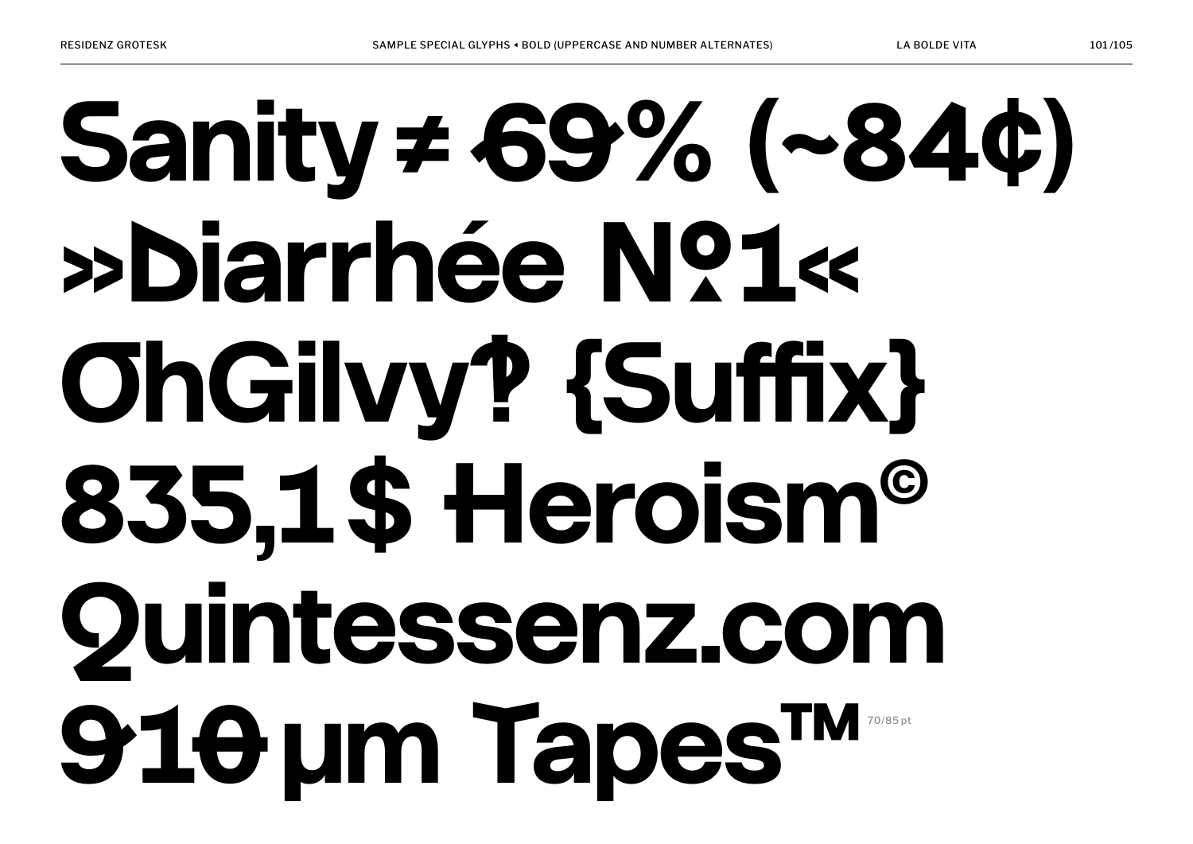Sanity ≠ 69% (~84¢)
»Diarrhée №1«
OhGilvy‽ {Suffix}
835,1$ Heroism©
Quintessenz.com
910 µm Tapes™ 70/85 pt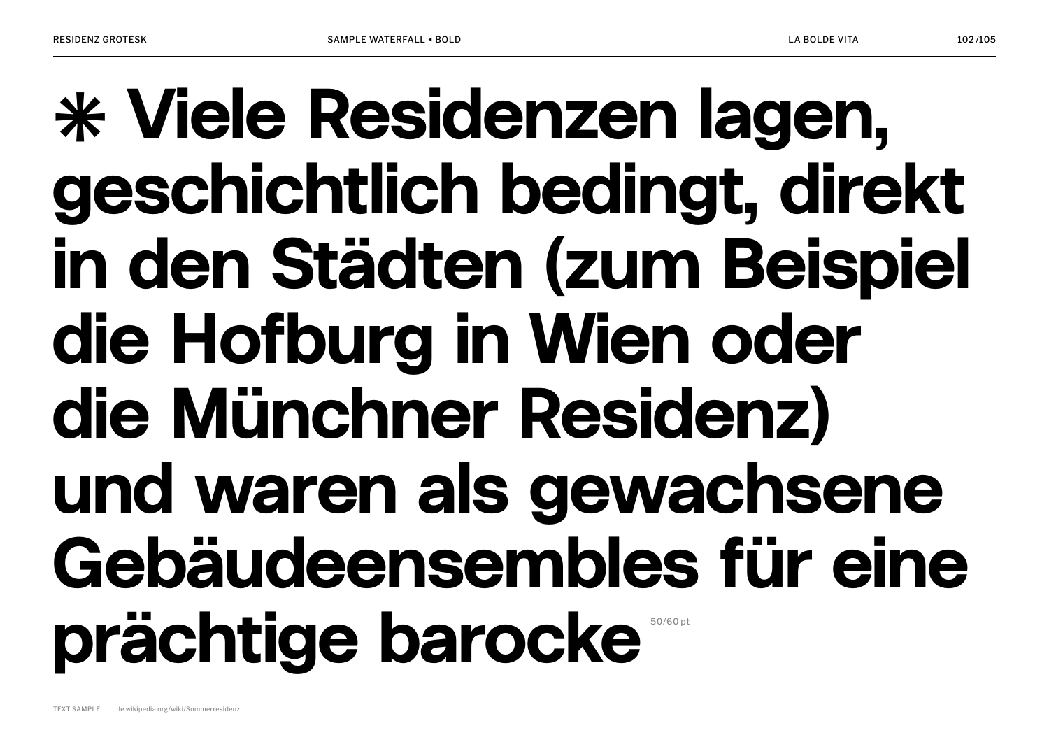✳ Viele Residenzen lagen, geschichtlich bedingt, direkt in den Städten (zum Beispiel die Hofburg in Wien oder die Münchner Residenz) und waren als gewachsene Gebäudeensembles für eine prächtige barocke

50/60 pt

TEXT SAMPLE de.wikipedia.org/wiki/Sommerresidenz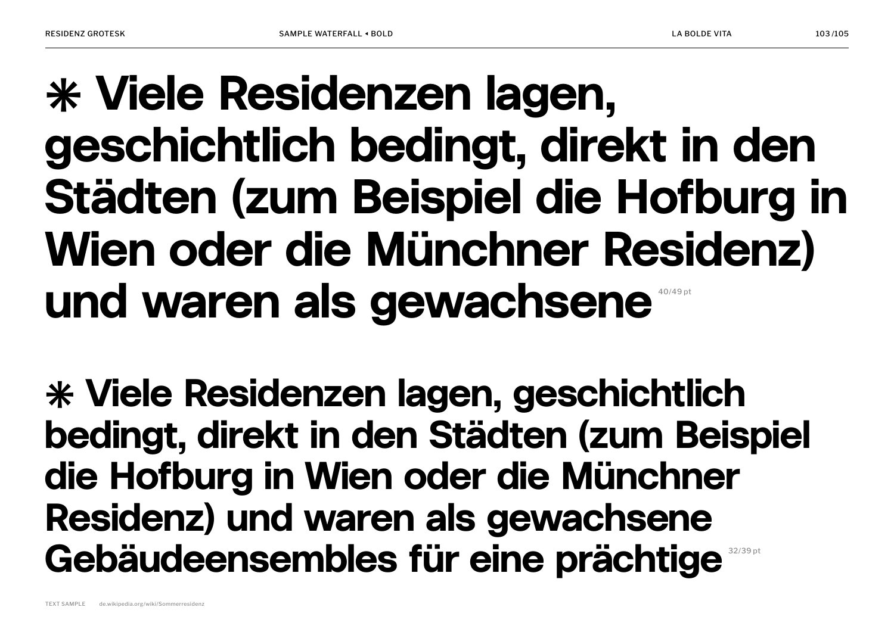✳ Viele Residenzen lagen, geschichtlich bedingt, direkt in den Städten (zum Beispiel die Hofburg in Wien oder die Münchner Residenz) und waren als gewachsene 40/49 pt

✳ Viele Residenzen lagen, geschichtlich bedingt, direkt in den Städten (zum Beispiel die Hofburg in Wien oder die Münchner Residenz) und waren als gewachsene Gebäudeensembles für eine prächtige 32/39 pt

TEXT SAMPLE de.wikipedia.org/wiki/Sommerresidenz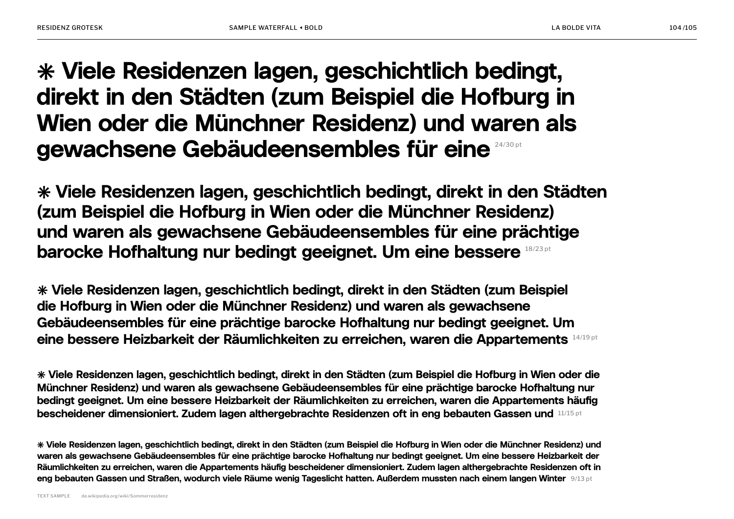**⁕ Viele Residenzen lagen, geschichtlich bedingt, direkt in den Städten (zum Beispiel die Hofburg in Wien oder die Münchner Residenz) und waren als gewachsene Gebäudeensembles für eine** 24/30 pt

**⁕ Viele Residenzen lagen, geschichtlich bedingt, direkt in den Städten (zum Beispiel die Hofburg in Wien oder die Münchner Residenz) und waren als gewachsene Gebäudeensembles für eine prächtige barocke Hofhaltung nur bedingt geeignet. Um eine bessere** 18/23 pt

**⁕ Viele Residenzen lagen, geschichtlich bedingt, direkt in den Städten (zum Beispiel die Hofburg in Wien oder die Münchner Residenz) und waren als gewachsene Gebäudeensembles für eine prächtige barocke Hofhaltung nur bedingt geeignet. Um eine bessere Heizbarkeit der Räumlichkeiten zu erreichen, waren die Appartements** 14/19 pt

**⁕ Viele Residenzen lagen, geschichtlich bedingt, direkt in den Städten (zum Beispiel die Hofburg in Wien oder die Münchner Residenz) und waren als gewachsene Gebäudeensembles für eine prächtige barocke Hofhaltung nur bedingt geeignet. Um eine bessere Heizbarkeit der Räumlichkeiten zu erreichen, waren die Appartements häufig bescheidener dimensioniert. Zudem lagen althergebrachte Residenzen oft in eng bebauten Gassen und** 11/15 pt

**⁕ Viele Residenzen lagen, geschichtlich bedingt, direkt in den Städten (zum Beispiel die Hofburg in Wien oder die Münchner Residenz) und waren als gewachsene Gebäudeensembles für eine prächtige barocke Hofhaltung nur bedingt geeignet. Um eine bessere Heizbarkeit der Räumlichkeiten zu erreichen, waren die Appartements häufig bescheidener dimensioniert. Zudem lagen althergebrachte Residenzen oft in eng bebauten Gassen und Straßen, wodurch viele Räume wenig Tageslicht hatten. Außerdem mussten nach einem langen Winter** 9/13 pt

TEXT SAMPLE de.wikipedia.org/wiki/Sommerresidenz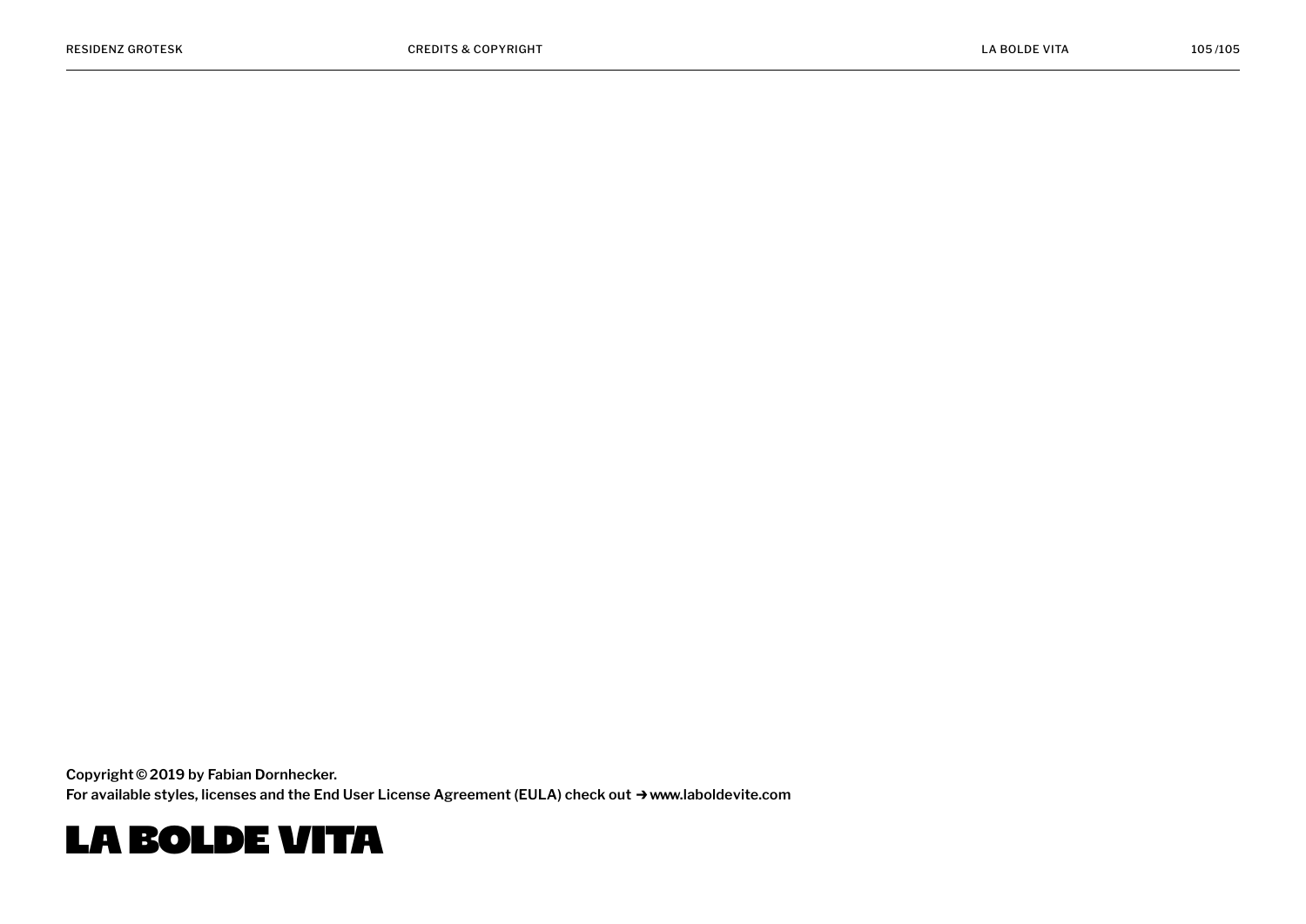**Copyright © 2019 by Fabian Dornhecker.**
**For available styles, licenses and the End User License Agreement (EULA) check out ➔ www.laboldevite.com**

# LA BOLDE VITA